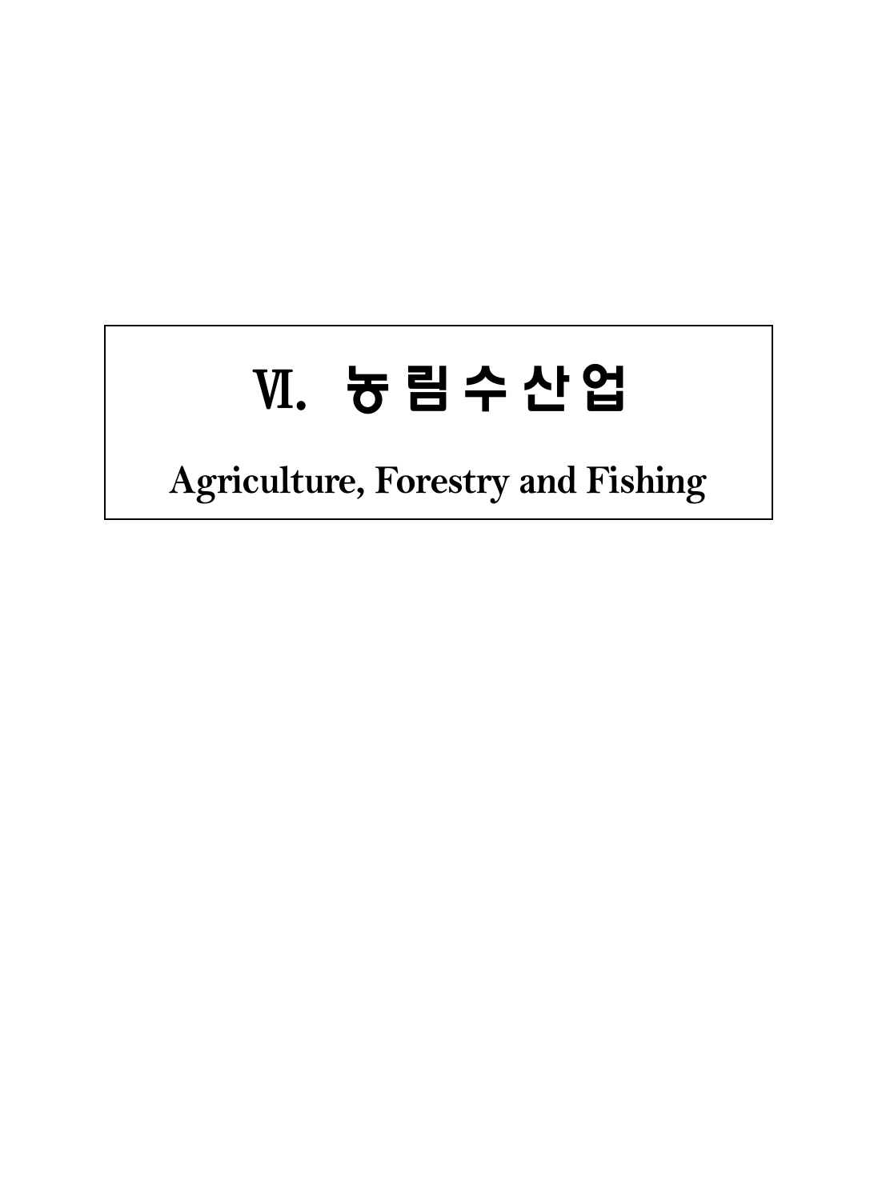# Ⅵ. 농림수산업

## Agriculture, Forestry and Fishing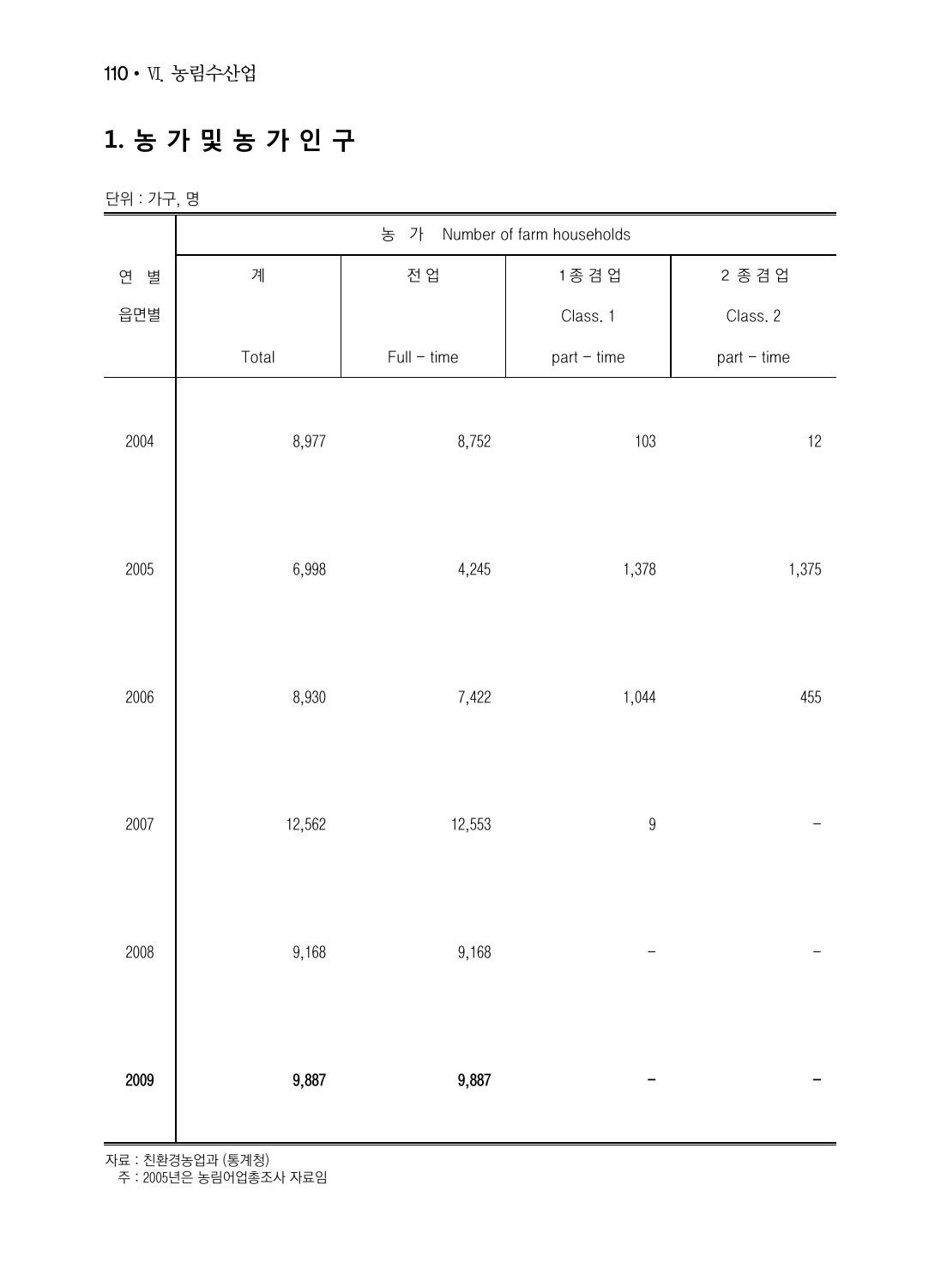# 1. 농 가 및 농 가 인 구

단위 : 가구, 명

| 연 별<br>읍면별 | 농 가 Number of farm households | | | |
|---|---|---|---|---|
| | 계<br>Total | 전 업<br>Full – time | 1종 겸 업<br>Class. 1<br>part – time | 2 종 겸 업<br>Class. 2<br>part – time |
| 2004 | 8,977 | 8,752 | 103 | 12 |
| 2005 | 6,998 | 4,245 | 1,378 | 1,375 |
| 2006 | 8,930 | 7,422 | 1,044 | 455 |
| 2007 | 12,562 | 12,553 | 9 | – |
| 2008 | 9,168 | 9,168 | – | – |
| **2009** | **9,887** | **9,887** | **–** | **–** |

자료 : 친환경농업과 (통계청)
주 : 2005년은 농림어업총조사 자료임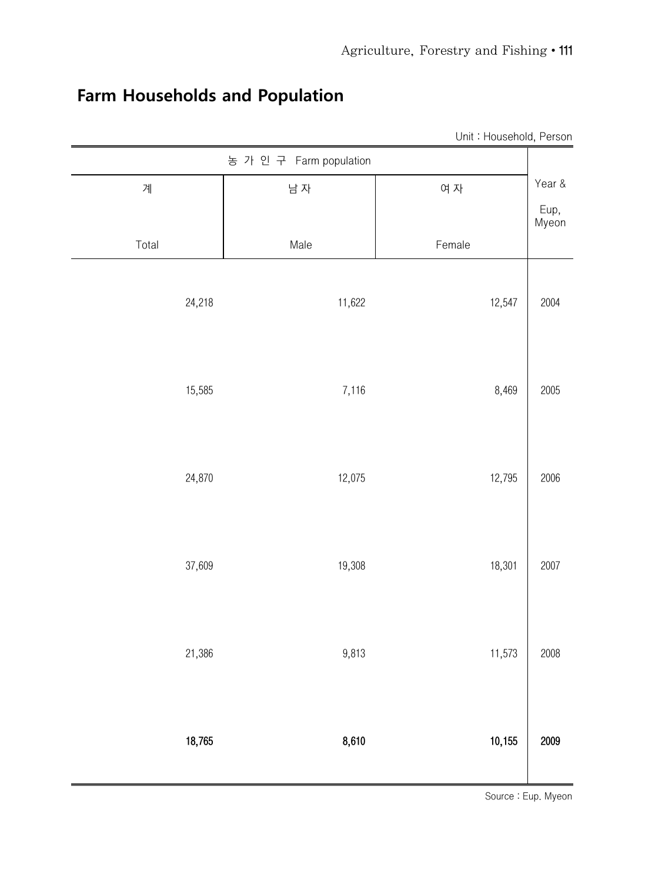## Farm Households and Population

Unit : Household, Person

| 농 가 인 구 Farm population | | | Year & Eup, Myeon |
|---|---|---|---|
| 계 Total | 남 자 Male | 여 자 Female | |
| 24,218 | 11,622 | 12,547 | 2004 |
| 15,585 | 7,116 | 8,469 | 2005 |
| 24,870 | 12,075 | 12,795 | 2006 |
| 37,609 | 19,308 | 18,301 | 2007 |
| 21,386 | 9,813 | 11,573 | 2008 |
| **18,765** | **8,610** | **10,155** | **2009** |

Source : Eup. Myeon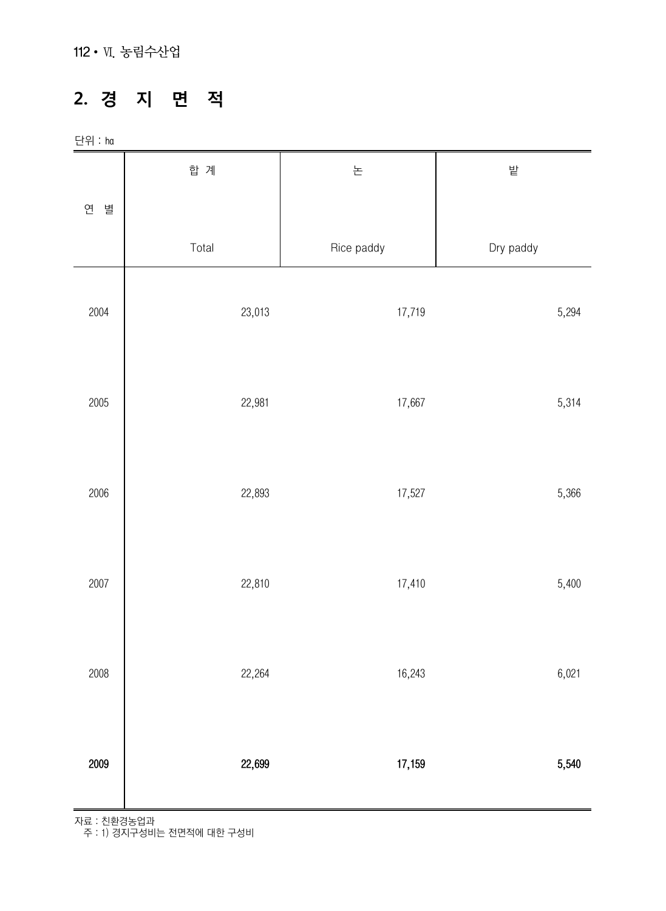## 2. 경 지 면 적

단위 : ha

| 연 별 | 합 계<br>Total | 논<br>Rice paddy | 밭<br>Dry paddy |
|---|---|---|---|
| 2004 | 23,013 | 17,719 | 5,294 |
| 2005 | 22,981 | 17,667 | 5,314 |
| 2006 | 22,893 | 17,527 | 5,366 |
| 2007 | 22,810 | 17,410 | 5,400 |
| 2008 | 22,264 | 16,243 | 6,021 |
| **2009** | **22,699** | **17,159** | **5,540** |

자료 : 친환경농업과
주 : 1) 경지구성비는 전면적에 대한 구성비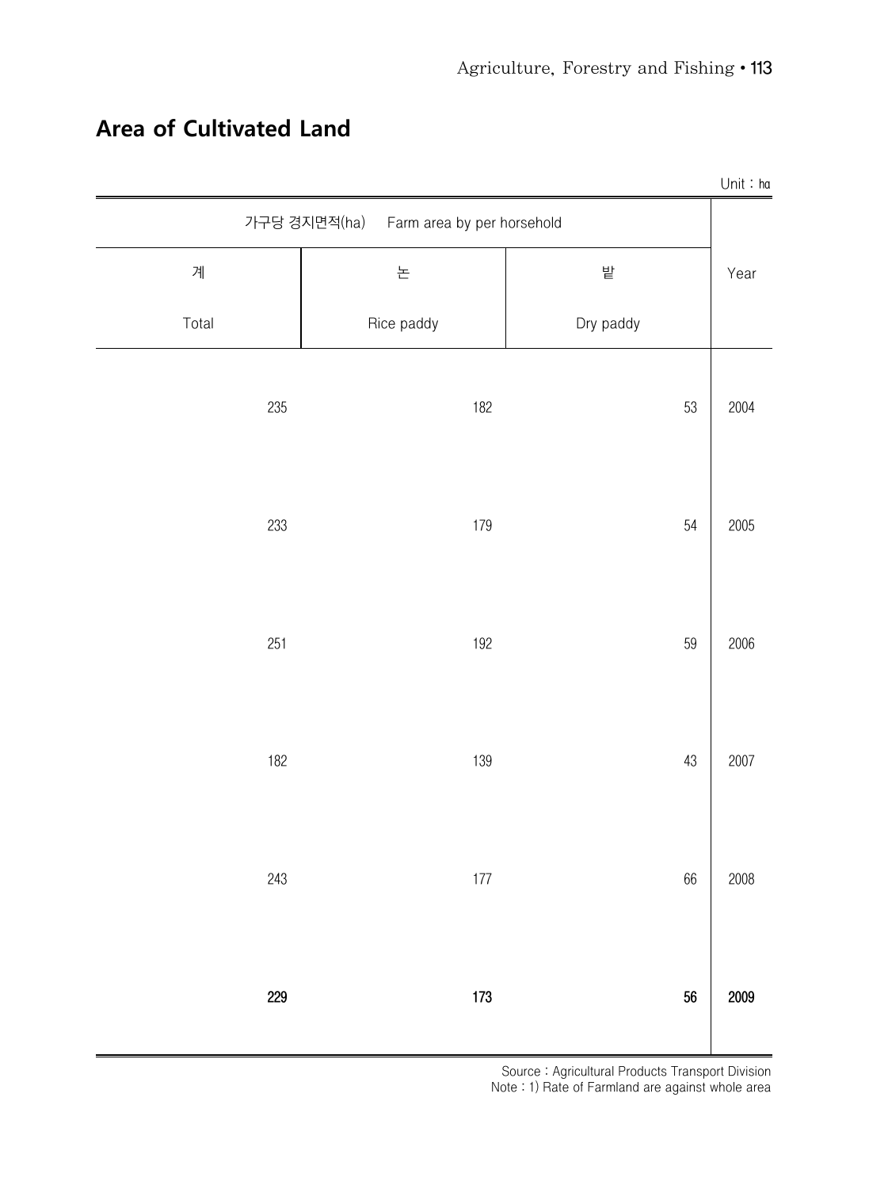## Area of Cultivated Land

Unit : ha

| 가구당 경지면적(ha) Farm area by per horsehold | | | Year |
|---|---|---|---|
| 계<br>Total | 논<br>Rice paddy | 밭<br>Dry paddy | |
| 235 | 182 | 53 | 2004 |
| 233 | 179 | 54 | 2005 |
| 251 | 192 | 59 | 2006 |
| 182 | 139 | 43 | 2007 |
| 243 | 177 | 66 | 2008 |
| **229** | **173** | **56** | **2009** |

Source : Agricultural Products Transport Division
Note : 1) Rate of Farmland are against whole area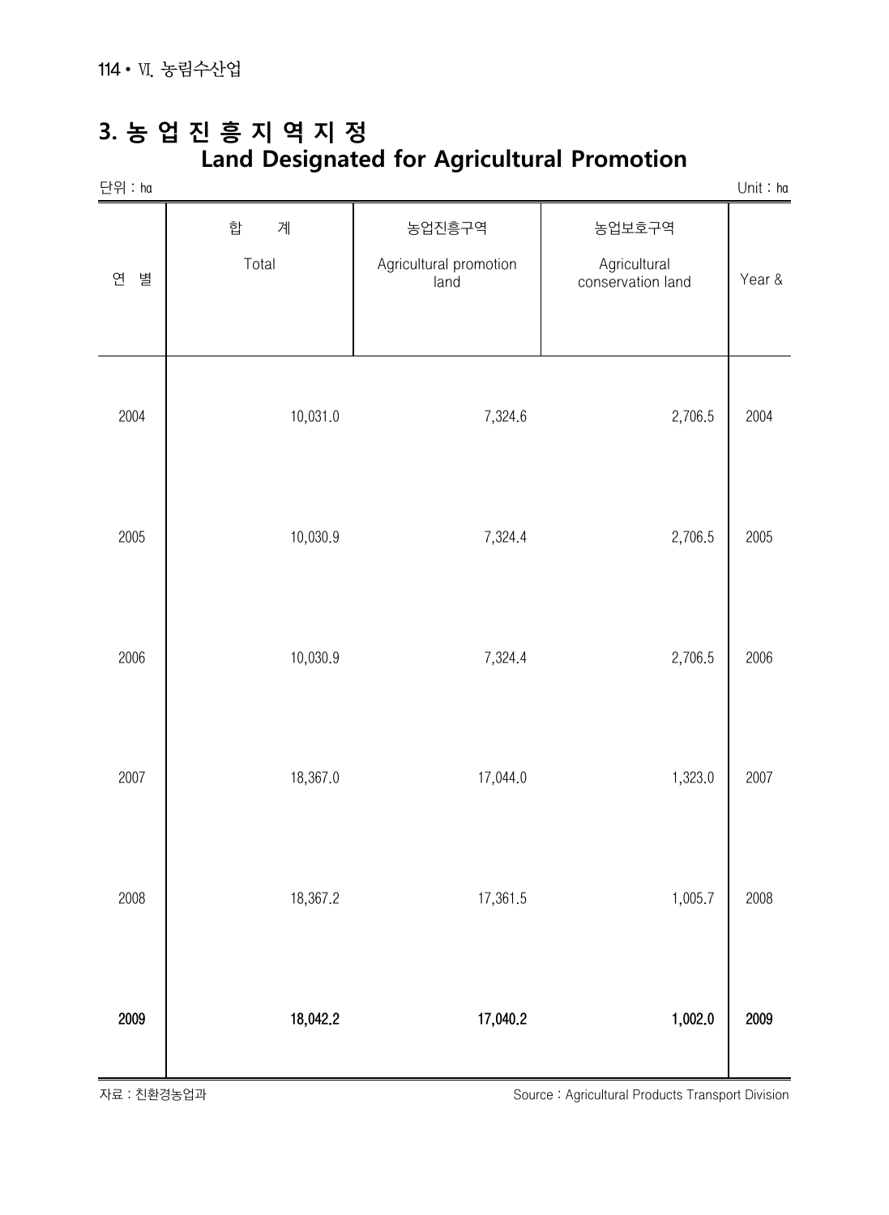## 3. 농 업 진 흥 지 역 지 정
## Land Designated for Agricultural Promotion

단위 : ㏊ Unit : ㏊

| 연 별 | 합 계<br>Total | 농업진흥구역<br>Agricultural promotion land | 농업보호구역<br>Agricultural conservation land | Year & |
|---|---|---|---|---|
| 2004 | 10,031.0 | 7,324.6 | 2,706.5 | 2004 |
| 2005 | 10,030.9 | 7,324.4 | 2,706.5 | 2005 |
| 2006 | 10,030.9 | 7,324.4 | 2,706.5 | 2006 |
| 2007 | 18,367.0 | 17,044.0 | 1,323.0 | 2007 |
| 2008 | 18,367.2 | 17,361.5 | 1,005.7 | 2008 |
| **2009** | **18,042.2** | **17,040.2** | **1,002.0** | **2009** |

자료 : 친환경농업과 Source : Agricultural Products Transport Division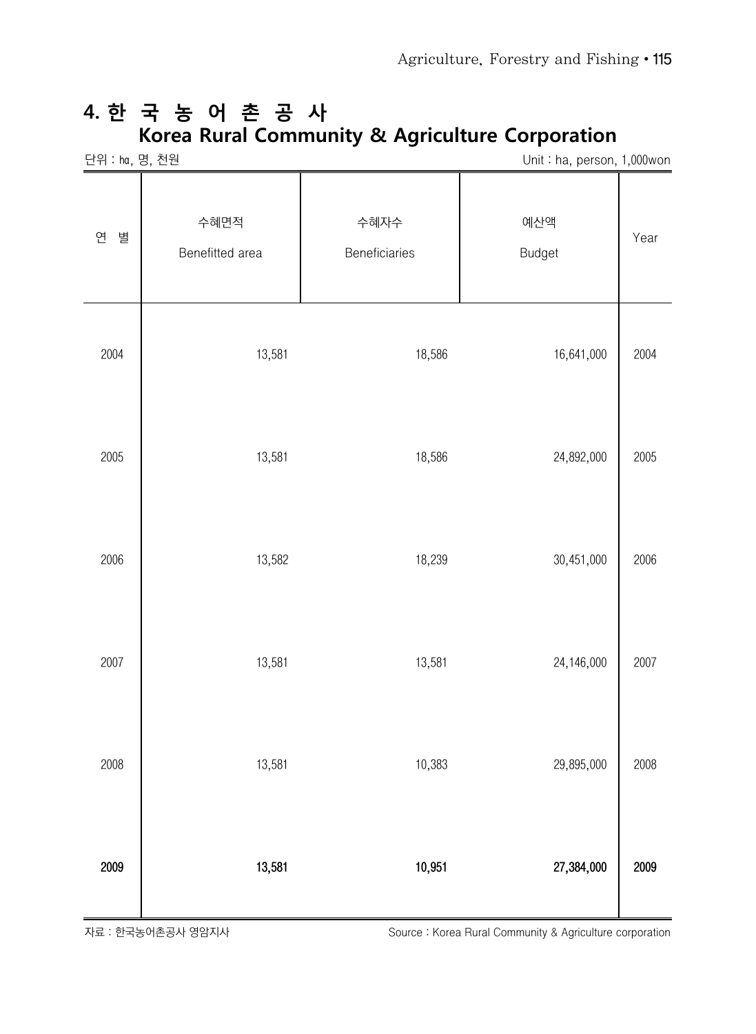## 4. 한 국 농 어 촌 공 사
## Korea Rural Community & Agriculture Corporation

단위 : ㏊, 명, 천원 Unit : ha, person, 1,000won

| 연 별 | 수혜면적<br>Benefitted area | 수혜자수<br>Beneficiaries | 예산액<br>Budget | Year |
|---|---|---|---|---|
| 2004 | 13,581 | 18,586 | 16,641,000 | 2004 |
| 2005 | 13,581 | 18,586 | 24,892,000 | 2005 |
| 2006 | 13,582 | 18,239 | 30,451,000 | 2006 |
| 2007 | 13,581 | 13,581 | 24,146,000 | 2007 |
| 2008 | 13,581 | 10,383 | 29,895,000 | 2008 |
| **2009** | **13,581** | **10,951** | **27,384,000** | **2009** |

자료 : 한국농어촌공사 영암지사 Source : Korea Rural Community & Agriculture corporation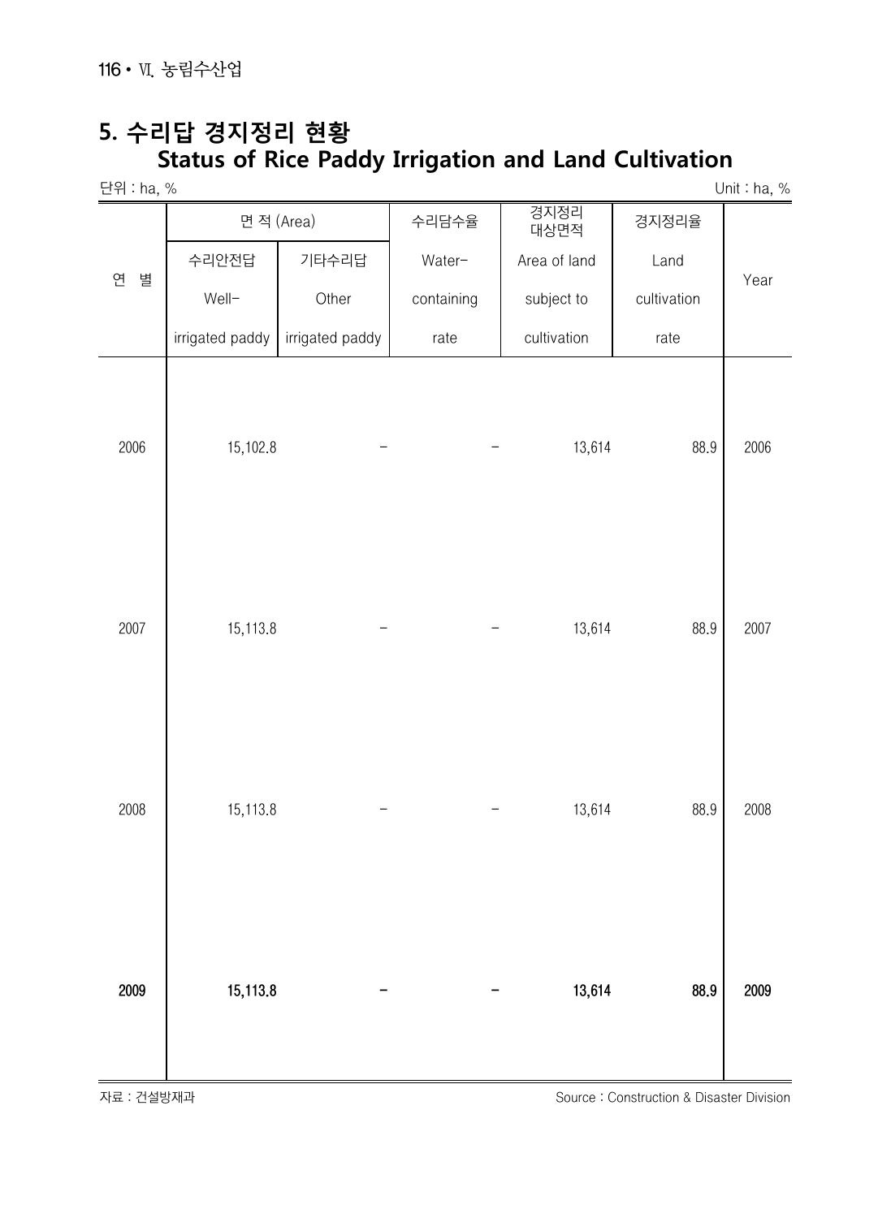## 5. 수리답 경지정리 현황
## Status of Rice Paddy Irrigation and Land Cultivation

단위 : ha, % Unit : ha, %

| 연 별 | 면 적 (Area) | | 수리답수율 | 경지정리 대상면적 | 경지정리율 | Year |
|---|---|---|---|---|---|---|
| | 수리안전답 Well-irrigated paddy | 기타수리답 Other irrigated paddy | Water-containing rate | Area of land subject to cultivation | Land cultivation rate | |
| 2006 | 15,102.8 | - | - | 13,614 | 88.9 | 2006 |
| 2007 | 15,113.8 | - | - | 13,614 | 88.9 | 2007 |
| 2008 | 15,113.8 | - | - | 13,614 | 88.9 | 2008 |
| **2009** | **15,113.8** | **-** | **-** | **13,614** | **88.9** | **2009** |

자료 : 건설방재과 Source : Construction & Disaster Division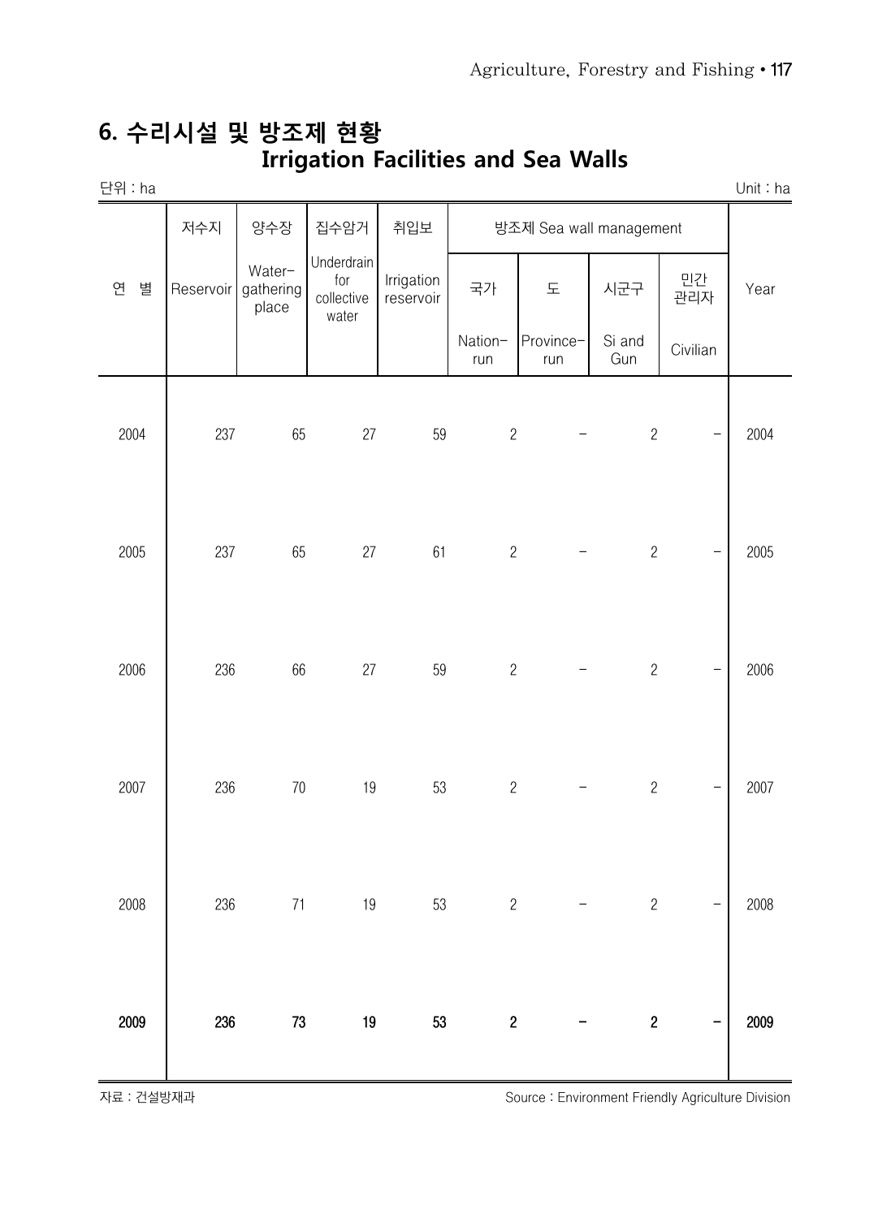## 6. 수리시설 및 방조제 현황 Irrigation Facilities and Sea Walls

단위 : ha　　　　　　　　　　　　　　　　　　　　　　　　　　　　　　　　　　Unit : ha

| 연 별 | 저수지 Reservoir | 양수장 Water-gathering place | 집수암거 Underdrain for collective water | 취입보 Irrigation reservoir | 방조제 Sea wall management | | | | Year |
|---|---|---|---|---|---|---|---|---|---|
| | | | | | 국가 Nation-run | 도 Province-run | 시군구 Si and Gun | 민간관리자 Civilian | |
| 2004 | 237 | 65 | 27 | 59 | 2 | - | 2 | - | 2004 |
| 2005 | 237 | 65 | 27 | 61 | 2 | - | 2 | - | 2005 |
| 2006 | 236 | 66 | 27 | 59 | 2 | - | 2 | - | 2006 |
| 2007 | 236 | 70 | 19 | 53 | 2 | - | 2 | - | 2007 |
| 2008 | 236 | 71 | 19 | 53 | 2 | - | 2 | - | 2008 |
| **2009** | **236** | **73** | **19** | **53** | **2** | **-** | **2** | **-** | **2009** |

자료 : 건설방재과　　　　　　　　　　　　　　　　　　　　Source : Environment Friendly Agriculture Division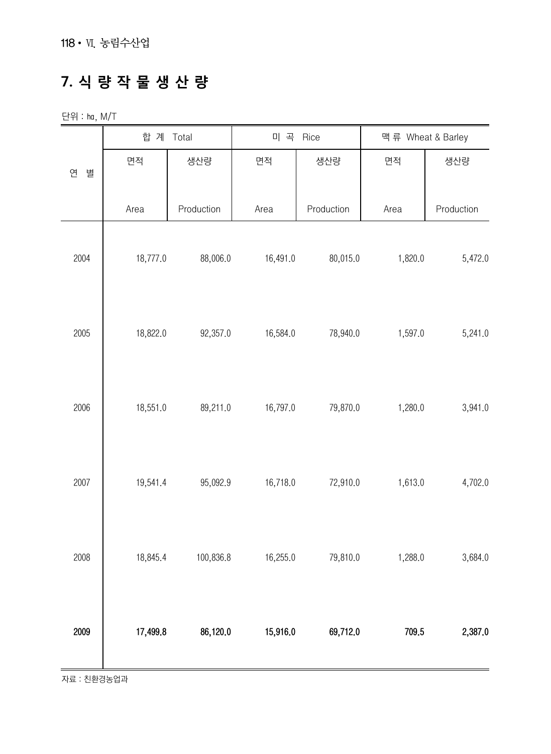## 7. 식 량 작 물 생 산 량

단위 : ㏊, M/T

| 연 별 | 합 계 Total | | 미 곡 Rice | | 맥 류 Wheat & Barley | |
|---|---|---|---|---|---|---|
| | 면적 Area | 생산량 Production | 면적 Area | 생산량 Production | 면적 Area | 생산량 Production |
| 2004 | 18,777.0 | 88,006.0 | 16,491.0 | 80,015.0 | 1,820.0 | 5,472.0 |
| 2005 | 18,822.0 | 92,357.0 | 16,584.0 | 78,940.0 | 1,597.0 | 5,241.0 |
| 2006 | 18,551.0 | 89,211.0 | 16,797.0 | 79,870.0 | 1,280.0 | 3,941.0 |
| 2007 | 19,541.4 | 95,092.9 | 16,718.0 | 72,910.0 | 1,613.0 | 4,702.0 |
| 2008 | 18,845.4 | 100,836.8 | 16,255.0 | 79,810.0 | 1,288.0 | 3,684.0 |
| **2009** | **17,499.8** | **86,120.0** | **15,916.0** | **69,712.0** | **709.5** | **2,387.0** |

자료 : 친환경농업과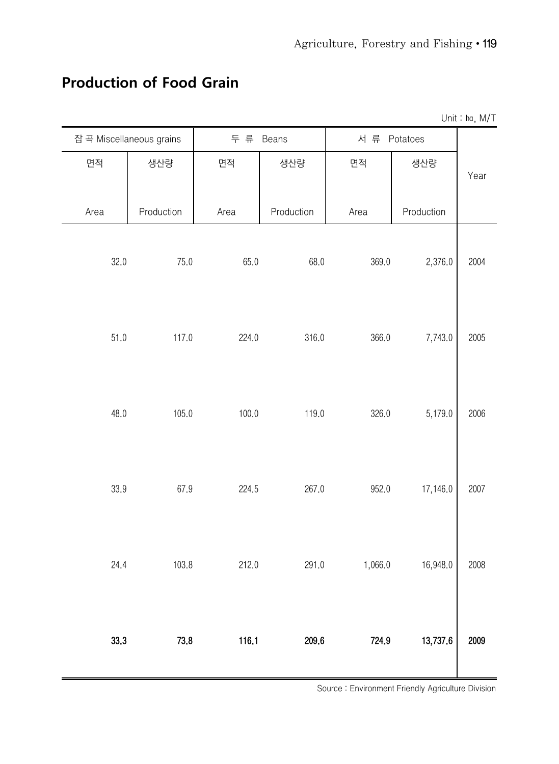## Production of Food Grain

Unit : ㏊, M/T

| 잡 곡 Miscellaneous grains | | 두 류 Beans | | 서 류 Potatoes | | Year |
|---|---|---|---|---|---|---|
| 면적 Area | 생산량 Production | 면적 Area | 생산량 Production | 면적 Area | 생산량 Production | |
| 32.0 | 75.0 | 65.0 | 68.0 | 369.0 | 2,376.0 | 2004 |
| 51.0 | 117.0 | 224.0 | 316.0 | 366.0 | 7,743.0 | 2005 |
| 48.0 | 105.0 | 100.0 | 119.0 | 326.0 | 5,179.0 | 2006 |
| 33.9 | 67.9 | 224.5 | 267.0 | 952.0 | 17,146.0 | 2007 |
| 24.4 | 103.8 | 212.0 | 291.0 | 1,066.0 | 16,948.0 | 2008 |
| **33.3** | **73.8** | **116.1** | **209.6** | **724.9** | **13,737.6** | **2009** |

Source : Environment Friendly Agriculture Division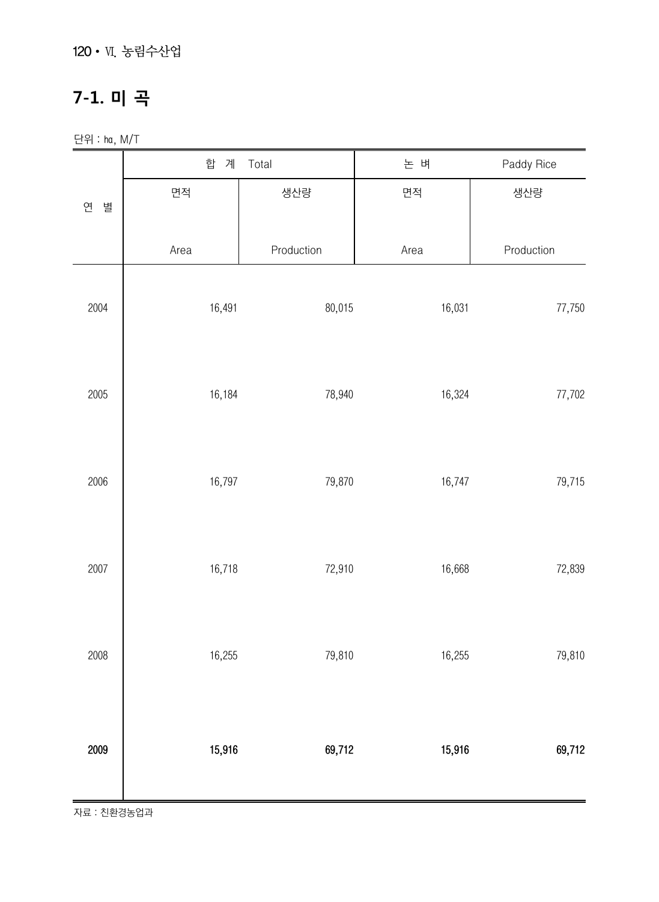## 7-1. 미 곡

단위 : ha, M/T

| 연 별 | 합 계 Total | | 논 벼 Paddy Rice | |
|---|---|---|---|---|
| | 면적 Area | 생산량 Production | 면적 Area | 생산량 Production |
| 2004 | 16,491 | 80,015 | 16,031 | 77,750 |
| 2005 | 16,184 | 78,940 | 16,324 | 77,702 |
| 2006 | 16,797 | 79,870 | 16,747 | 79,715 |
| 2007 | 16,718 | 72,910 | 16,668 | 72,839 |
| 2008 | 16,255 | 79,810 | 16,255 | 79,810 |
| **2009** | **15,916** | **69,712** | **15,916** | **69,712** |

자료 : 친환경농업과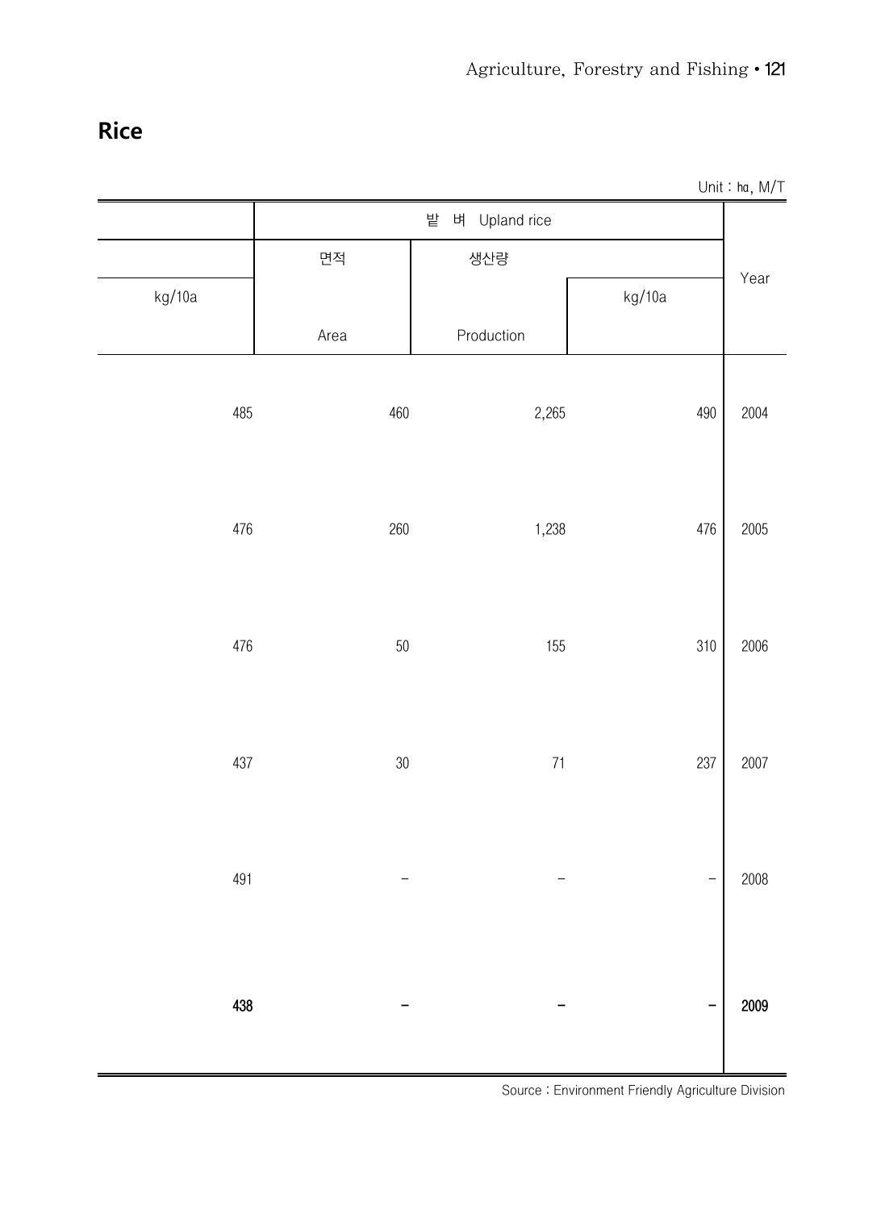## Rice

Unit : ㏊, M/T

| | 밭 벼 Upland rice | | | Year |
|---|---|---|---|---|
| kg/10a | 면적 Area | 생산량 Production | kg/10a | |
| 485 | 460 | 2,265 | 490 | 2004 |
| 476 | 260 | 1,238 | 476 | 2005 |
| 476 | 50 | 155 | 310 | 2006 |
| 437 | 30 | 71 | 237 | 2007 |
| 491 | − | − | − | 2008 |
| **438** | **−** | **−** | **−** | **2009** |

Source : Environment Friendly Agriculture Division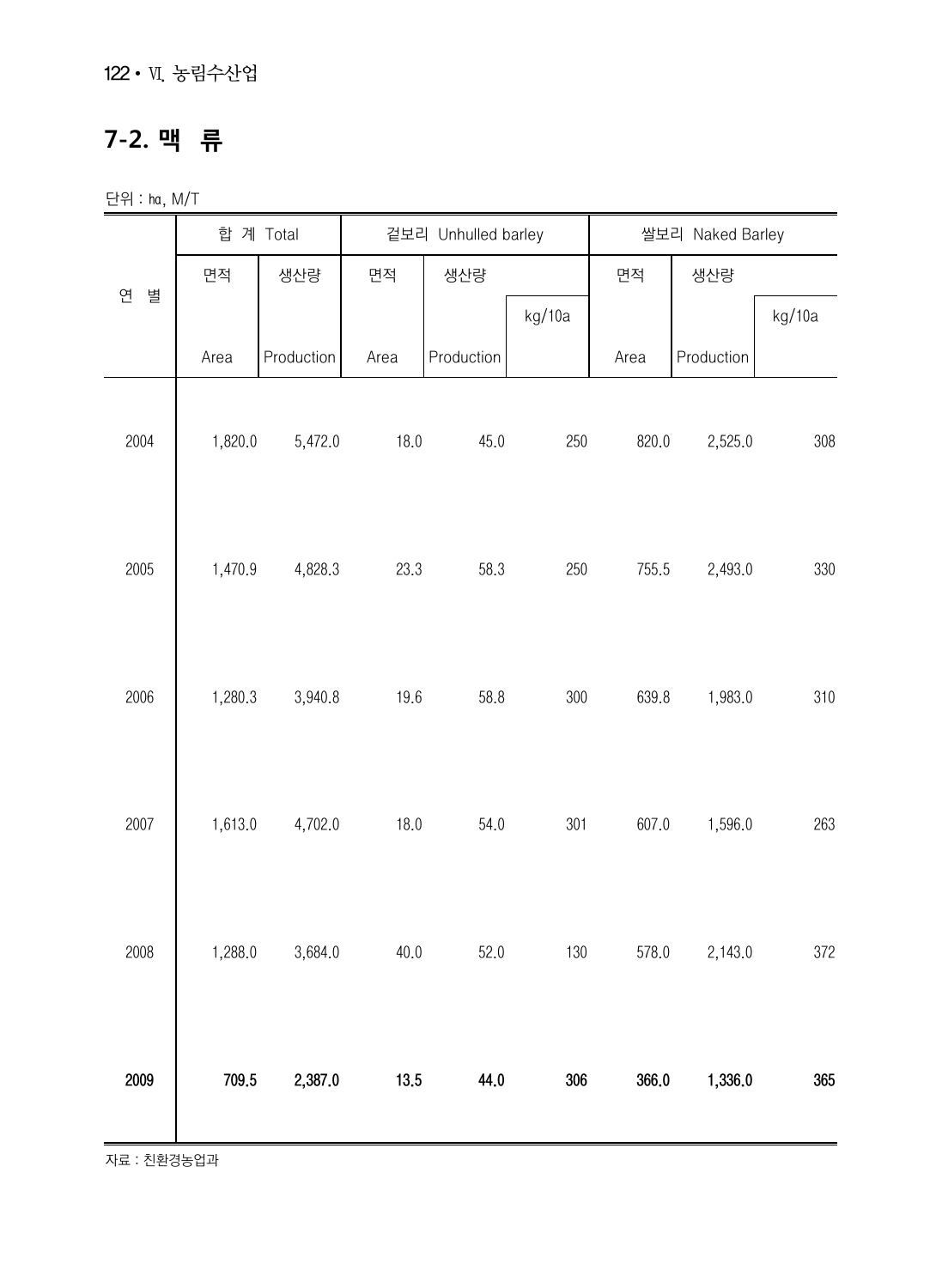## 7-2. 맥 류

단위 : ㏊, M/T

| 연 별 | 합 계 Total | | 겉보리 Unhulled barley | | | 쌀보리 Naked Barley | | |
|---|---|---|---|---|---|---|---|---|
| | 면적 Area | 생산량 Production | 면적 Area | 생산량 Production | kg/10a | 면적 Area | 생산량 Production | kg/10a |
| 2004 | 1,820.0 | 5,472.0 | 18.0 | 45.0 | 250 | 820.0 | 2,525.0 | 308 |
| 2005 | 1,470.9 | 4,828.3 | 23.3 | 58.3 | 250 | 755.5 | 2,493.0 | 330 |
| 2006 | 1,280.3 | 3,940.8 | 19.6 | 58.8 | 300 | 639.8 | 1,983.0 | 310 |
| 2007 | 1,613.0 | 4,702.0 | 18.0 | 54.0 | 301 | 607.0 | 1,596.0 | 263 |
| 2008 | 1,288.0 | 3,684.0 | 40.0 | 52.0 | 130 | 578.0 | 2,143.0 | 372 |
| **2009** | **709.5** | **2,387.0** | **13.5** | **44.0** | **306** | **366.0** | **1,336.0** | **365** |

자료 : 친환경농업과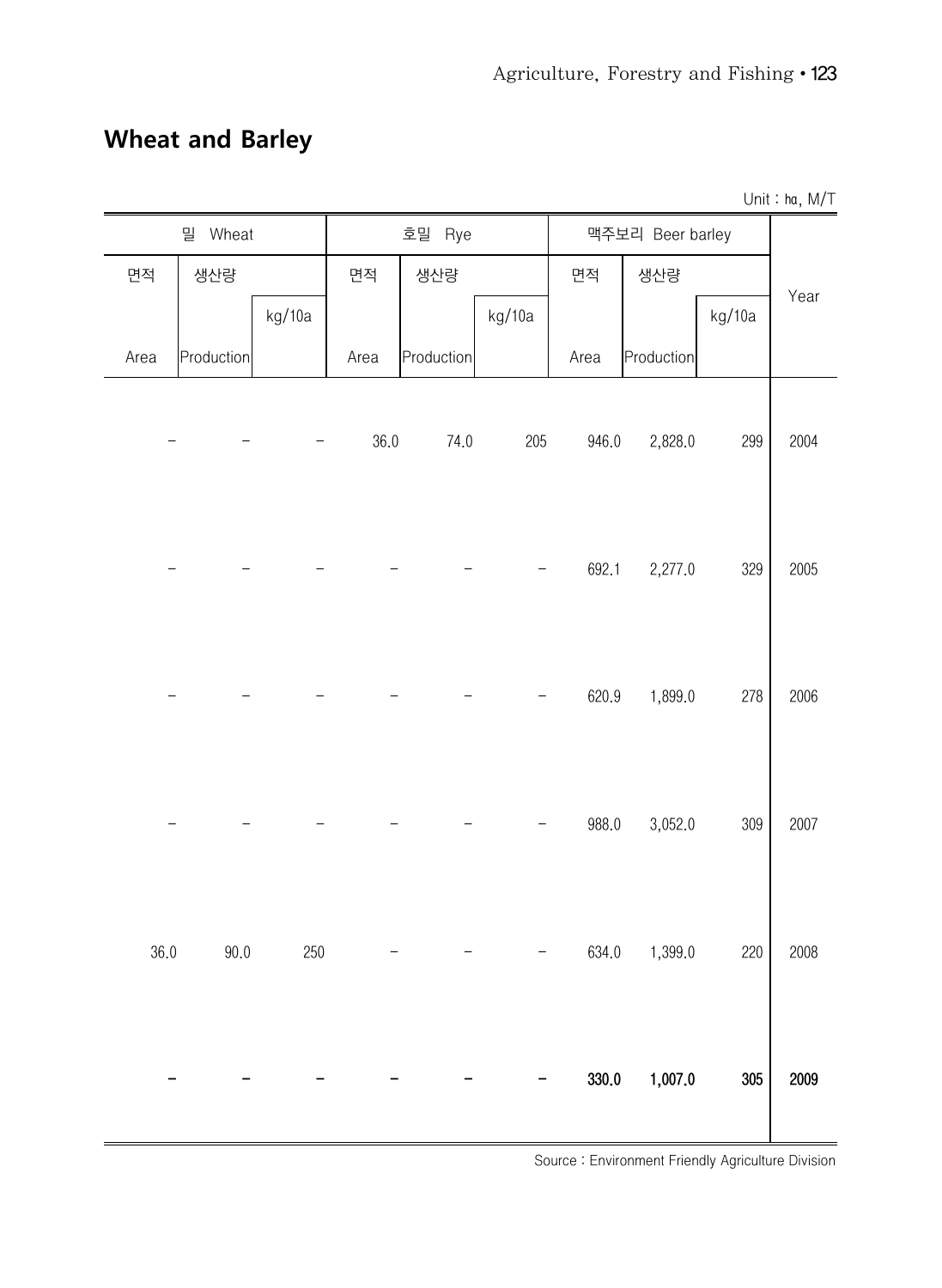## Wheat and Barley

Unit : ㏊, M/T

| 밀 Wheat | | | 호밀 Rye | | | 맥주보리 Beer barley | | | Year |
|---|---|---|---|---|---|---|---|---|---|
| 면적 | 생산량 | | 면적 | 생산량 | | 면적 | 생산량 | | |
| | | kg/10a | | | kg/10a | | | kg/10a | |
| Area | Production | | Area | Production | | Area | Production | | |
| - | - | - | 36.0 | 74.0 | 205 | 946.0 | 2,828.0 | 299 | 2004 |
| - | - | - | - | - | - | 692.1 | 2,277.0 | 329 | 2005 |
| - | - | - | - | - | - | 620.9 | 1,899.0 | 278 | 2006 |
| - | - | - | - | - | - | 988.0 | 3,052.0 | 309 | 2007 |
| 36.0 | 90.0 | 250 | - | - | - | 634.0 | 1,399.0 | 220 | 2008 |
| **-** | **-** | **-** | **-** | **-** | **-** | **330.0** | **1,007.0** | **305** | **2009** |

Source : Environment Friendly Agriculture Division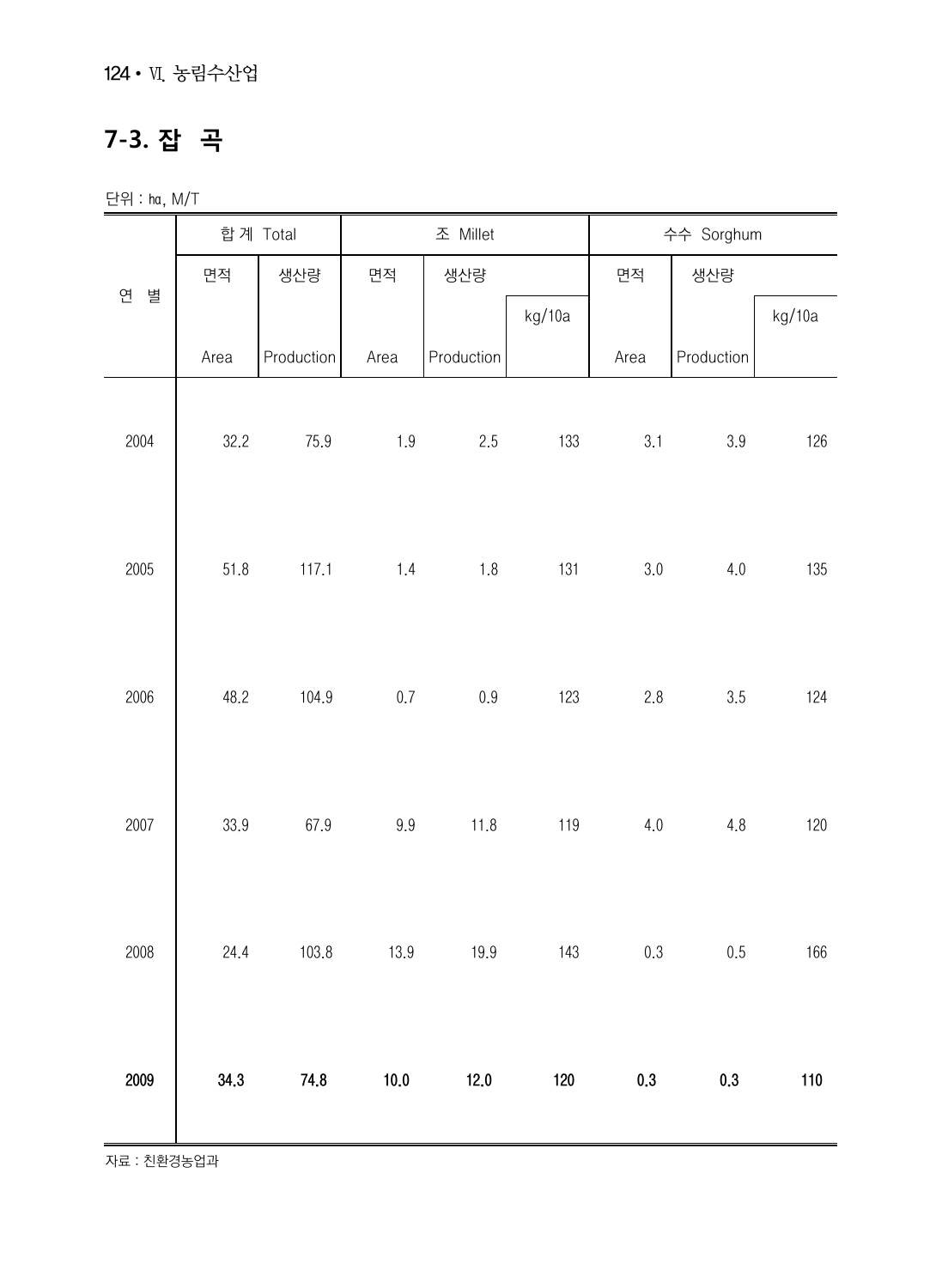## 7-3. 잡 곡

단위 : ㏊, M/T

| 연 별 | 합 계 Total | | 조 Millet | | | 수수 Sorghum | | |
|---|---|---|---|---|---|---|---|---|
| | 면적 Area | 생산량 Production | 면적 Area | 생산량 Production | kg/10a | 면적 Area | 생산량 Production | kg/10a |
| 2004 | 32.2 | 75.9 | 1.9 | 2.5 | 133 | 3.1 | 3.9 | 126 |
| 2005 | 51.8 | 117.1 | 1.4 | 1.8 | 131 | 3.0 | 4.0 | 135 |
| 2006 | 48.2 | 104.9 | 0.7 | 0.9 | 123 | 2.8 | 3.5 | 124 |
| 2007 | 33.9 | 67.9 | 9.9 | 11.8 | 119 | 4.0 | 4.8 | 120 |
| 2008 | 24.4 | 103.8 | 13.9 | 19.9 | 143 | 0.3 | 0.5 | 166 |
| **2009** | **34.3** | **74.8** | **10.0** | **12.0** | **120** | **0.3** | **0.3** | **110** |

자료 : 친환경농업과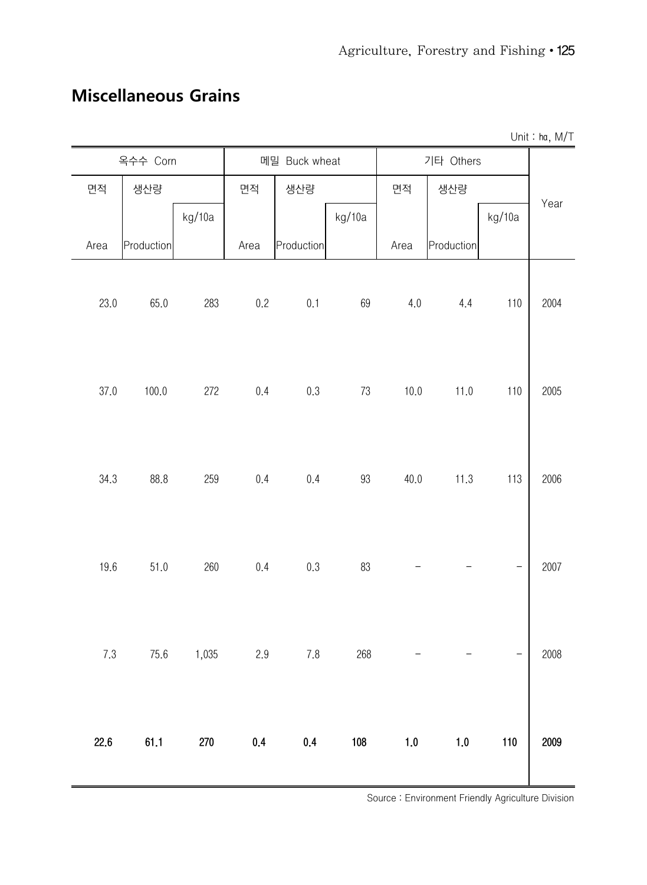## Miscellaneous Grains

Unit : ㏊, M/T

| 옥수수 Corn | | | 메밀 Buck wheat | | | 기타 Others | | | Year |
|---|---|---|---|---|---|---|---|---|---|
| 면적 Area | 생산량 Production | kg/10a | 면적 Area | 생산량 Production | kg/10a | 면적 Area | 생산량 Production | kg/10a | |
| 23.0 | 65.0 | 283 | 0.2 | 0.1 | 69 | 4.0 | 4.4 | 110 | 2004 |
| 37.0 | 100.0 | 272 | 0.4 | 0.3 | 73 | 10.0 | 11.0 | 110 | 2005 |
| 34.3 | 88.8 | 259 | 0.4 | 0.4 | 93 | 40.0 | 11.3 | 113 | 2006 |
| 19.6 | 51.0 | 260 | 0.4 | 0.3 | 83 | - | - | - | 2007 |
| 7.3 | 75.6 | 1,035 | 2.9 | 7.8 | 268 | - | - | - | 2008 |
| **22.6** | **61.1** | **270** | **0.4** | **0.4** | **108** | **1.0** | **1.0** | **110** | **2009** |

Source : Environment Friendly Agriculture Division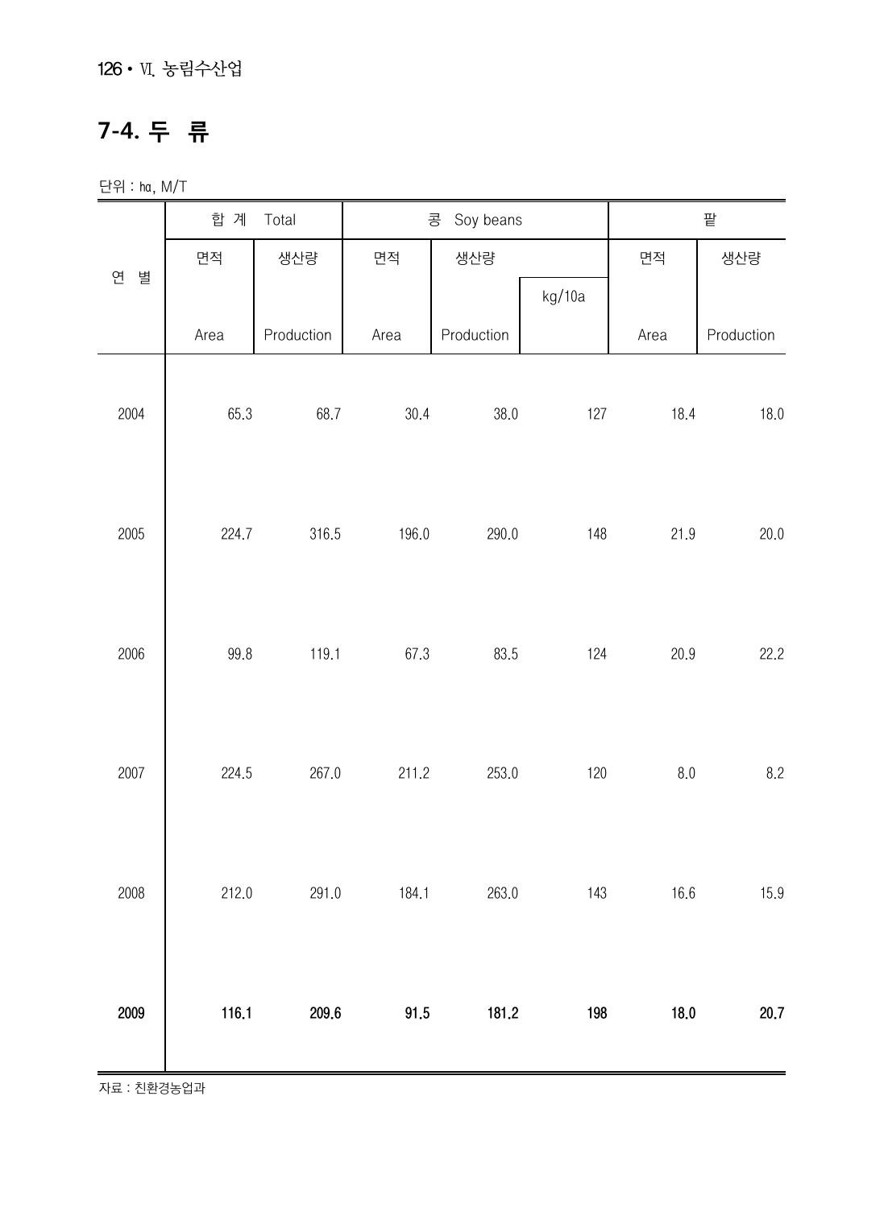## 7-4. 두 류

단위 : ㏊, M/T

| 연 별 | 합 계 Total | | 콩 Soy beans | | | 팥 | |
|---|---|---|---|---|---|---|---|
| | 면적 Area | 생산량 Production | 면적 Area | 생산량 Production | kg/10a | 면적 Area | 생산량 Production |
| 2004 | 65.3 | 68.7 | 30.4 | 38.0 | 127 | 18.4 | 18.0 |
| 2005 | 224.7 | 316.5 | 196.0 | 290.0 | 148 | 21.9 | 20.0 |
| 2006 | 99.8 | 119.1 | 67.3 | 83.5 | 124 | 20.9 | 22.2 |
| 2007 | 224.5 | 267.0 | 211.2 | 253.0 | 120 | 8.0 | 8.2 |
| 2008 | 212.0 | 291.0 | 184.1 | 263.0 | 143 | 16.6 | 15.9 |
| **2009** | **116.1** | **209.6** | **91.5** | **181.2** | **198** | **18.0** | **20.7** |

자료 : 친환경농업과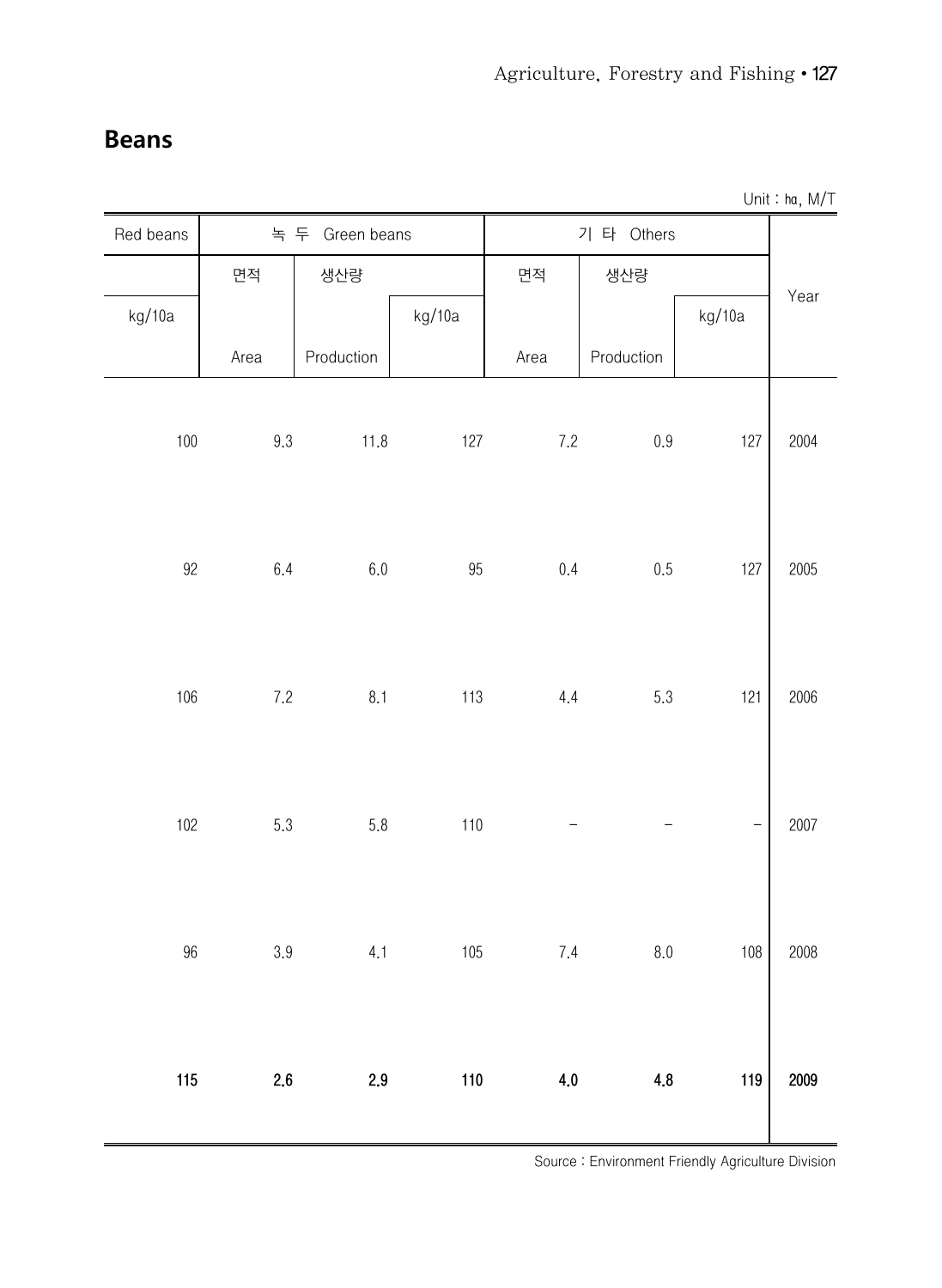## Beans

Unit : ㏊, M/T

| Red beans | 녹 두 Green beans | | | 기 타 Others | | | Year |
|---|---|---|---|---|---|---|---|
| | 면적 | 생산량 | | 면적 | 생산량 | | |
| kg/10a | Area | Production | kg/10a | Area | Production | kg/10a | |
| 100 | 9.3 | 11.8 | 127 | 7.2 | 0.9 | 127 | 2004 |
| 92 | 6.4 | 6.0 | 95 | 0.4 | 0.5 | 127 | 2005 |
| 106 | 7.2 | 8.1 | 113 | 4.4 | 5.3 | 121 | 2006 |
| 102 | 5.3 | 5.8 | 110 | - | - | - | 2007 |
| 96 | 3.9 | 4.1 | 105 | 7.4 | 8.0 | 108 | 2008 |
| **115** | **2.6** | **2.9** | **110** | **4.0** | **4.8** | **119** | **2009** |

Source : Environment Friendly Agriculture Division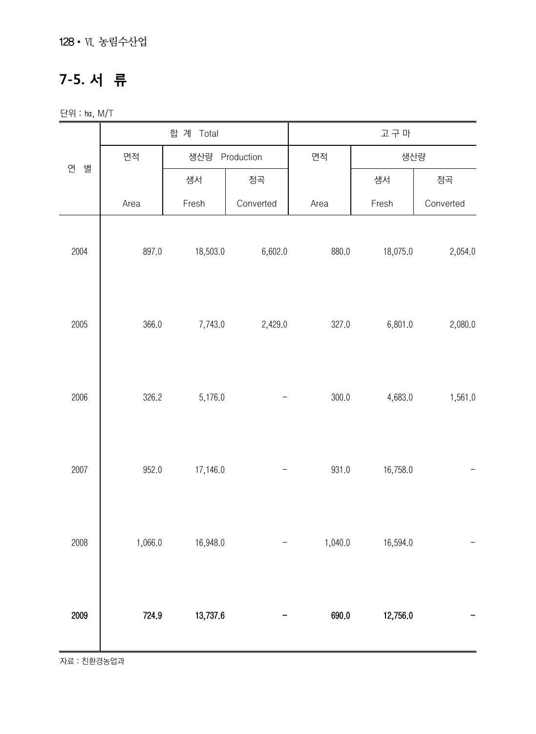## 7-5. 서 류

단위 : ㏊, M/T

| 연 별 | 합 계 Total | | | 고 구 마 | | |
|---|---|---|---|---|---|---|
| | 면적 | 생산량 Production | | 면적 | 생산량 | |
| | | 생서 | 정곡 | | 생서 | 정곡 |
| | Area | Fresh | Converted | Area | Fresh | Converted |
| 2004 | 897.0 | 18,503.0 | 6,602.0 | 880.0 | 18,075.0 | 2,054.0 |
| 2005 | 366.0 | 7,743.0 | 2,429.0 | 327.0 | 6,801.0 | 2,080.0 |
| 2006 | 326.2 | 5,176.0 | - | 300.0 | 4,683.0 | 1,561.0 |
| 2007 | 952.0 | 17,146.0 | - | 931.0 | 16,758.0 | - |
| 2008 | 1,066.0 | 16,948.0 | - | 1,040.0 | 16,594.0 | - |
| **2009** | **724.9** | **13,737.6** | **-** | **690.0** | **12,756.0** | **-** |

자료 : 친환경농업과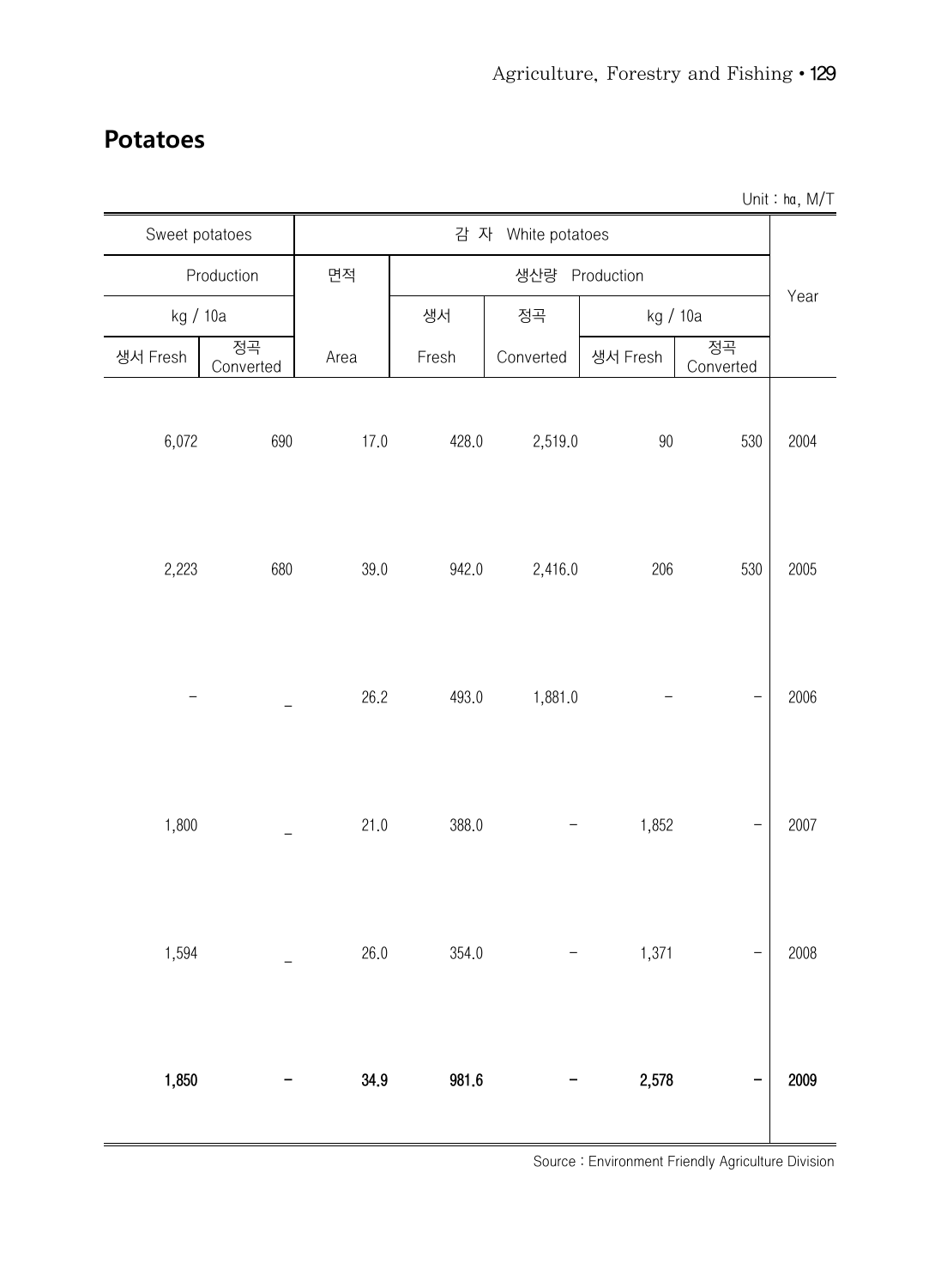## Potatoes

Unit : ㏊, M/T

| Sweet potatoes | | 감 자 White potatoes | | | | | Year |
|---|---|---|---|---|---|---|---|
| Production | | 면적 | 생산량 Production | | | | |
| kg / 10a | | | 생서 | 정곡 | kg / 10a | | |
| 생서 Fresh | 정곡 Converted | Area | Fresh | Converted | 생서 Fresh | 정곡 Converted | |
| 6,072 | 690 | 17.0 | 428.0 | 2,519.0 | 90 | 530 | 2004 |
| 2,223 | 680 | 39.0 | 942.0 | 2,416.0 | 206 | 530 | 2005 |
| - | _ | 26.2 | 493.0 | 1,881.0 | - | - | 2006 |
| 1,800 | _ | 21.0 | 388.0 | - | 1,852 | - | 2007 |
| 1,594 | _ | 26.0 | 354.0 | - | 1,371 | - | 2008 |
| **1,850** | **-** | **34.9** | **981.6** | **-** | **2,578** | **-** | **2009** |

Source : Environment Friendly Agriculture Division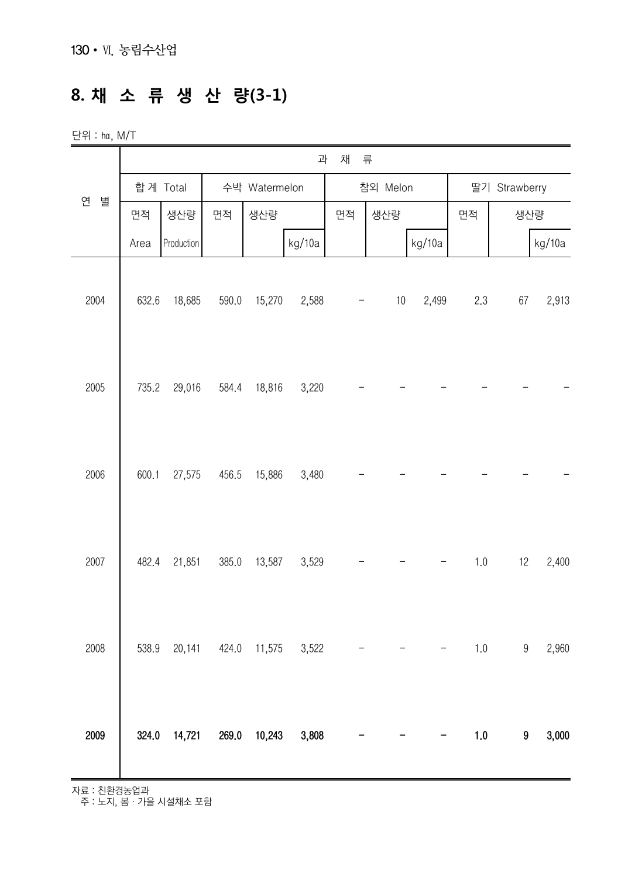# 8. 채 소 류 생 산 량(3-1)

단위 : ㏊, M/T

| 연 별 | 과 채 류 | | | | | | | | | | |
|---|---|---|---|---|---|---|---|---|---|---|---|
| | 합 계 Total | | 수박 Watermelon | | | 참외 Melon | | | 딸기 Strawberry | | |
| | 면적 Area | 생산량 Production | 면적 | 생산량 | kg/10a | 면적 | 생산량 | kg/10a | 면적 | 생산량 | kg/10a |
| 2004 | 632.6 | 18,685 | 590.0 | 15,270 | 2,588 | - | 10 | 2,499 | 2.3 | 67 | 2,913 |
| 2005 | 735.2 | 29,016 | 584.4 | 18,816 | 3,220 | - | - | - | - | - | - |
| 2006 | 600.1 | 27,575 | 456.5 | 15,886 | 3,480 | - | - | - | - | - | - |
| 2007 | 482.4 | 21,851 | 385.0 | 13,587 | 3,529 | - | - | - | 1.0 | 12 | 2,400 |
| 2008 | 538.9 | 20,141 | 424.0 | 11,575 | 3,522 | - | - | - | 1.0 | 9 | 2,960 |
| **2009** | **324.0** | **14,721** | **269.0** | **10,243** | **3,808** | **-** | **-** | **-** | **1.0** | **9** | **3,000** |

자료 : 친환경농업과
주 : 노지, 봄 · 가을 시설채소 포함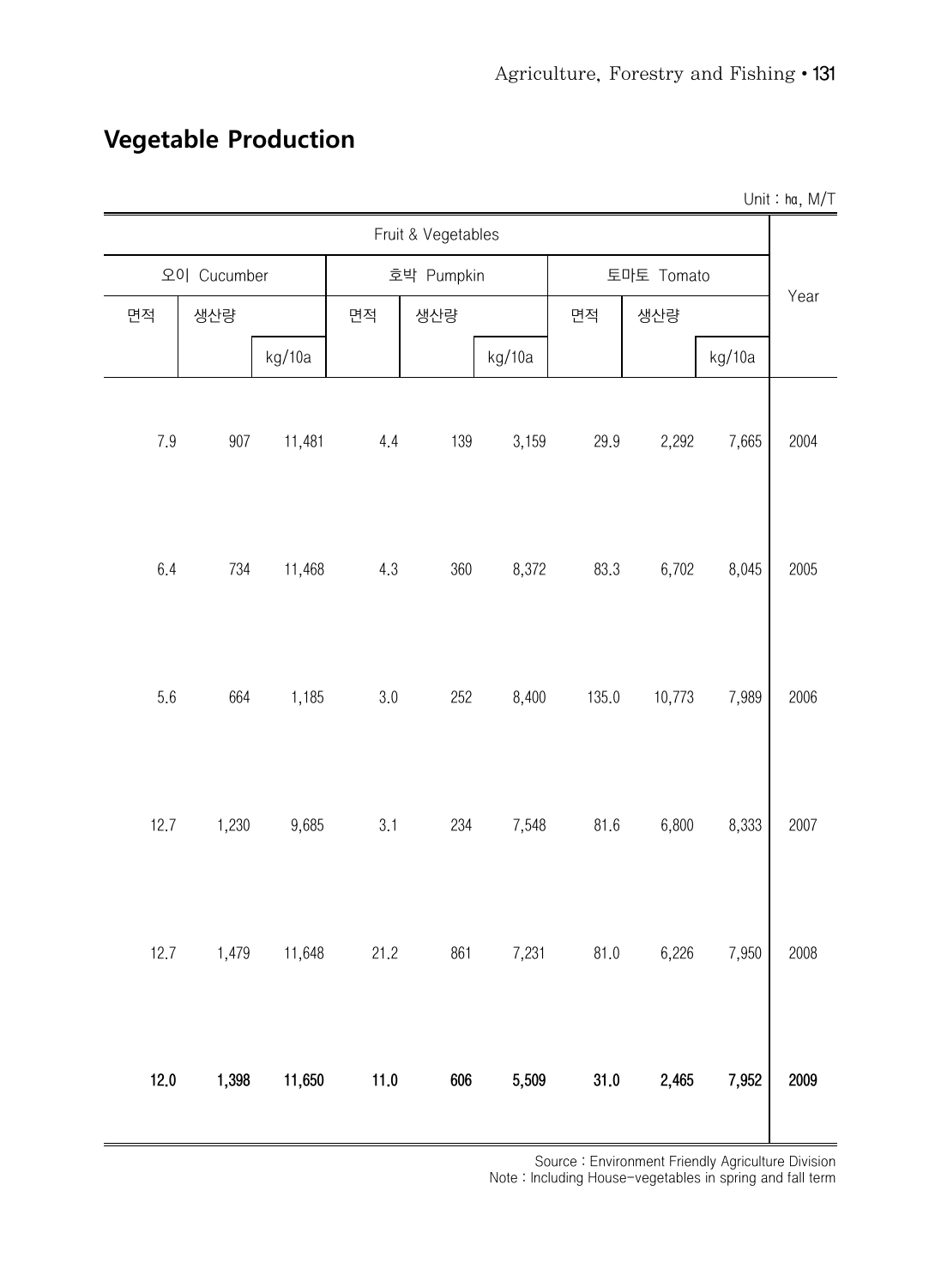# Vegetable Production

Unit : ㏊, M/T

| Fruit & Vegetables | | | | | | | | | Year |
|---|---|---|---|---|---|---|---|---|---|
| 오이 Cucumber | | | 호박 Pumpkin | | | 토마토 Tomato | | | |
| 면적 | 생산량 | | 면적 | 생산량 | | 면적 | 생산량 | | |
| | | kg/10a | | | kg/10a | | | kg/10a | |
| 7.9 | 907 | 11,481 | 4.4 | 139 | 3,159 | 29.9 | 2,292 | 7,665 | 2004 |
| 6.4 | 734 | 11,468 | 4.3 | 360 | 8,372 | 83.3 | 6,702 | 8,045 | 2005 |
| 5.6 | 664 | 1,185 | 3.0 | 252 | 8,400 | 135.0 | 10,773 | 7,989 | 2006 |
| 12.7 | 1,230 | 9,685 | 3.1 | 234 | 7,548 | 81.6 | 6,800 | 8,333 | 2007 |
| 12.7 | 1,479 | 11,648 | 21.2 | 861 | 7,231 | 81.0 | 6,226 | 7,950 | 2008 |
| **12.0** | **1,398** | **11,650** | **11.0** | **606** | **5,509** | **31.0** | **2,465** | **7,952** | **2009** |

Source : Environment Friendly Agriculture Division
Note : Including House-vegetables in spring and fall term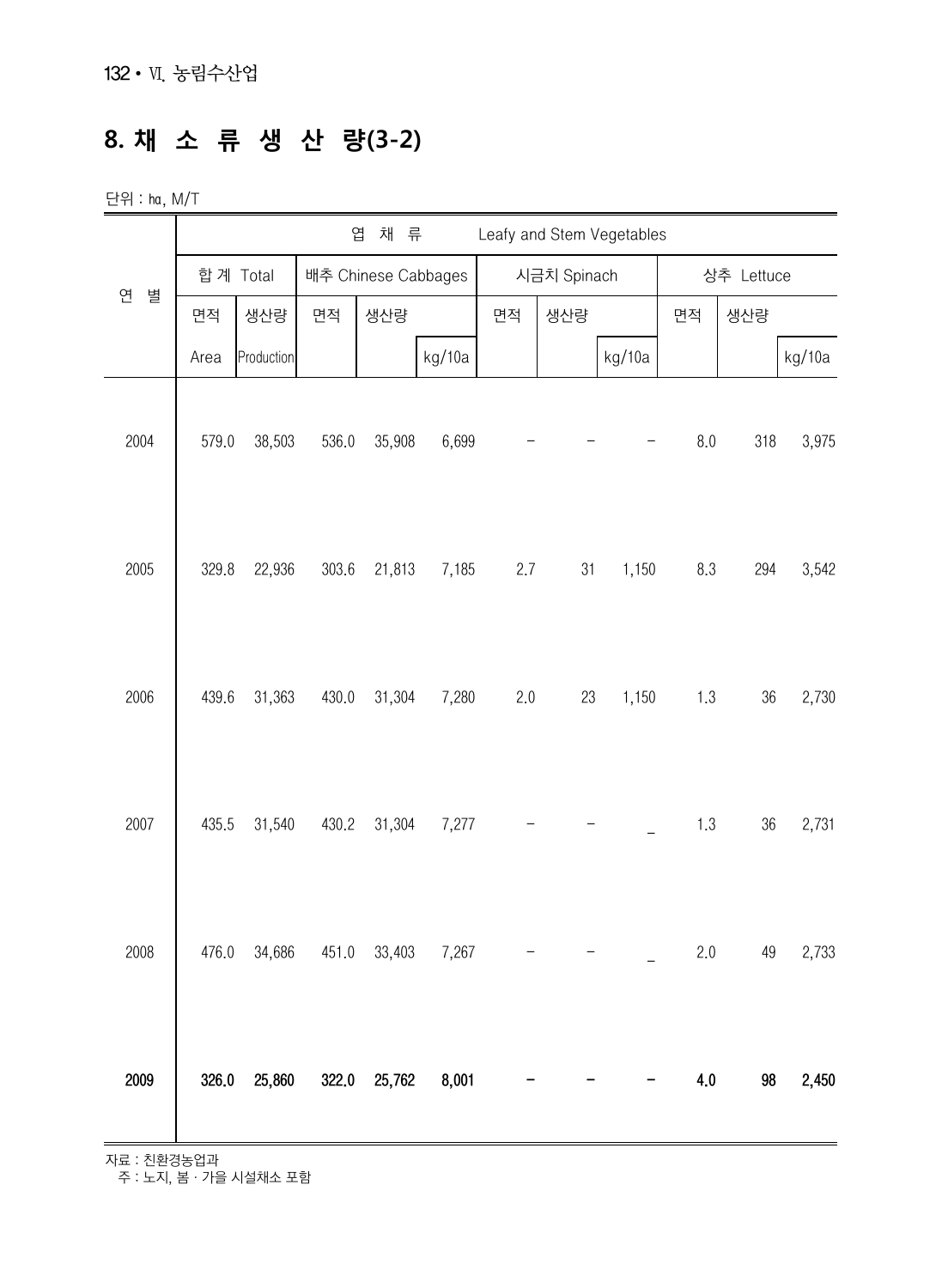## 8. 채 소 류 생 산 량(3-2)

단위 : ㏊, M/T

| 연 별 | 엽 채 류 Leafy and Stem Vegetables | | | | | | | | | | |
|---|---|---|---|---|---|---|---|---|---|---|---|
| | 합 계 Total | | 배추 Chinese Cabbages | | | 시금치 Spinach | | | 상추 Lettuce | | |
| | 면적 Area | 생산량 Production | 면적 | 생산량 | kg/10a | 면적 | 생산량 | kg/10a | 면적 | 생산량 | kg/10a |
| 2004 | 579.0 | 38,503 | 536.0 | 35,908 | 6,699 | - | - | - | 8.0 | 318 | 3,975 |
| 2005 | 329.8 | 22,936 | 303.6 | 21,813 | 7,185 | 2.7 | 31 | 1,150 | 8.3 | 294 | 3,542 |
| 2006 | 439.6 | 31,363 | 430.0 | 31,304 | 7,280 | 2.0 | 23 | 1,150 | 1.3 | 36 | 2,730 |
| 2007 | 435.5 | 31,540 | 430.2 | 31,304 | 7,277 | - | - | _ | 1.3 | 36 | 2,731 |
| 2008 | 476.0 | 34,686 | 451.0 | 33,403 | 7,267 | - | - | _ | 2.0 | 49 | 2,733 |
| **2009** | **326.0** | **25,860** | **322.0** | **25,762** | **8,001** | **-** | **-** | **-** | **4.0** | **98** | **2,450** |

자료 : 친환경농업과
주 : 노지, 봄 · 가을 시설채소 포함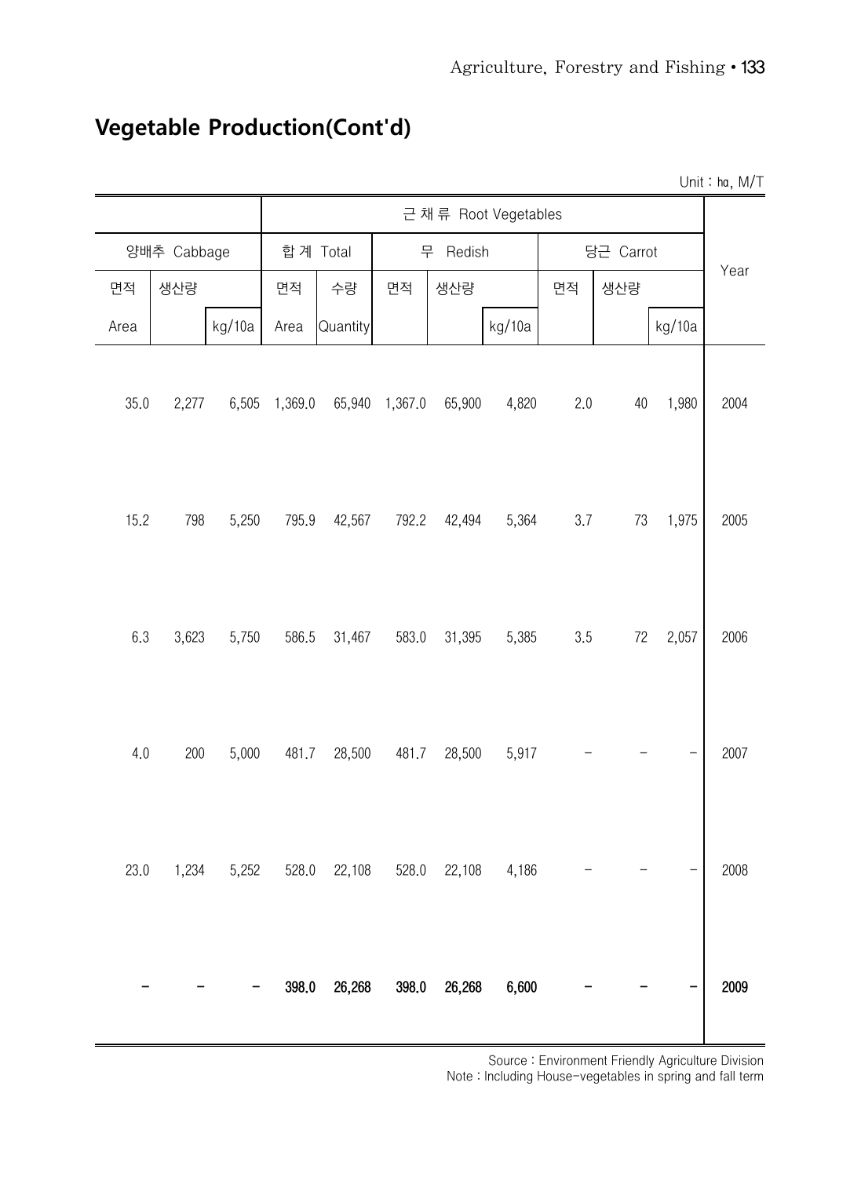# Vegetable Production(Cont'd)

Unit : ㏊, M/T

| 양배추 Cabbage | | | 근 채 류 Root Vegetables | | | | | | | | Year |
|---|---|---|---|---|---|---|---|---|---|---|---|
| | | | 합 계 Total | | 무 Redish | | | 당근 Carrot | | | |
| 면적 | 생산량 | | 면적 | 수량 | 면적 | 생산량 | | 면적 | 생산량 | | |
| Area | | kg/10a | Area | Quantity | | | kg/10a | | | kg/10a | |
| 35.0 | 2,277 | 6,505 | 1,369.0 | 65,940 | 1,367.0 | 65,900 | 4,820 | 2.0 | 40 | 1,980 | 2004 |
| 15.2 | 798 | 5,250 | 795.9 | 42,567 | 792.2 | 42,494 | 5,364 | 3.7 | 73 | 1,975 | 2005 |
| 6.3 | 3,623 | 5,750 | 586.5 | 31,467 | 583.0 | 31,395 | 5,385 | 3.5 | 72 | 2,057 | 2006 |
| 4.0 | 200 | 5,000 | 481.7 | 28,500 | 481.7 | 28,500 | 5,917 | - | - | - | 2007 |
| 23.0 | 1,234 | 5,252 | 528.0 | 22,108 | 528.0 | 22,108 | 4,186 | - | - | - | 2008 |
| **-** | **-** | **-** | **398.0** | **26,268** | **398.0** | **26,268** | **6,600** | **-** | **-** | **-** | **2009** |

Source : Environment Friendly Agriculture Division
Note : Including House-vegetables in spring and fall term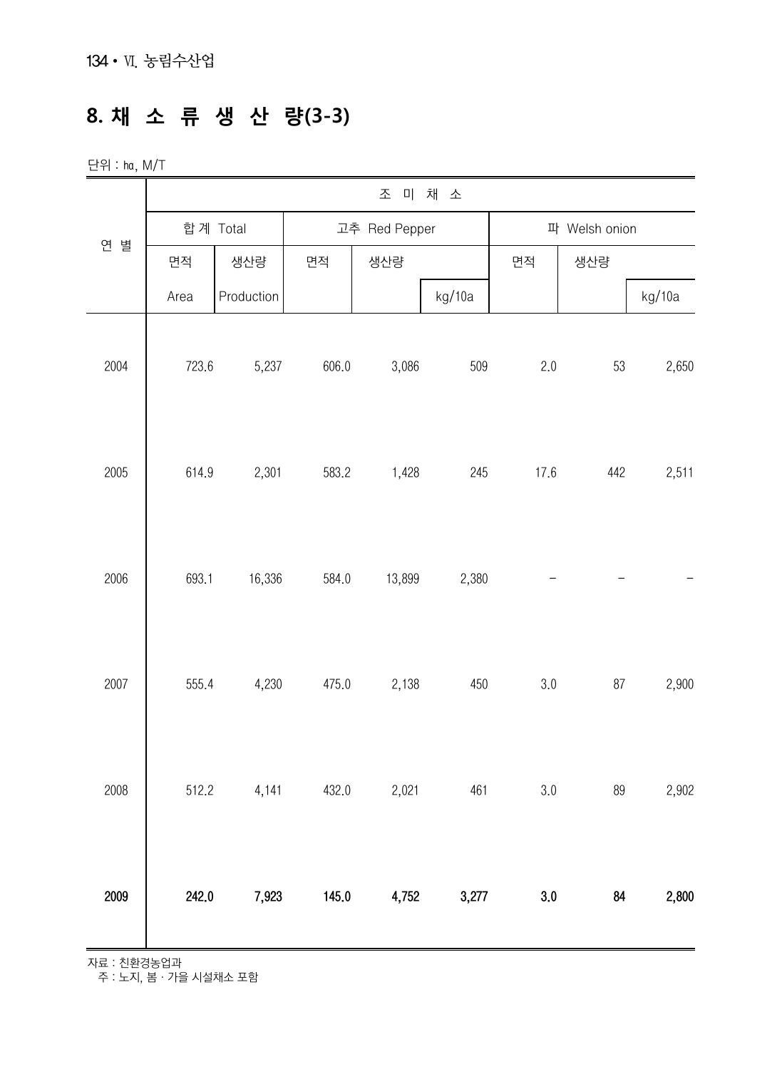## 8. 채 소 류 생 산 량(3-3)

단위 : ㏊, M/T

| 연 별 | 조 미 채 소 | | | | | | | |
|---|---|---|---|---|---|---|---|---|
| | 합 계 Total | | 고추 Red Pepper | | | 파 Welsh onion | | |
| | 면적 Area | 생산량 Production | 면적 | 생산량 | kg/10a | 면적 | 생산량 | kg/10a |
| 2004 | 723.6 | 5,237 | 606.0 | 3,086 | 509 | 2.0 | 53 | 2,650 |
| 2005 | 614.9 | 2,301 | 583.2 | 1,428 | 245 | 17.6 | 442 | 2,511 |
| 2006 | 693.1 | 16,336 | 584.0 | 13,899 | 2,380 | - | - | - |
| 2007 | 555.4 | 4,230 | 475.0 | 2,138 | 450 | 3.0 | 87 | 2,900 |
| 2008 | 512.2 | 4,141 | 432.0 | 2,021 | 461 | 3.0 | 89 | 2,902 |
| **2009** | **242.0** | **7,923** | **145.0** | **4,752** | **3,277** | **3.0** | **84** | **2,800** |

자료 : 친환경농업과
주 : 노지, 봄 · 가을 시설채소 포함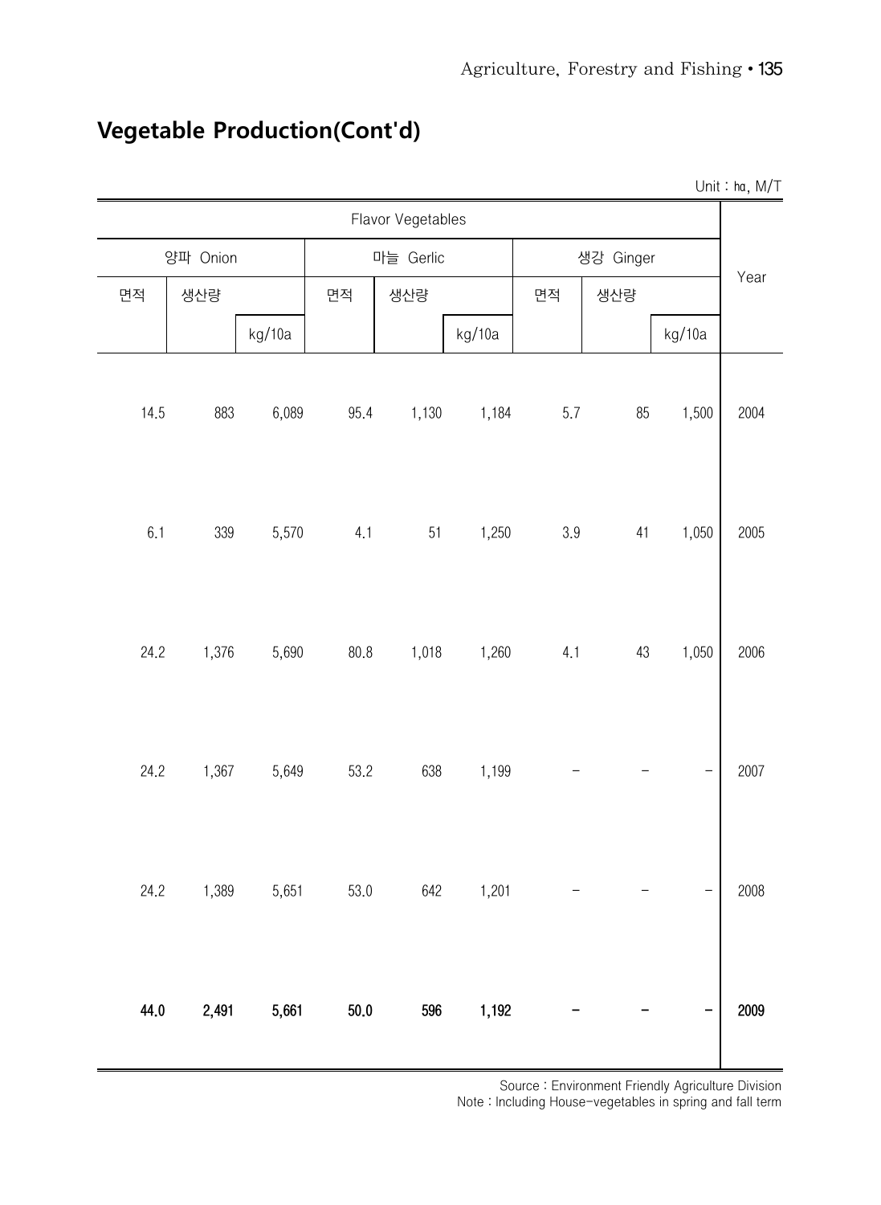## Vegetable Production(Cont'd)

Unit : ㏊, M/T

| Flavor Vegetables | | | | | | | | | Year |
|---|---|---|---|---|---|---|---|---|---|
| 양파 Onion | | | 마늘 Gerlic | | | 생강 Ginger | | | |
| 면적 | 생산량 | | 면적 | 생산량 | | 면적 | 생산량 | | |
| | | kg/10a | | | kg/10a | | | kg/10a | |
| 14.5 | 883 | 6,089 | 95.4 | 1,130 | 1,184 | 5.7 | 85 | 1,500 | 2004 |
| 6.1 | 339 | 5,570 | 4.1 | 51 | 1,250 | 3.9 | 41 | 1,050 | 2005 |
| 24.2 | 1,376 | 5,690 | 80.8 | 1,018 | 1,260 | 4.1 | 43 | 1,050 | 2006 |
| 24.2 | 1,367 | 5,649 | 53.2 | 638 | 1,199 | - | - | - | 2007 |
| 24.2 | 1,389 | 5,651 | 53.0 | 642 | 1,201 | - | - | - | 2008 |
| **44.0** | **2,491** | **5,661** | **50.0** | **596** | **1,192** | **-** | **-** | **-** | **2009** |

Source : Environment Friendly Agriculture Division
Note : Including House-vegetables in spring and fall term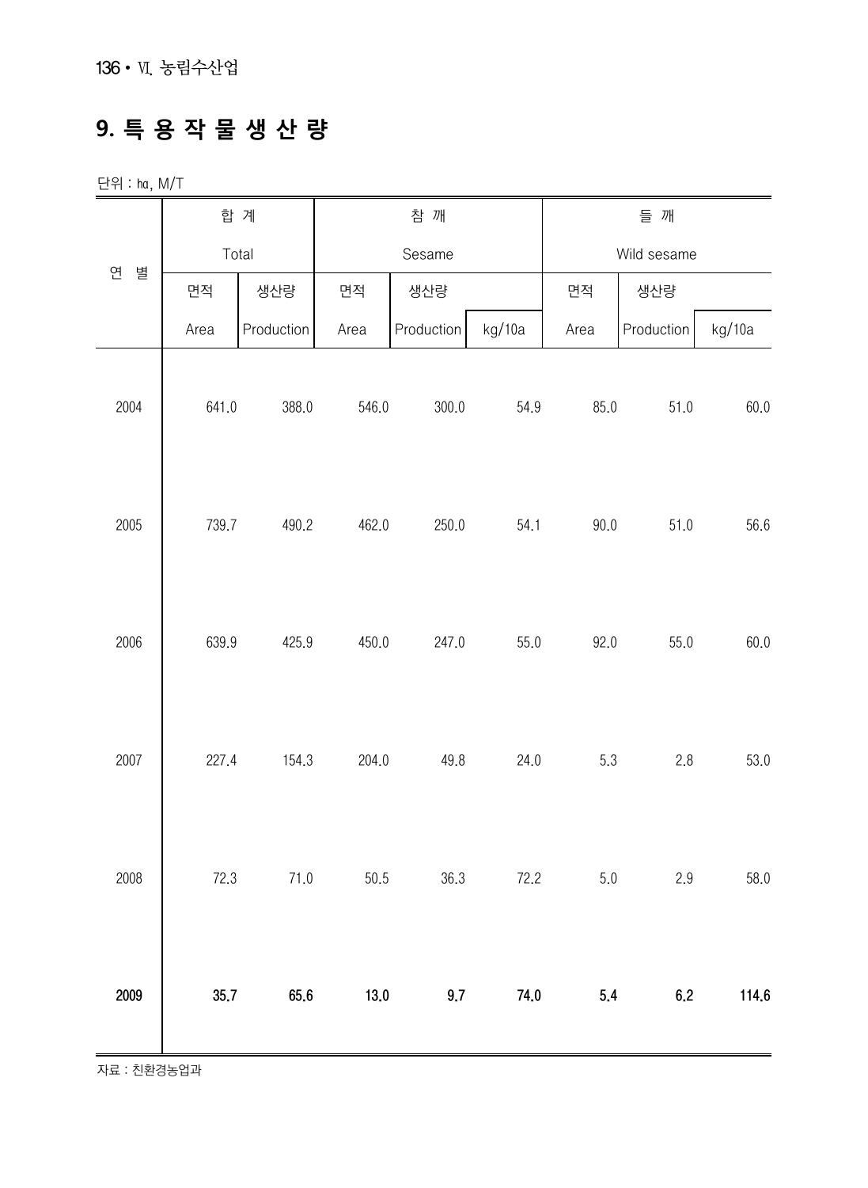# 9. 특 용 작 물 생 산 량

단위 : ㏊, M/T

| 연 별 | 합 계 Total | | 참 깨 Sesame | | | 들 깨 Wild sesame | | |
|---|---|---|---|---|---|---|---|---|
| | 면적 Area | 생산량 Production | 면적 Area | 생산량 Production | kg/10a | 면적 Area | 생산량 Production | kg/10a |
| 2004 | 641.0 | 388.0 | 546.0 | 300.0 | 54.9 | 85.0 | 51.0 | 60.0 |
| 2005 | 739.7 | 490.2 | 462.0 | 250.0 | 54.1 | 90.0 | 51.0 | 56.6 |
| 2006 | 639.9 | 425.9 | 450.0 | 247.0 | 55.0 | 92.0 | 55.0 | 60.0 |
| 2007 | 227.4 | 154.3 | 204.0 | 49.8 | 24.0 | 5.3 | 2.8 | 53.0 |
| 2008 | 72.3 | 71.0 | 50.5 | 36.3 | 72.2 | 5.0 | 2.9 | 58.0 |
| **2009** | **35.7** | **65.6** | **13.0** | **9.7** | **74.0** | **5.4** | **6.2** | **114.6** |

자료 : 친환경농업과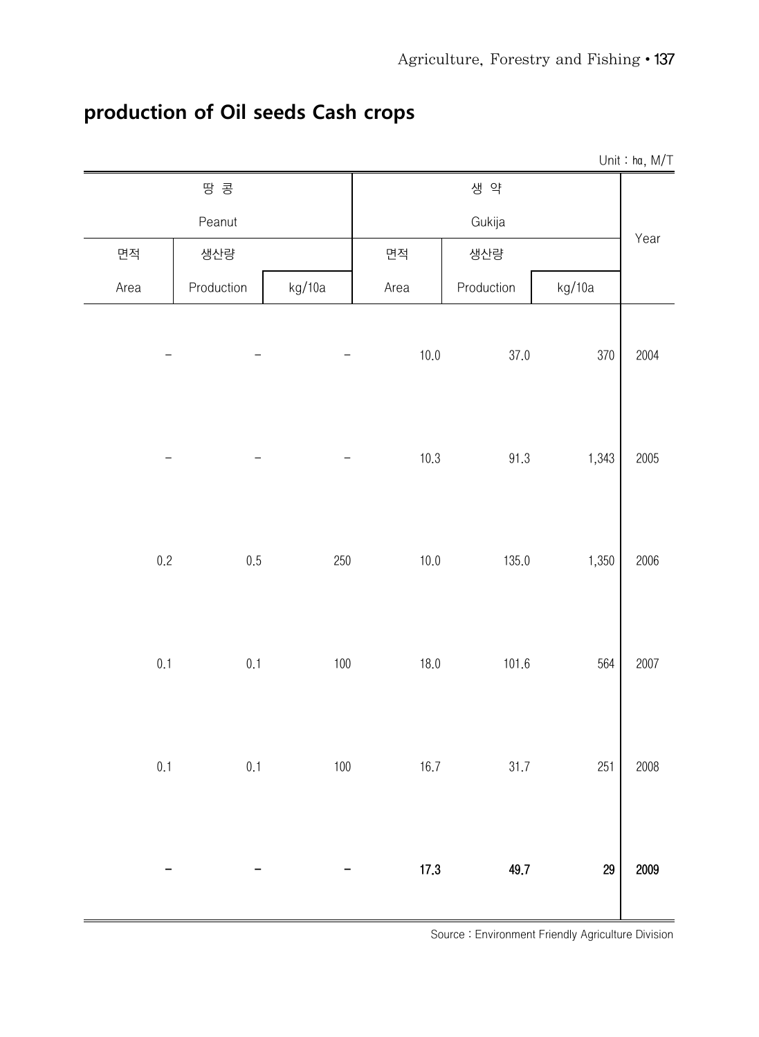## production of Oil seeds Cash crops

Unit : ㏊, M/T

| 땅 콩 Peanut | | | 생 약 Gukija | | | Year |
|---|---|---|---|---|---|---|
| 면적 Area | 생산량 Production | kg/10a | 면적 Area | 생산량 Production | kg/10a | |
| - | - | - | 10.0 | 37.0 | 370 | 2004 |
| - | - | - | 10.3 | 91.3 | 1,343 | 2005 |
| 0.2 | 0.5 | 250 | 10.0 | 135.0 | 1,350 | 2006 |
| 0.1 | 0.1 | 100 | 18.0 | 101.6 | 564 | 2007 |
| 0.1 | 0.1 | 100 | 16.7 | 31.7 | 251 | 2008 |
| **-** | **-** | **-** | **17.3** | **49.7** | **29** | **2009** |

Source : Environment Friendly Agriculture Division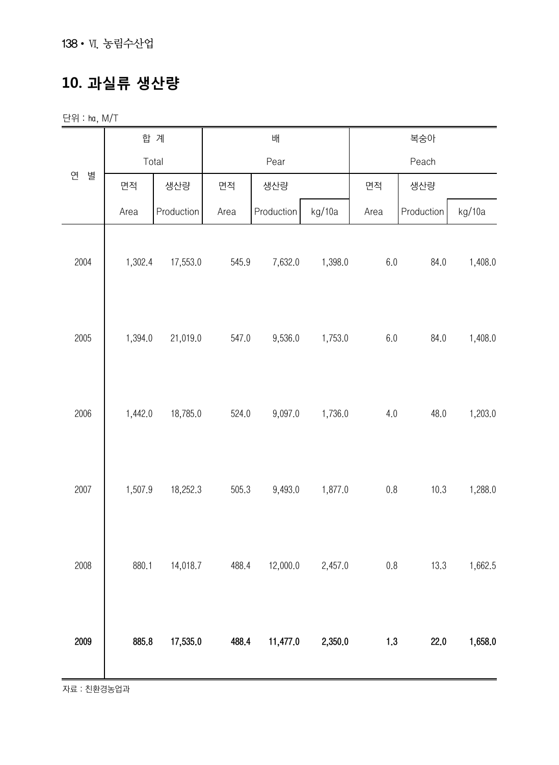## 10. 과실류 생산량

단위 : ㏊, M/T

| 연 별 | 합 계 Total | | 배 Pear | | | 복숭아 Peach | | |
|---|---|---|---|---|---|---|---|---|
| | 면적 Area | 생산량 Production | 면적 Area | 생산량 Production | kg/10a | 면적 Area | 생산량 Production | kg/10a |
| 2004 | 1,302.4 | 17,553.0 | 545.9 | 7,632.0 | 1,398.0 | 6.0 | 84.0 | 1,408.0 |
| 2005 | 1,394.0 | 21,019.0 | 547.0 | 9,536.0 | 1,753.0 | 6.0 | 84.0 | 1,408.0 |
| 2006 | 1,442.0 | 18,785.0 | 524.0 | 9,097.0 | 1,736.0 | 4.0 | 48.0 | 1,203.0 |
| 2007 | 1,507.9 | 18,252.3 | 505.3 | 9,493.0 | 1,877.0 | 0.8 | 10.3 | 1,288.0 |
| 2008 | 880.1 | 14,018.7 | 488.4 | 12,000.0 | 2,457.0 | 0.8 | 13.3 | 1,662.5 |
| **2009** | **885.8** | **17,535.0** | **488.4** | **11,477.0** | **2,350.0** | **1.3** | **22.0** | **1,658.0** |

자료 : 친환경농업과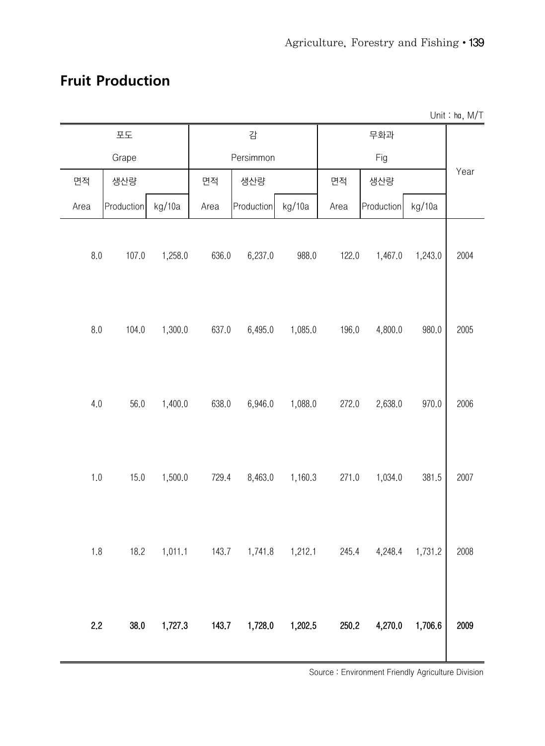## Fruit Production

Unit : ㏊, M/T

| 포도 Grape | | | 감 Persimmon | | | 무화과 Fig | | | Year |
|---|---|---|---|---|---|---|---|---|---|
| 면적 Area | 생산량 Production | kg/10a | 면적 Area | 생산량 Production | kg/10a | 면적 Area | 생산량 Production | kg/10a | |
| 8.0 | 107.0 | 1,258.0 | 636.0 | 6,237.0 | 988.0 | 122.0 | 1,467.0 | 1,243.0 | 2004 |
| 8.0 | 104.0 | 1,300.0 | 637.0 | 6,495.0 | 1,085.0 | 196.0 | 4,800.0 | 980.0 | 2005 |
| 4.0 | 56.0 | 1,400.0 | 638.0 | 6,946.0 | 1,088.0 | 272.0 | 2,638.0 | 970.0 | 2006 |
| 1.0 | 15.0 | 1,500.0 | 729.4 | 8,463.0 | 1,160.3 | 271.0 | 1,034.0 | 381.5 | 2007 |
| 1.8 | 18.2 | 1,011.1 | 143.7 | 1,741.8 | 1,212.1 | 245.4 | 4,248.4 | 1,731.2 | 2008 |
| **2.2** | **38.0** | **1,727.3** | **143.7** | **1,728.0** | **1,202.5** | **250.2** | **4,270.0** | **1,706.6** | **2009** |

Source : Environment Friendly Agriculture Division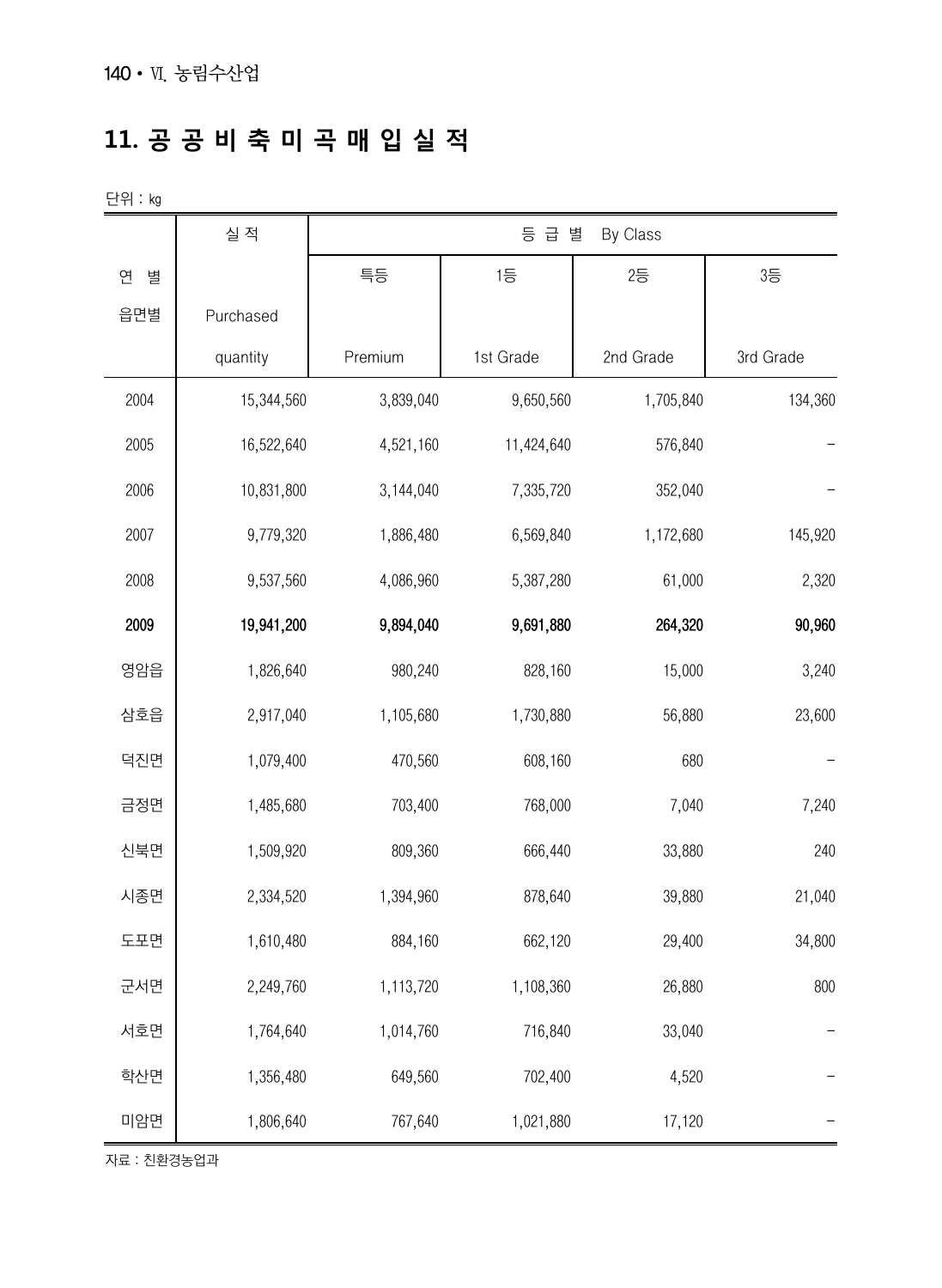## 11. 공 공 비 축 미 곡 매 입 실 적

단위 : kg

| 연 별<br>읍면별 | 실 적<br>Purchased quantity | 등 급 별 By Class | | | |
|---|---|---|---|---|---|
| | | 특등<br>Premium | 1등<br>1st Grade | 2등<br>2nd Grade | 3등<br>3rd Grade |
| 2004 | 15,344,560 | 3,839,040 | 9,650,560 | 1,705,840 | 134,360 |
| 2005 | 16,522,640 | 4,521,160 | 11,424,640 | 576,840 | - |
| 2006 | 10,831,800 | 3,144,040 | 7,335,720 | 352,040 | - |
| 2007 | 9,779,320 | 1,886,480 | 6,569,840 | 1,172,680 | 145,920 |
| 2008 | 9,537,560 | 4,086,960 | 5,387,280 | 61,000 | 2,320 |
| **2009** | **19,941,200** | **9,894,040** | **9,691,880** | **264,320** | **90,960** |
| 영암읍 | 1,826,640 | 980,240 | 828,160 | 15,000 | 3,240 |
| 삼호읍 | 2,917,040 | 1,105,680 | 1,730,880 | 56,880 | 23,600 |
| 덕진면 | 1,079,400 | 470,560 | 608,160 | 680 | - |
| 금정면 | 1,485,680 | 703,400 | 768,000 | 7,040 | 7,240 |
| 신북면 | 1,509,920 | 809,360 | 666,440 | 33,880 | 240 |
| 시종면 | 2,334,520 | 1,394,960 | 878,640 | 39,880 | 21,040 |
| 도포면 | 1,610,480 | 884,160 | 662,120 | 29,400 | 34,800 |
| 군서면 | 2,249,760 | 1,113,720 | 1,108,360 | 26,880 | 800 |
| 서호면 | 1,764,640 | 1,014,760 | 716,840 | 33,040 | - |
| 학산면 | 1,356,480 | 649,560 | 702,400 | 4,520 | - |
| 미암면 | 1,806,640 | 767,640 | 1,021,880 | 17,120 | - |

자료 : 친환경농업과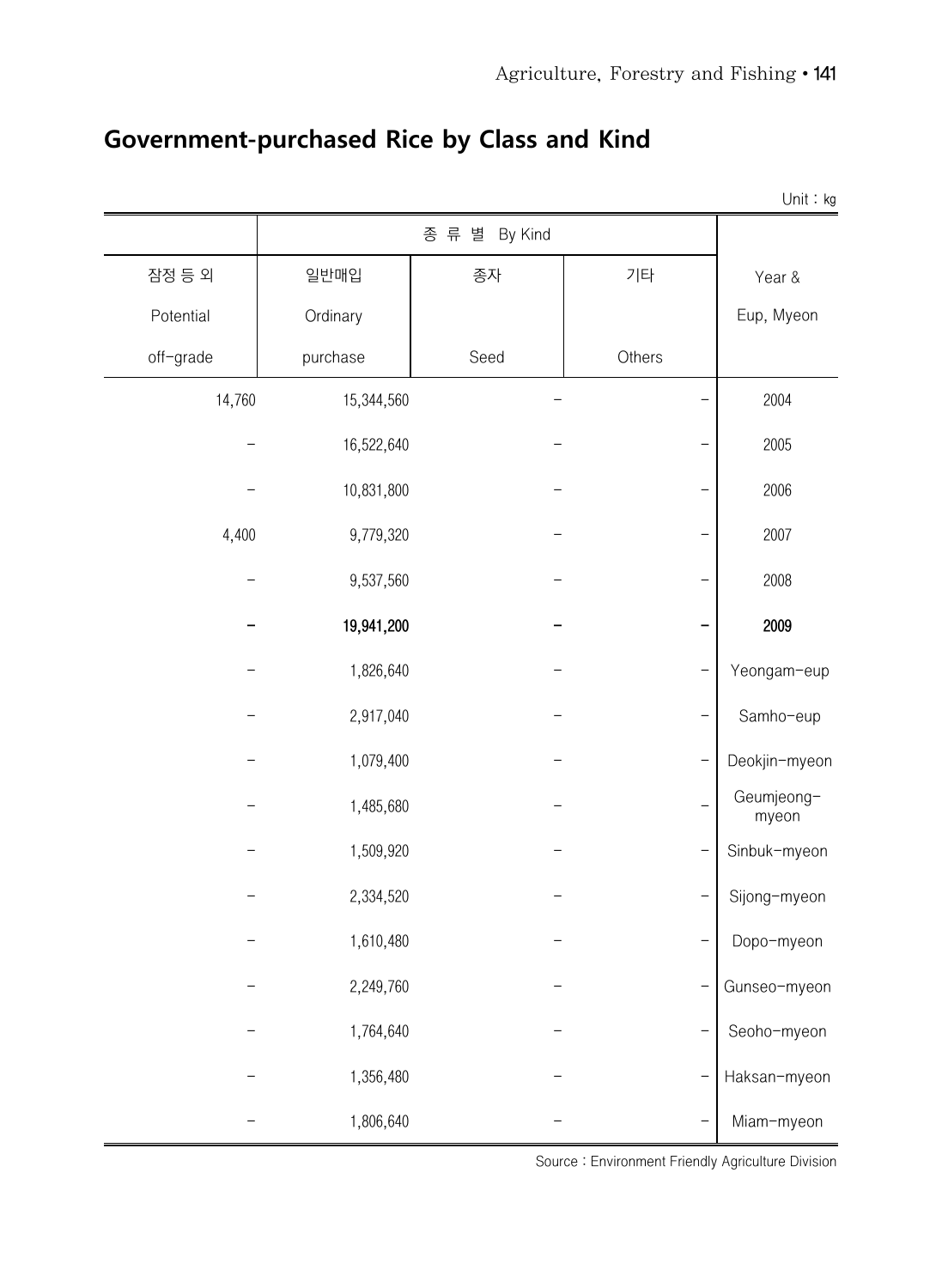## Government-purchased Rice by Class and Kind

Unit : ㎏

| | 종 류 별 By Kind | | | |
|---|---|---|---|---|
| 잠정 등 외 Potential off-grade | 일반매입 Ordinary purchase | 종자 Seed | 기타 Others | Year & Eup, Myeon |
| 14,760 | 15,344,560 | – | – | 2004 |
| – | 16,522,640 | – | – | 2005 |
| – | 10,831,800 | – | – | 2006 |
| 4,400 | 9,779,320 | – | – | 2007 |
| – | 9,537,560 | – | – | 2008 |
| **–** | **19,941,200** | **–** | **–** | **2009** |
| – | 1,826,640 | – | – | Yeongam-eup |
| – | 2,917,040 | – | – | Samho-eup |
| – | 1,079,400 | – | – | Deokjin-myeon |
| – | 1,485,680 | – | – | Geumjeong-myeon |
| – | 1,509,920 | – | – | Sinbuk-myeon |
| – | 2,334,520 | – | – | Sijong-myeon |
| – | 1,610,480 | – | – | Dopo-myeon |
| – | 2,249,760 | – | – | Gunseo-myeon |
| – | 1,764,640 | – | – | Seoho-myeon |
| – | 1,356,480 | – | – | Haksan-myeon |
| – | 1,806,640 | – | – | Miam-myeon |

Source : Environment Friendly Agriculture Division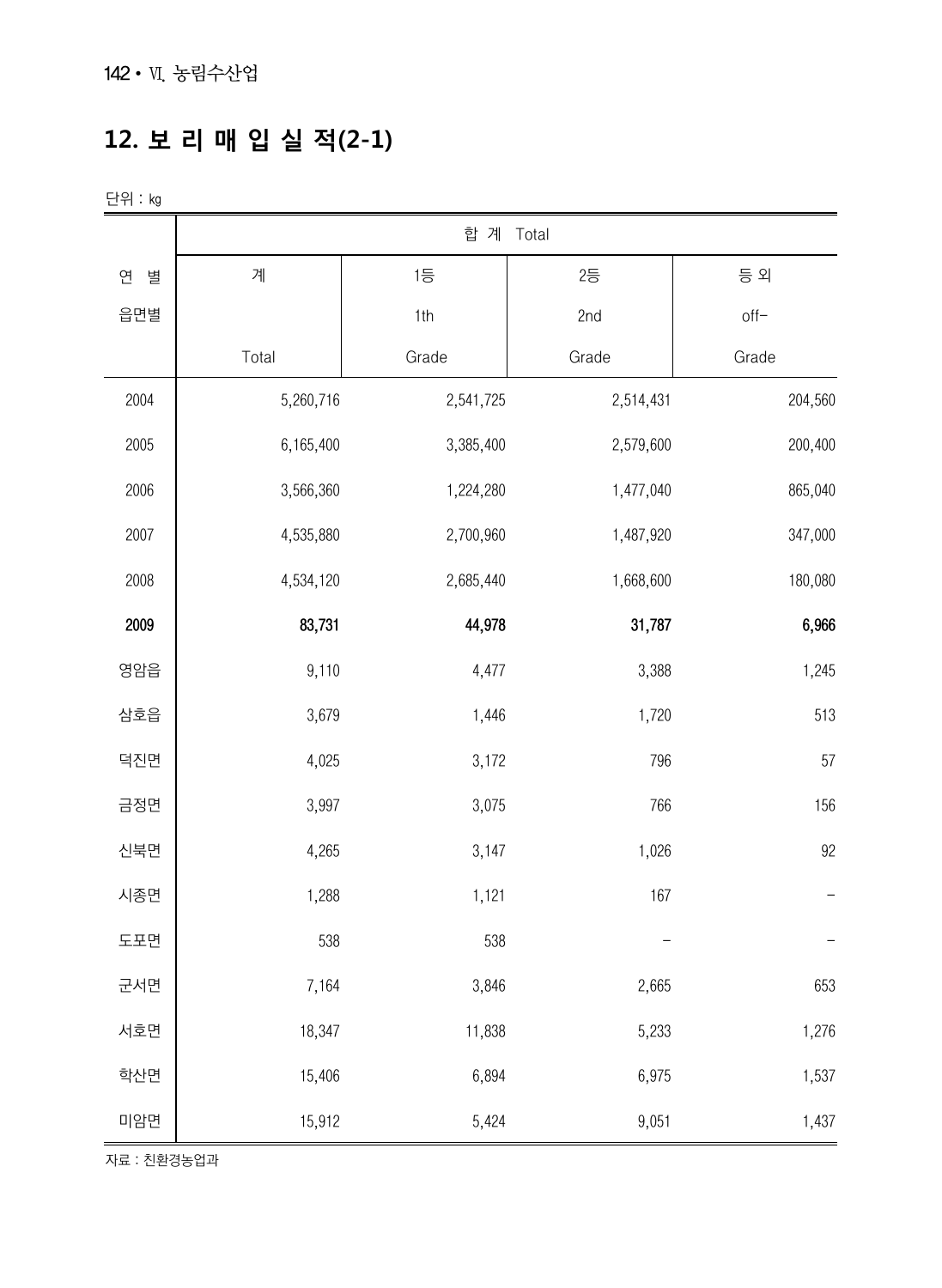## 12. 보 리 매 입 실 적(2-1)

단위 : ㎏

| 연 별<br>읍면별 | 합 계 Total | | | |
|---|---|---|---|---|
| | 계<br>Total | 1등<br>1th<br>Grade | 2등<br>2nd<br>Grade | 등 외<br>off-<br>Grade |
| 2004 | 5,260,716 | 2,541,725 | 2,514,431 | 204,560 |
| 2005 | 6,165,400 | 3,385,400 | 2,579,600 | 200,400 |
| 2006 | 3,566,360 | 1,224,280 | 1,477,040 | 865,040 |
| 2007 | 4,535,880 | 2,700,960 | 1,487,920 | 347,000 |
| 2008 | 4,534,120 | 2,685,440 | 1,668,600 | 180,080 |
| **2009** | **83,731** | **44,978** | **31,787** | **6,966** |
| 영암읍 | 9,110 | 4,477 | 3,388 | 1,245 |
| 삼호읍 | 3,679 | 1,446 | 1,720 | 513 |
| 덕진면 | 4,025 | 3,172 | 796 | 57 |
| 금정면 | 3,997 | 3,075 | 766 | 156 |
| 신북면 | 4,265 | 3,147 | 1,026 | 92 |
| 시종면 | 1,288 | 1,121 | 167 | - |
| 도포면 | 538 | 538 | - | - |
| 군서면 | 7,164 | 3,846 | 2,665 | 653 |
| 서호면 | 18,347 | 11,838 | 5,233 | 1,276 |
| 학산면 | 15,406 | 6,894 | 6,975 | 1,537 |
| 미암면 | 15,912 | 5,424 | 9,051 | 1,437 |

자료 : 친환경농업과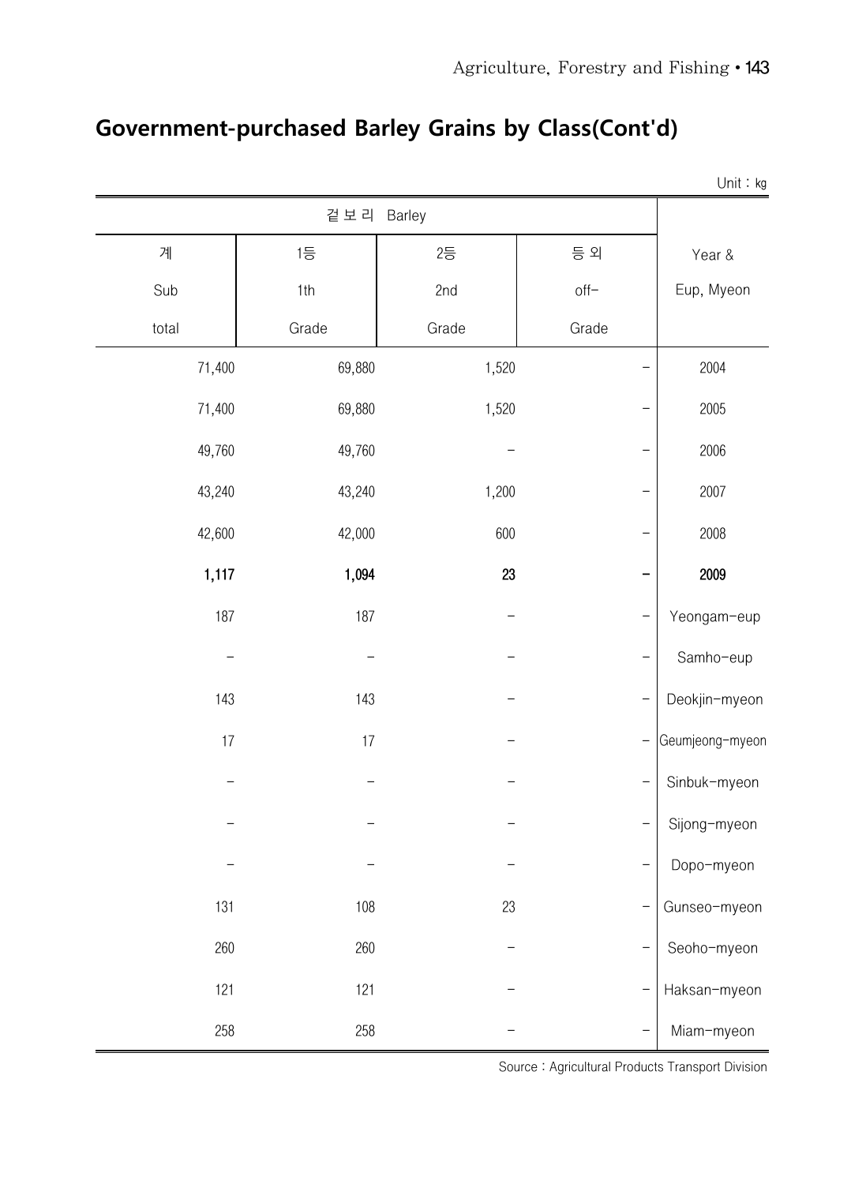# Government-purchased Barley Grains by Class(Cont'd)

Unit : kg

| 겉보리 Barley | | | | Year & Eup, Myeon |
|---|---|---|---|---|
| 계 Sub total | 1등 1th Grade | 2등 2nd Grade | 등외 off- Grade | |
| 71,400 | 69,880 | 1,520 | - | 2004 |
| 71,400 | 69,880 | 1,520 | - | 2005 |
| 49,760 | 49,760 | - | - | 2006 |
| 43,240 | 43,240 | 1,200 | - | 2007 |
| 42,600 | 42,000 | 600 | - | 2008 |
| **1,117** | **1,094** | **23** | **-** | **2009** |
| 187 | 187 | - | - | Yeongam-eup |
| - | - | - | - | Samho-eup |
| 143 | 143 | - | - | Deokjin-myeon |
| 17 | 17 | - | - | Geumjeong-myeon |
| - | - | - | - | Sinbuk-myeon |
| - | - | - | - | Sijong-myeon |
| - | - | - | - | Dopo-myeon |
| 131 | 108 | 23 | - | Gunseo-myeon |
| 260 | 260 | - | - | Seoho-myeon |
| 121 | 121 | - | - | Haksan-myeon |
| 258 | 258 | - | - | Miam-myeon |

Source : Agricultural Products Transport Division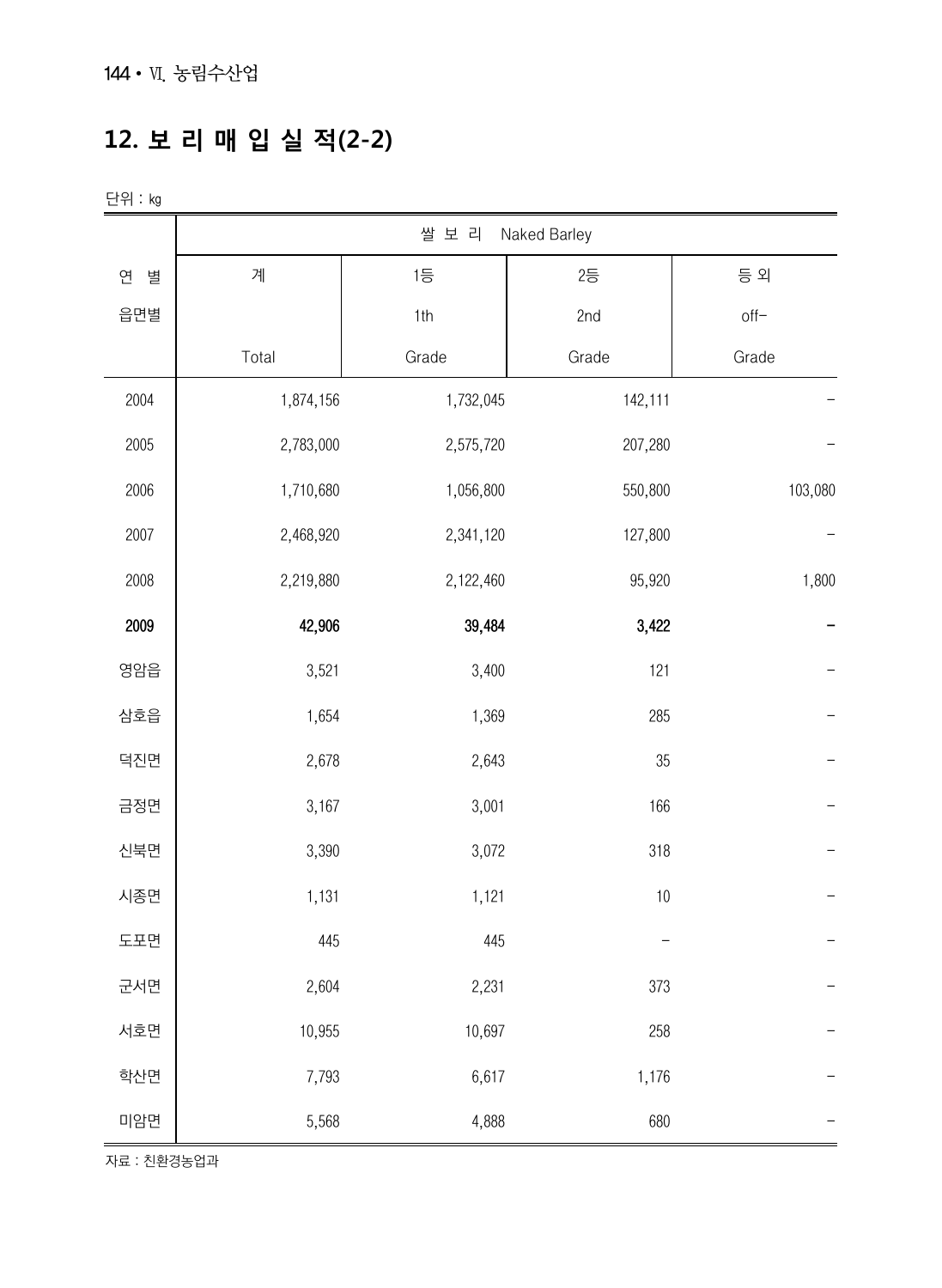# 12. 보 리 매 입 실 적(2-2)

단위 : kg

| 연 별<br>읍면별 | 쌀 보 리 Naked Barley | | | |
|---|---|---|---|---|
| | 계<br>Total | 1등<br>1th<br>Grade | 2등<br>2nd<br>Grade | 등 외<br>off-<br>Grade |
| 2004 | 1,874,156 | 1,732,045 | 142,111 | - |
| 2005 | 2,783,000 | 2,575,720 | 207,280 | - |
| 2006 | 1,710,680 | 1,056,800 | 550,800 | 103,080 |
| 2007 | 2,468,920 | 2,341,120 | 127,800 | - |
| 2008 | 2,219,880 | 2,122,460 | 95,920 | 1,800 |
| **2009** | **42,906** | **39,484** | **3,422** | **-** |
| 영암읍 | 3,521 | 3,400 | 121 | - |
| 삼호읍 | 1,654 | 1,369 | 285 | - |
| 덕진면 | 2,678 | 2,643 | 35 | - |
| 금정면 | 3,167 | 3,001 | 166 | - |
| 신북면 | 3,390 | 3,072 | 318 | - |
| 시종면 | 1,131 | 1,121 | 10 | - |
| 도포면 | 445 | 445 | - | - |
| 군서면 | 2,604 | 2,231 | 373 | - |
| 서호면 | 10,955 | 10,697 | 258 | - |
| 학산면 | 7,793 | 6,617 | 1,176 | - |
| 미암면 | 5,568 | 4,888 | 680 | - |

자료 : 친환경농업과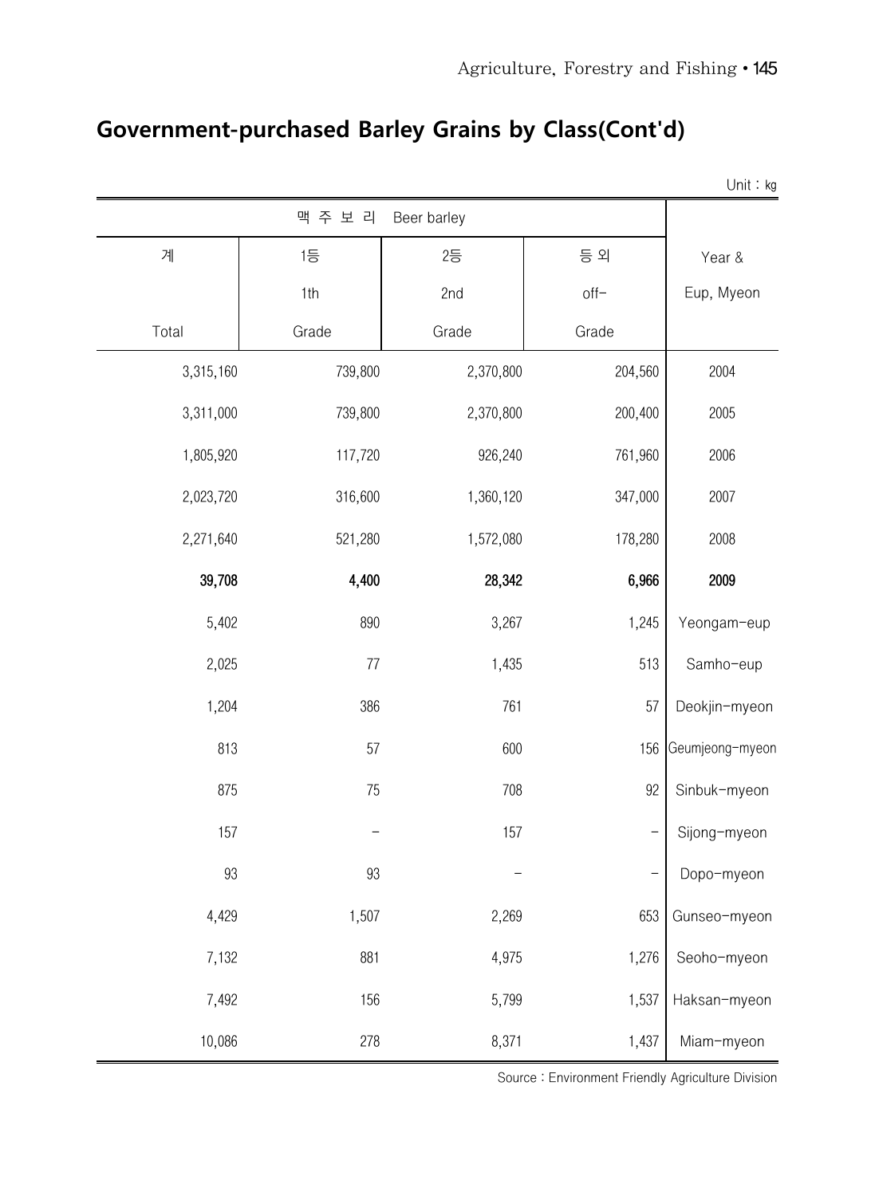## Government-purchased Barley Grains by Class(Cont'd)

Unit : ㎏

| 맥 주 보 리 Beer barley | | | | Year & Eup, Myeon |
|---|---|---|---|---|
| 계 Total | 1등 1th Grade | 2등 2nd Grade | 등 외 off- Grade | |
| 3,315,160 | 739,800 | 2,370,800 | 204,560 | 2004 |
| 3,311,000 | 739,800 | 2,370,800 | 200,400 | 2005 |
| 1,805,920 | 117,720 | 926,240 | 761,960 | 2006 |
| 2,023,720 | 316,600 | 1,360,120 | 347,000 | 2007 |
| 2,271,640 | 521,280 | 1,572,080 | 178,280 | 2008 |
| **39,708** | **4,400** | **28,342** | **6,966** | **2009** |
| 5,402 | 890 | 3,267 | 1,245 | Yeongam-eup |
| 2,025 | 77 | 1,435 | 513 | Samho-eup |
| 1,204 | 386 | 761 | 57 | Deokjin-myeon |
| 813 | 57 | 600 | 156 | Geumjeong-myeon |
| 875 | 75 | 708 | 92 | Sinbuk-myeon |
| 157 | - | 157 | - | Sijong-myeon |
| 93 | 93 | - | - | Dopo-myeon |
| 4,429 | 1,507 | 2,269 | 653 | Gunseo-myeon |
| 7,132 | 881 | 4,975 | 1,276 | Seoho-myeon |
| 7,492 | 156 | 5,799 | 1,537 | Haksan-myeon |
| 10,086 | 278 | 8,371 | 1,437 | Miam-myeon |

Source : Environment Friendly Agriculture Division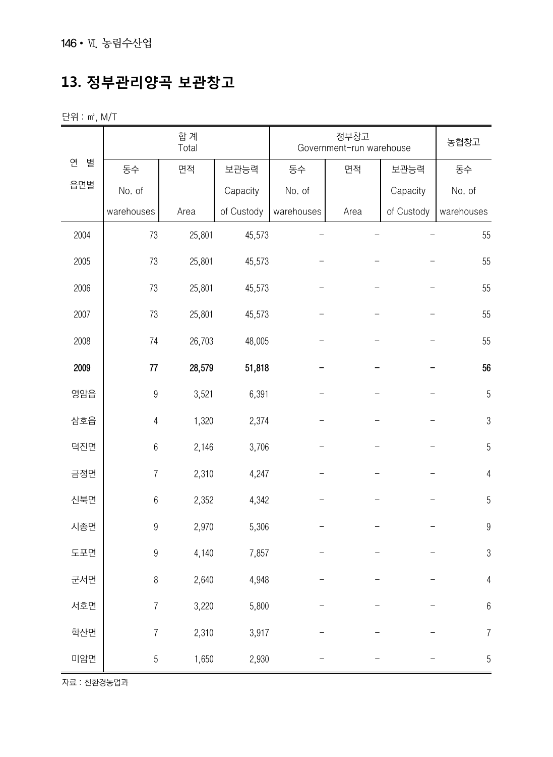# 13. 정부관리양곡 보관창고

단위 : ㎡, M/T

| 연 별<br>읍면별 | 합 계<br>Total | | | 정부창고<br>Government-run warehouse | | | 농협창고 |
|---|---|---|---|---|---|---|---|
| | 동수<br>No. of<br>warehouses | 면적<br>Area | 보관능력<br>Capacity<br>of Custody | 동수<br>No. of<br>warehouses | 면적<br>Area | 보관능력<br>Capacity<br>of Custody | 동수<br>No. of<br>warehouses |
| 2004 | 73 | 25,801 | 45,573 | - | - | - | 55 |
| 2005 | 73 | 25,801 | 45,573 | - | - | - | 55 |
| 2006 | 73 | 25,801 | 45,573 | - | - | - | 55 |
| 2007 | 73 | 25,801 | 45,573 | - | - | - | 55 |
| 2008 | 74 | 26,703 | 48,005 | - | - | - | 55 |
| **2009** | **77** | **28,579** | **51,818** | **-** | **-** | **-** | **56** |
| 영암읍 | 9 | 3,521 | 6,391 | - | - | - | 5 |
| 삼호읍 | 4 | 1,320 | 2,374 | - | - | - | 3 |
| 덕진면 | 6 | 2,146 | 3,706 | - | - | - | 5 |
| 금정면 | 7 | 2,310 | 4,247 | - | - | - | 4 |
| 신북면 | 6 | 2,352 | 4,342 | - | - | - | 5 |
| 시종면 | 9 | 2,970 | 5,306 | - | - | - | 9 |
| 도포면 | 9 | 4,140 | 7,857 | - | - | - | 3 |
| 군서면 | 8 | 2,640 | 4,948 | - | - | - | 4 |
| 서호면 | 7 | 3,220 | 5,800 | - | - | - | 6 |
| 학산면 | 7 | 2,310 | 3,917 | - | - | - | 7 |
| 미암면 | 5 | 1,650 | 2,930 | - | - | - | 5 |

자료 : 친환경농업과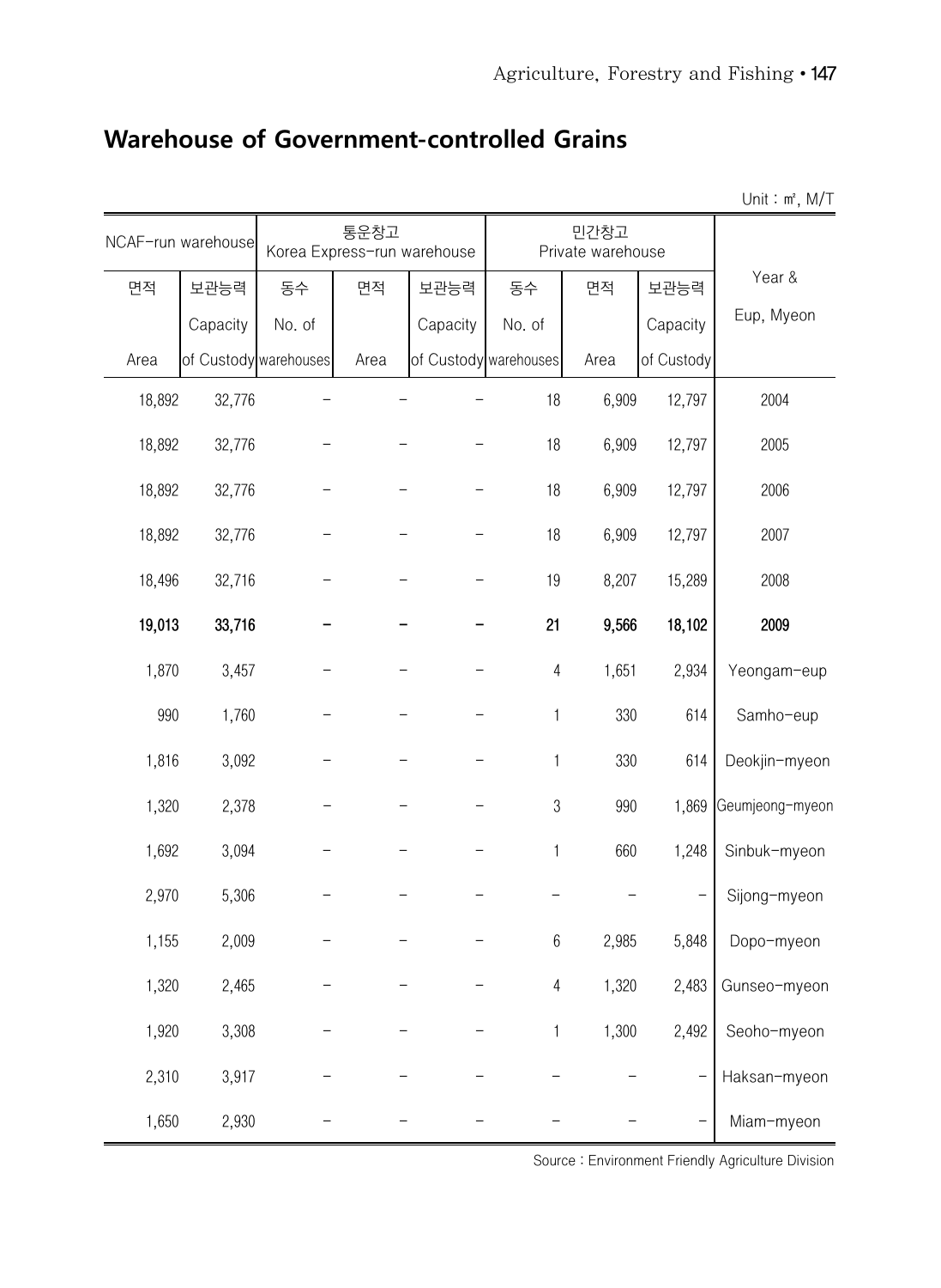## Warehouse of Government-controlled Grains

Unit : ㎡, M/T

| NCAF-run warehouse | | 통운창고 Korea Express-run warehouse | | | 민간창고 Private warehouse | | | Year & Eup, Myeon |
|---|---|---|---|---|---|---|---|---|
| 면적 Area | 보관능력 Capacity of Custody | 동수 No. of warehouses | 면적 Area | 보관능력 Capacity of Custody | 동수 No. of warehouses | 면적 Area | 보관능력 Capacity of Custody | |
| 18,892 | 32,776 | - | - | - | 18 | 6,909 | 12,797 | 2004 |
| 18,892 | 32,776 | - | - | - | 18 | 6,909 | 12,797 | 2005 |
| 18,892 | 32,776 | - | - | - | 18 | 6,909 | 12,797 | 2006 |
| 18,892 | 32,776 | - | - | - | 18 | 6,909 | 12,797 | 2007 |
| 18,496 | 32,716 | - | - | - | 19 | 8,207 | 15,289 | 2008 |
| **19,013** | **33,716** | **-** | **-** | **-** | **21** | **9,566** | **18,102** | **2009** |
| 1,870 | 3,457 | - | - | - | 4 | 1,651 | 2,934 | Yeongam-eup |
| 990 | 1,760 | - | - | - | 1 | 330 | 614 | Samho-eup |
| 1,816 | 3,092 | - | - | - | 1 | 330 | 614 | Deokjin-myeon |
| 1,320 | 2,378 | - | - | - | 3 | 990 | 1,869 | Geumjeong-myeon |
| 1,692 | 3,094 | - | - | - | 1 | 660 | 1,248 | Sinbuk-myeon |
| 2,970 | 5,306 | - | - | - | - | - | - | Sijong-myeon |
| 1,155 | 2,009 | - | - | - | 6 | 2,985 | 5,848 | Dopo-myeon |
| 1,320 | 2,465 | - | - | - | 4 | 1,320 | 2,483 | Gunseo-myeon |
| 1,920 | 3,308 | - | - | - | 1 | 1,300 | 2,492 | Seoho-myeon |
| 2,310 | 3,917 | - | - | - | - | - | - | Haksan-myeon |
| 1,650 | 2,930 | - | - | - | - | - | - | Miam-myeon |

Source : Environment Friendly Agriculture Division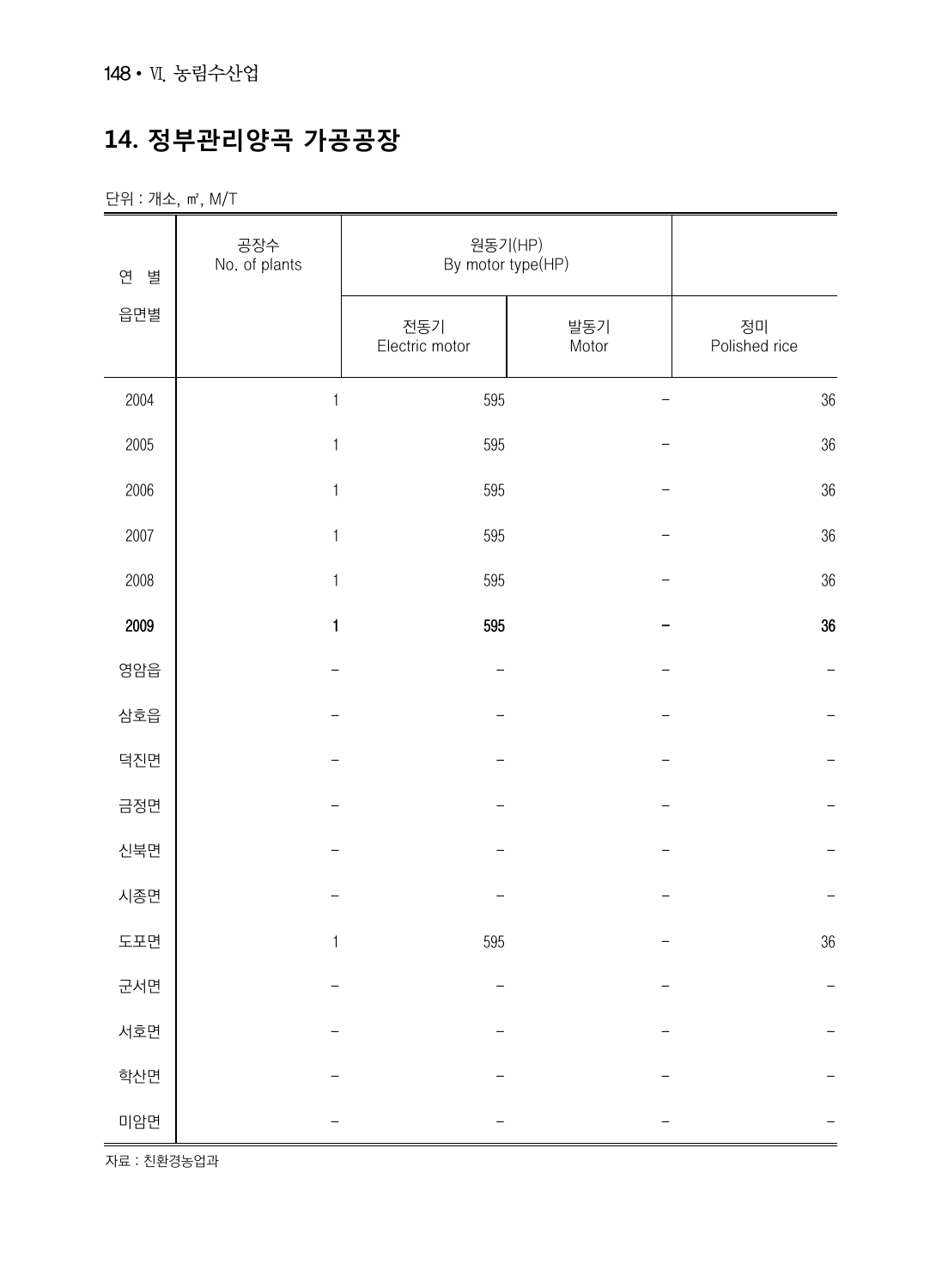# 14. 정부관리양곡 가공공장

단위 : 개소, ㎡, M/T

| 연 별<br>읍면별 | 공장수<br>No. of plants | 원동기(HP)<br>By motor type(HP) | | |
|---|---|---|---|---|
| | | 전동기<br>Electric motor | 발동기<br>Motor | 정미<br>Polished rice |
| 2004 | 1 | 595 | − | 36 |
| 2005 | 1 | 595 | − | 36 |
| 2006 | 1 | 595 | − | 36 |
| 2007 | 1 | 595 | − | 36 |
| 2008 | 1 | 595 | − | 36 |
| **2009** | **1** | **595** | **−** | **36** |
| 영암읍 | − | − | − | − |
| 삼호읍 | − | − | − | − |
| 덕진면 | − | − | − | − |
| 금정면 | − | − | − | − |
| 신북면 | − | − | − | − |
| 시종면 | − | − | − | − |
| 도포면 | 1 | 595 | − | 36 |
| 군서면 | − | − | − | − |
| 서호면 | − | − | − | − |
| 학산면 | − | − | − | − |
| 미암면 | − | − | − | − |

자료 : 친환경농업과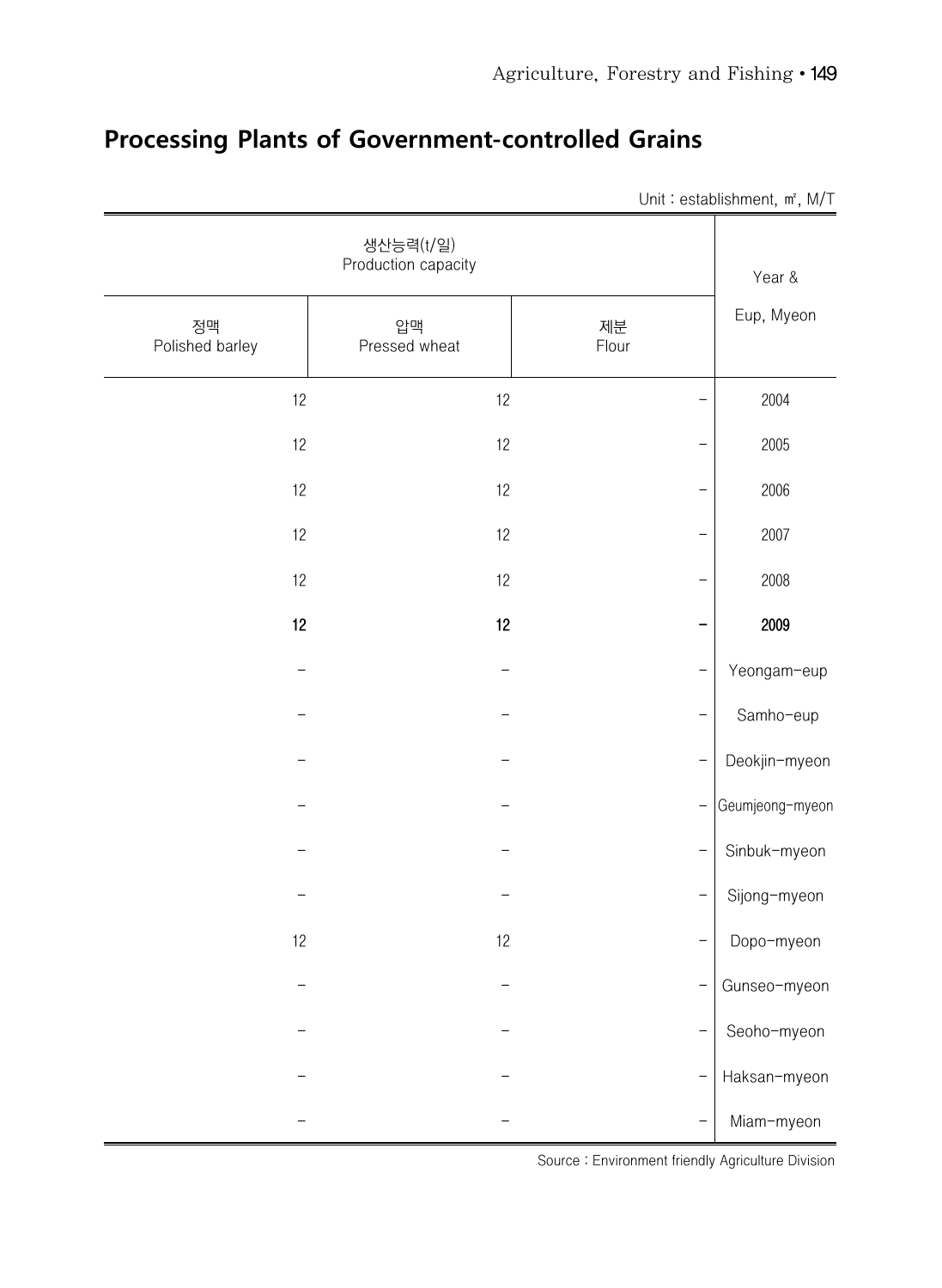## Processing Plants of Government-controlled Grains

Unit : establishment, ㎡, M/T

| 생산능력(t/일) Production capacity | | | Year & Eup, Myeon |
|---|---|---|---|
| 정맥 Polished barley | 압맥 Pressed wheat | 제분 Flour | |
| 12 | 12 | – | 2004 |
| 12 | 12 | – | 2005 |
| 12 | 12 | – | 2006 |
| 12 | 12 | – | 2007 |
| 12 | 12 | – | 2008 |
| **12** | **12** | **–** | **2009** |
| – | – | – | Yeongam-eup |
| – | – | – | Samho-eup |
| – | – | – | Deokjin-myeon |
| – | – | – | Geumjeong-myeon |
| – | – | – | Sinbuk-myeon |
| – | – | – | Sijong-myeon |
| 12 | 12 | – | Dopo-myeon |
| – | – | – | Gunseo-myeon |
| – | – | – | Seoho-myeon |
| – | – | – | Haksan-myeon |
| – | – | – | Miam-myeon |

Source : Environment friendly Agriculture Division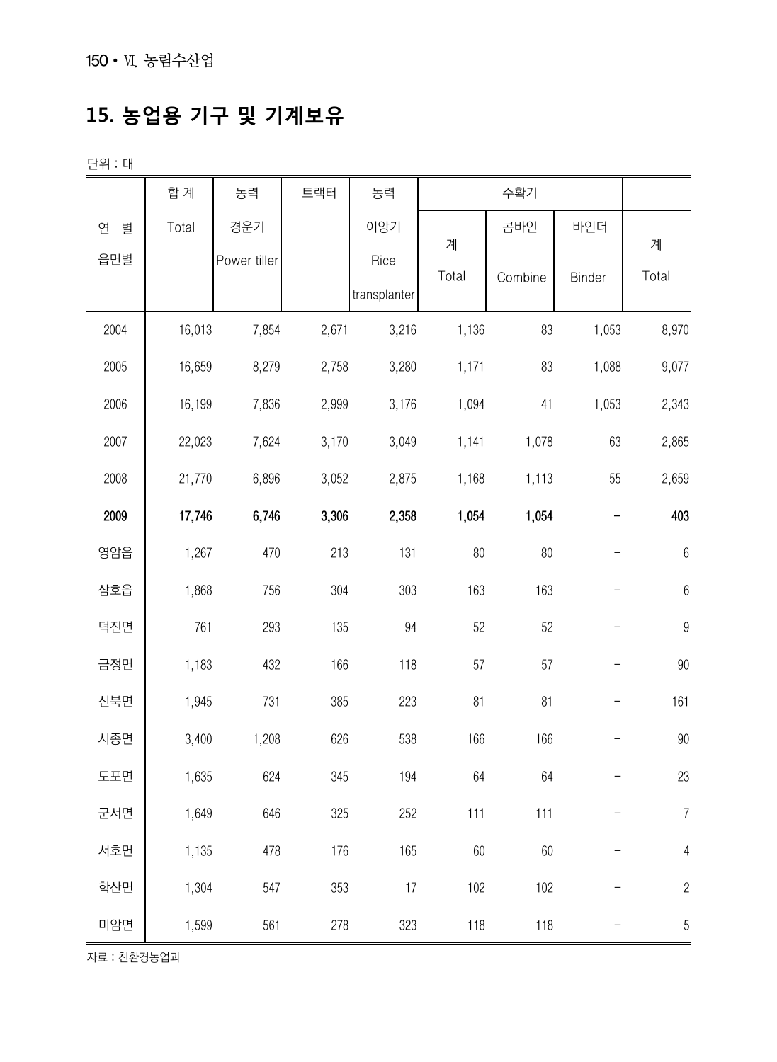# 15. 농업용 기구 및 기계보유

단위 : 대

| 연 별<br>읍면별 | 합 계<br>Total | 동력<br>경운기<br>Power tiller | 트랙터 | 동력<br>이앙기<br>Rice transplanter | 수확기 | | | |
|---|---|---|---|---|---|---|---|---|
| | | | | | 계<br>Total | 콤바인<br>Combine | 바인더<br>Binder | 계<br>Total |
| 2004 | 16,013 | 7,854 | 2,671 | 3,216 | 1,136 | 83 | 1,053 | 8,970 |
| 2005 | 16,659 | 8,279 | 2,758 | 3,280 | 1,171 | 83 | 1,088 | 9,077 |
| 2006 | 16,199 | 7,836 | 2,999 | 3,176 | 1,094 | 41 | 1,053 | 2,343 |
| 2007 | 22,023 | 7,624 | 3,170 | 3,049 | 1,141 | 1,078 | 63 | 2,865 |
| 2008 | 21,770 | 6,896 | 3,052 | 2,875 | 1,168 | 1,113 | 55 | 2,659 |
| **2009** | **17,746** | **6,746** | **3,306** | **2,358** | **1,054** | **1,054** | **–** | **403** |
| 영암읍 | 1,267 | 470 | 213 | 131 | 80 | 80 | – | 6 |
| 삼호읍 | 1,868 | 756 | 304 | 303 | 163 | 163 | – | 6 |
| 덕진면 | 761 | 293 | 135 | 94 | 52 | 52 | – | 9 |
| 금정면 | 1,183 | 432 | 166 | 118 | 57 | 57 | – | 90 |
| 신북면 | 1,945 | 731 | 385 | 223 | 81 | 81 | – | 161 |
| 시종면 | 3,400 | 1,208 | 626 | 538 | 166 | 166 | – | 90 |
| 도포면 | 1,635 | 624 | 345 | 194 | 64 | 64 | – | 23 |
| 군서면 | 1,649 | 646 | 325 | 252 | 111 | 111 | – | 7 |
| 서호면 | 1,135 | 478 | 176 | 165 | 60 | 60 | – | 4 |
| 학산면 | 1,304 | 547 | 353 | 17 | 102 | 102 | – | 2 |
| 미암면 | 1,599 | 561 | 278 | 323 | 118 | 118 | – | 5 |

자료 : 친환경농업과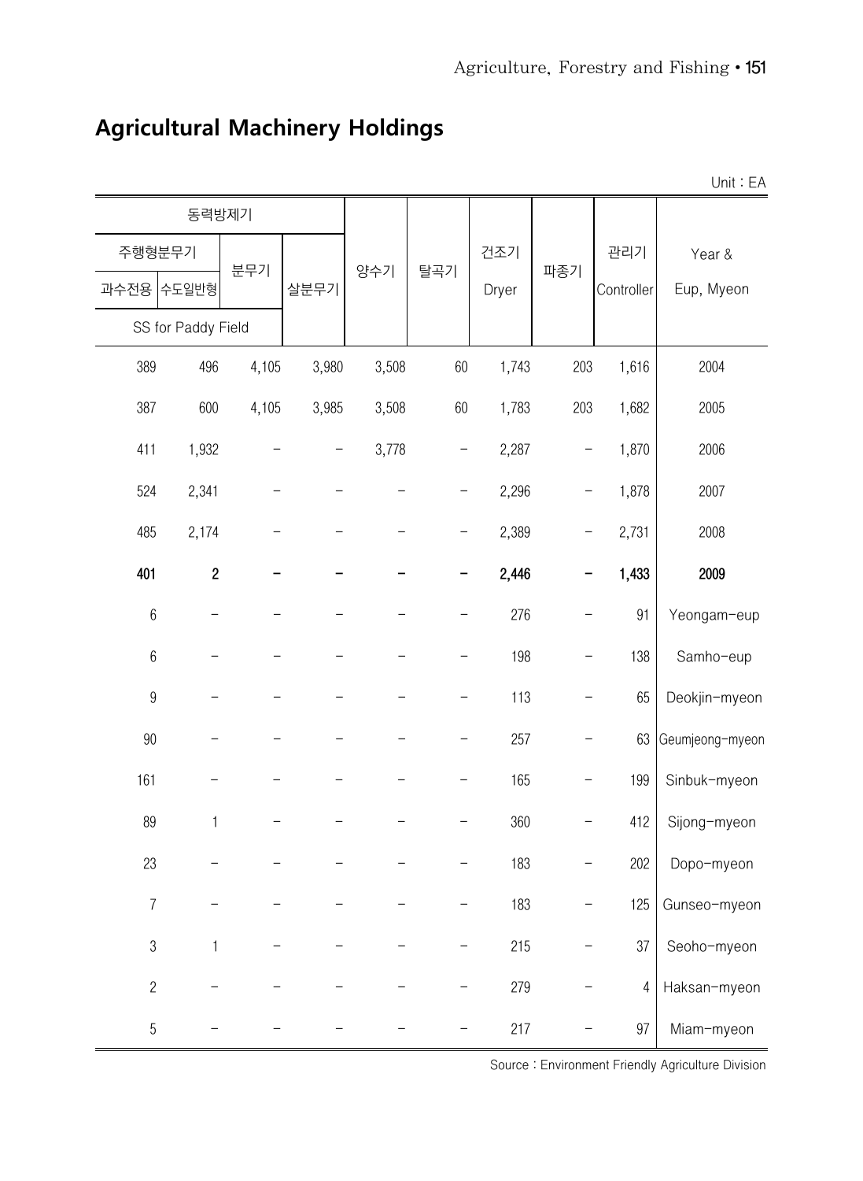# Agricultural Machinery Holdings

Unit : EA

| 동력방제기 | | | | 양수기 | 탈곡기 | 건조기 | 파종기 | 관리기 | Year & |
|---|---|---|---|---|---|---|---|---|---|
| 주행형분무기 | | 분무기 | 살분무기 | | | Dryer | | Controller | Eup, Myeon |
| 과수전용 | 수도일반형 | | | | | | | | |
| SS for Paddy Field | | | | | | | | | |
| 389 | 496 | 4,105 | 3,980 | 3,508 | 60 | 1,743 | 203 | 1,616 | 2004 |
| 387 | 600 | 4,105 | 3,985 | 3,508 | 60 | 1,783 | 203 | 1,682 | 2005 |
| 411 | 1,932 | - | - | 3,778 | - | 2,287 | - | 1,870 | 2006 |
| 524 | 2,341 | - | - | - | - | 2,296 | - | 1,878 | 2007 |
| 485 | 2,174 | - | - | - | - | 2,389 | - | 2,731 | 2008 |
| **401** | **2** | **-** | **-** | **-** | **-** | **2,446** | **-** | **1,433** | **2009** |
| 6 | - | - | - | - | - | 276 | - | 91 | Yeongam-eup |
| 6 | - | - | - | - | - | 198 | - | 138 | Samho-eup |
| 9 | - | - | - | - | - | 113 | - | 65 | Deokjin-myeon |
| 90 | - | - | - | - | - | 257 | - | 63 | Geumjeong-myeon |
| 161 | - | - | - | - | - | 165 | - | 199 | Sinbuk-myeon |
| 89 | 1 | - | - | - | - | 360 | - | 412 | Sijong-myeon |
| 23 | - | - | - | - | - | 183 | - | 202 | Dopo-myeon |
| 7 | - | - | - | - | - | 183 | - | 125 | Gunseo-myeon |
| 3 | 1 | - | - | - | - | 215 | - | 37 | Seoho-myeon |
| 2 | - | - | - | - | - | 279 | - | 4 | Haksan-myeon |
| 5 | - | - | - | - | - | 217 | - | 97 | Miam-myeon |

Source : Environment Friendly Agriculture Division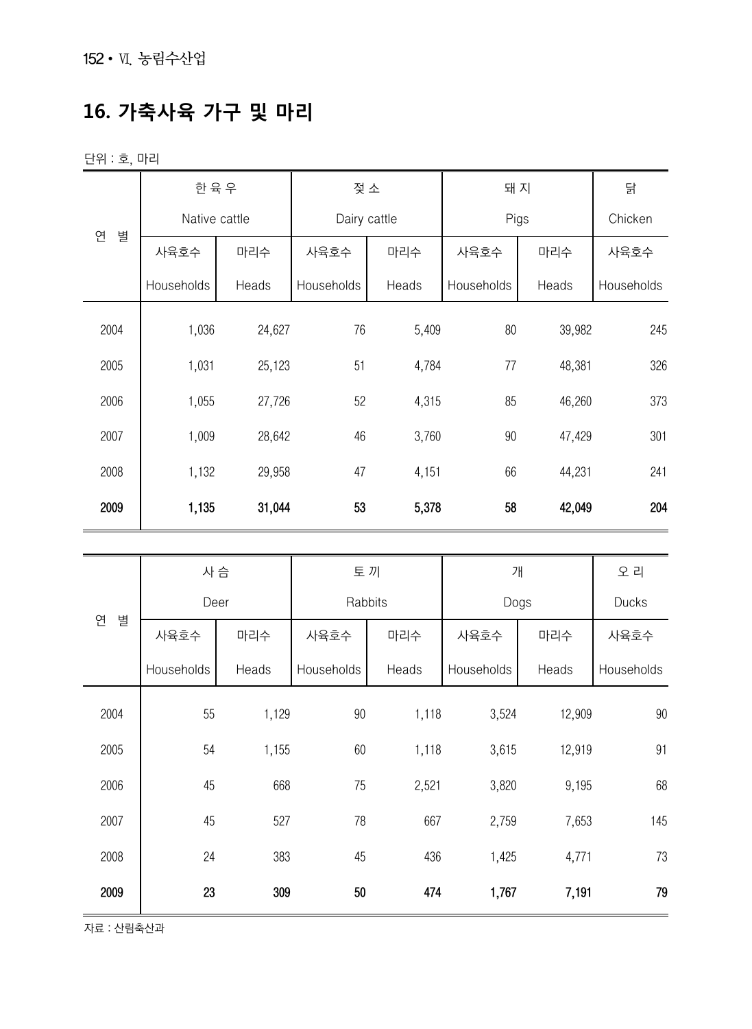## 16. 가축사육 가구 및 마리

단위 : 호, 마리

| 연 별 | 한육우 Native cattle | | 젖소 Dairy cattle | | 돼지 Pigs | | 닭 Chicken |
|---|---|---|---|---|---|---|---|
| | 사육호수 Households | 마리수 Heads | 사육호수 Households | 마리수 Heads | 사육호수 Households | 마리수 Heads | 사육호수 Households |
| 2004 | 1,036 | 24,627 | 76 | 5,409 | 80 | 39,982 | 245 |
| 2005 | 1,031 | 25,123 | 51 | 4,784 | 77 | 48,381 | 326 |
| 2006 | 1,055 | 27,726 | 52 | 4,315 | 85 | 46,260 | 373 |
| 2007 | 1,009 | 28,642 | 46 | 3,760 | 90 | 47,429 | 301 |
| 2008 | 1,132 | 29,958 | 47 | 4,151 | 66 | 44,231 | 241 |
| **2009** | **1,135** | **31,044** | **53** | **5,378** | **58** | **42,049** | **204** |

| 연 별 | 사슴 Deer | | 토끼 Rabbits | | 개 Dogs | | 오리 Ducks |
|---|---|---|---|---|---|---|---|
| | 사육호수 Households | 마리수 Heads | 사육호수 Households | 마리수 Heads | 사육호수 Households | 마리수 Heads | 사육호수 Households |
| 2004 | 55 | 1,129 | 90 | 1,118 | 3,524 | 12,909 | 90 |
| 2005 | 54 | 1,155 | 60 | 1,118 | 3,615 | 12,919 | 91 |
| 2006 | 45 | 668 | 75 | 2,521 | 3,820 | 9,195 | 68 |
| 2007 | 45 | 527 | 78 | 667 | 2,759 | 7,653 | 145 |
| 2008 | 24 | 383 | 45 | 436 | 1,425 | 4,771 | 73 |
| **2009** | **23** | **309** | **50** | **474** | **1,767** | **7,191** | **79** |

자료 : 산림축산과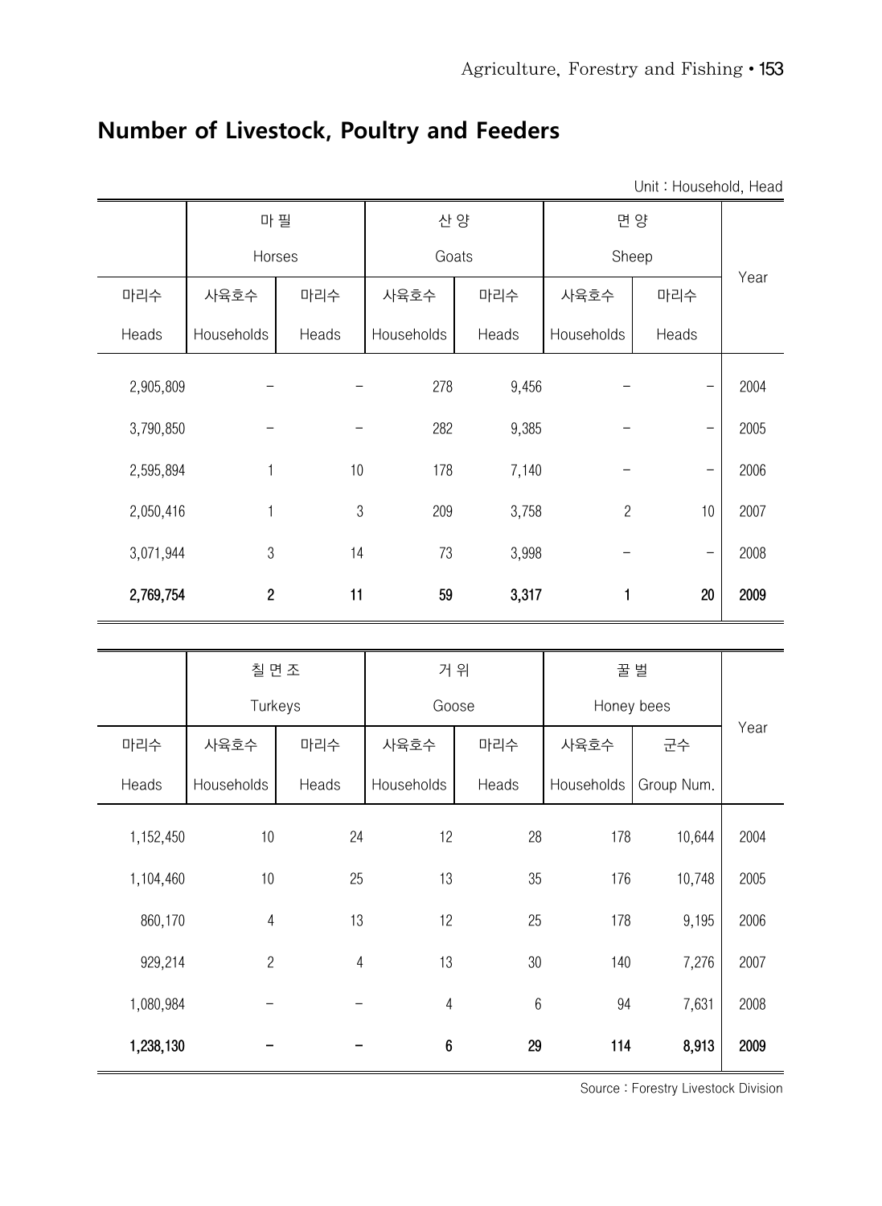## Number of Livestock, Poultry and Feeders

Unit : Household, Head

| | 마 필 Horses | | 산 양 Goats | | 면 양 Sheep | | Year |
|---|---|---|---|---|---|---|---|
| 마리수 Heads | 사육호수 Households | 마리수 Heads | 사육호수 Households | 마리수 Heads | 사육호수 Households | 마리수 Heads | |
| 2,905,809 | – | – | 278 | 9,456 | – | – | 2004 |
| 3,790,850 | – | – | 282 | 9,385 | – | – | 2005 |
| 2,595,894 | 1 | 10 | 178 | 7,140 | – | – | 2006 |
| 2,050,416 | 1 | 3 | 209 | 3,758 | 2 | 10 | 2007 |
| 3,071,944 | 3 | 14 | 73 | 3,998 | – | – | 2008 |
| **2,769,754** | **2** | **11** | **59** | **3,317** | **1** | **20** | **2009** |

| | 칠 면 조 Turkeys | | 거 위 Goose | | 꿀 벌 Honey bees | | Year |
|---|---|---|---|---|---|---|---|
| 마리수 Heads | 사육호수 Households | 마리수 Heads | 사육호수 Households | 마리수 Heads | 사육호수 Households | 군수 Group Num. | |
| 1,152,450 | 10 | 24 | 12 | 28 | 178 | 10,644 | 2004 |
| 1,104,460 | 10 | 25 | 13 | 35 | 176 | 10,748 | 2005 |
| 860,170 | 4 | 13 | 12 | 25 | 178 | 9,195 | 2006 |
| 929,214 | 2 | 4 | 13 | 30 | 140 | 7,276 | 2007 |
| 1,080,984 | – | – | 4 | 6 | 94 | 7,631 | 2008 |
| **1,238,130** | **–** | **–** | **6** | **29** | **114** | **8,913** | **2009** |

Source : Forestry Livestock Division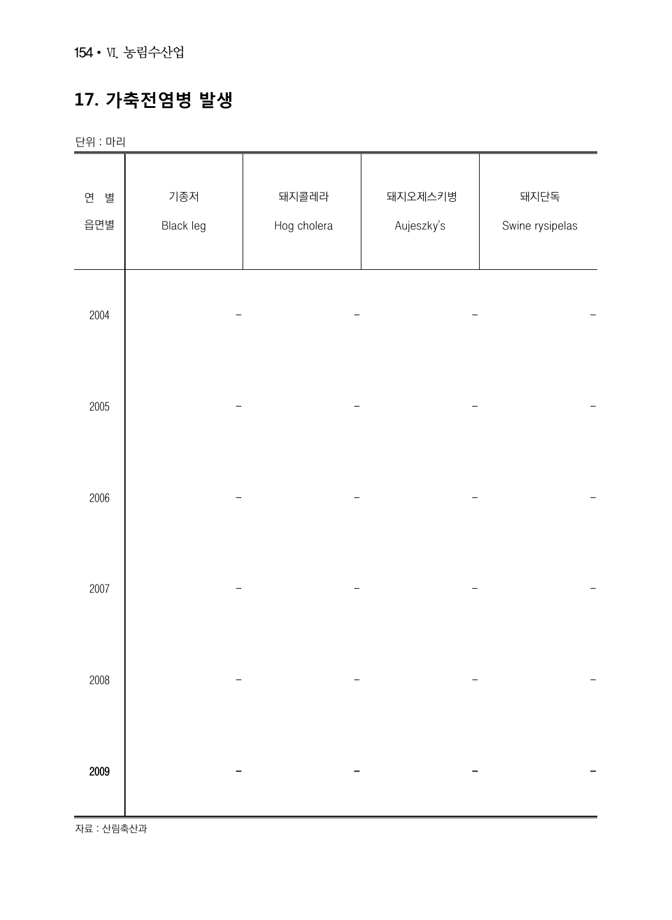## 17. 가축전염병 발생

단위 : 마리

| 연 별<br>읍면별 | 기종저<br>Black leg | 돼지콜레라<br>Hog cholera | 돼지오제스키병<br>Aujeszky's | 돼지단독<br>Swine rysipelas |
|---|---|---|---|---|
| 2004 | - | - | - | - |
| 2005 | - | - | - | - |
| 2006 | - | - | - | - |
| 2007 | - | - | - | - |
| 2008 | - | - | - | - |
| **2009** | **-** | **-** | **-** | **-** |

자료 : 산림축산과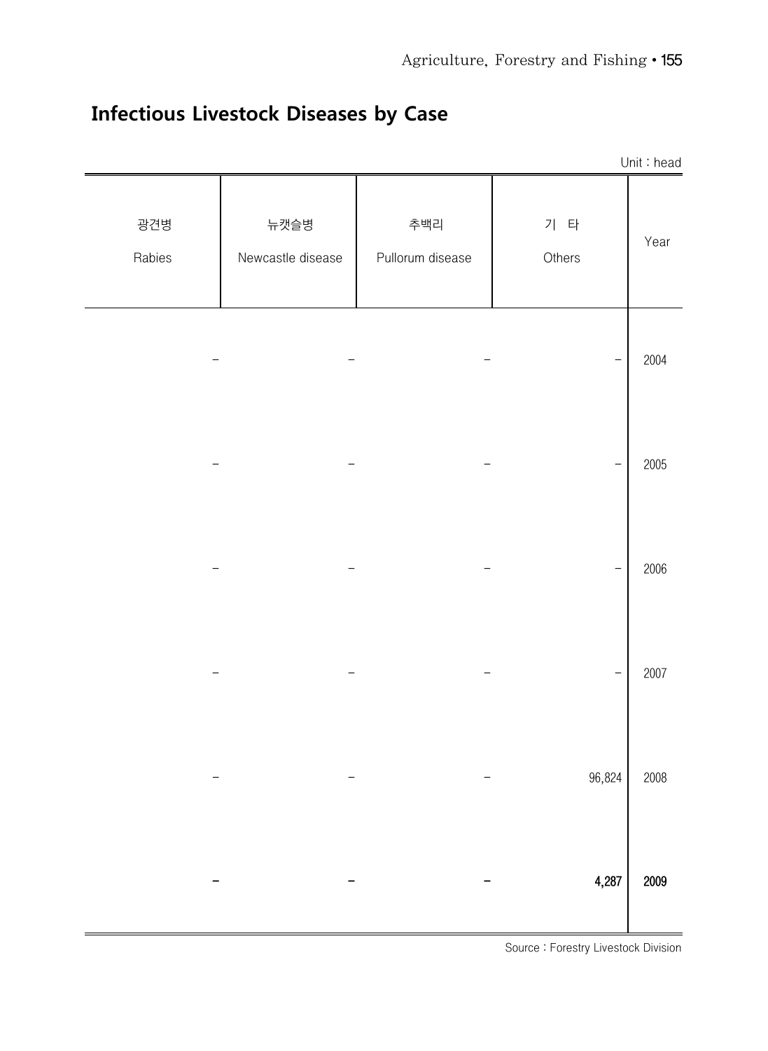## Infectious Livestock Diseases by Case

Unit : head

| 광견병<br>Rabies | 뉴캣슬병<br>Newcastle disease | 추백리<br>Pullorum disease | 기 타<br>Others | Year |
|---|---|---|---|---|
| – | – | – | – | 2004 |
| – | – | – | – | 2005 |
| – | – | – | – | 2006 |
| – | – | – | – | 2007 |
| – | – | – | 96,824 | 2008 |
| **–** | **–** | **–** | **4,287** | **2009** |

Source : Forestry Livestock Division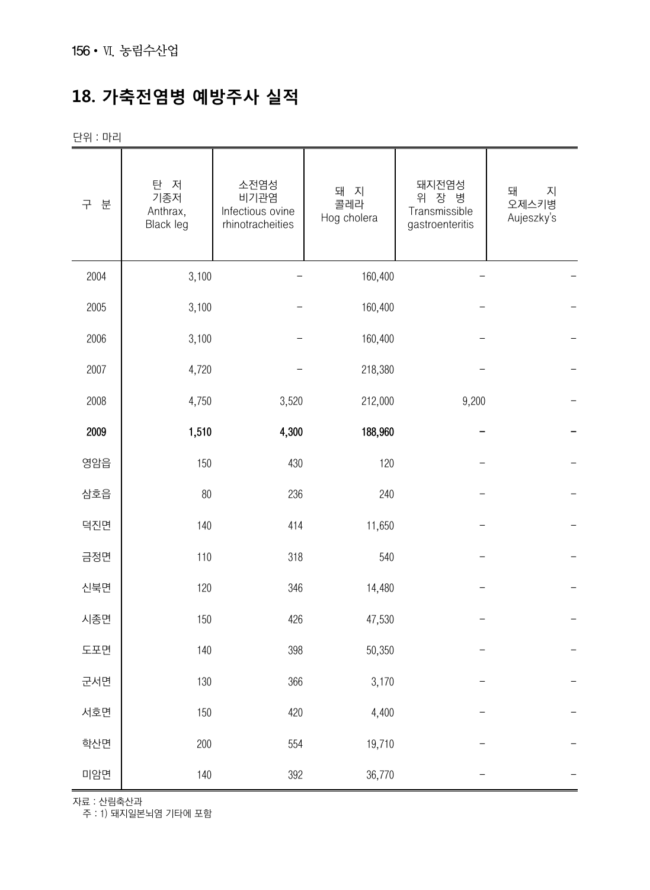## 18. 가축전염병 예방주사 실적

단위 : 마리

| 구 분 | 탄 저<br>기종저<br>Anthrax,<br>Black leg | 소전염성<br>비기관염<br>Infectious ovine<br>rhinotracheities | 돼 지<br>콜레라<br>Hog cholera | 돼지전염성<br>위 장 병<br>Transmissible<br>gastroenteritis | 돼 지<br>오제스키병<br>Aujeszky's |
|---|---|---|---|---|---|
| 2004 | 3,100 | – | 160,400 | – | – |
| 2005 | 3,100 | – | 160,400 | – | – |
| 2006 | 3,100 | – | 160,400 | – | – |
| 2007 | 4,720 | – | 218,380 | – | – |
| 2008 | 4,750 | 3,520 | 212,000 | 9,200 | – |
| **2009** | **1,510** | **4,300** | **188,960** | **–** | **–** |
| 영암읍 | 150 | 430 | 120 | – | – |
| 삼호읍 | 80 | 236 | 240 | – | – |
| 덕진면 | 140 | 414 | 11,650 | – | – |
| 금정면 | 110 | 318 | 540 | – | – |
| 신북면 | 120 | 346 | 14,480 | – | – |
| 시종면 | 150 | 426 | 47,530 | – | – |
| 도포면 | 140 | 398 | 50,350 | – | – |
| 군서면 | 130 | 366 | 3,170 | – | – |
| 서호면 | 150 | 420 | 4,400 | – | – |
| 학산면 | 200 | 554 | 19,710 | – | – |
| 미암면 | 140 | 392 | 36,770 | – | – |

자료 : 산림축산과
주 : 1) 돼지일본뇌염 기타에 포함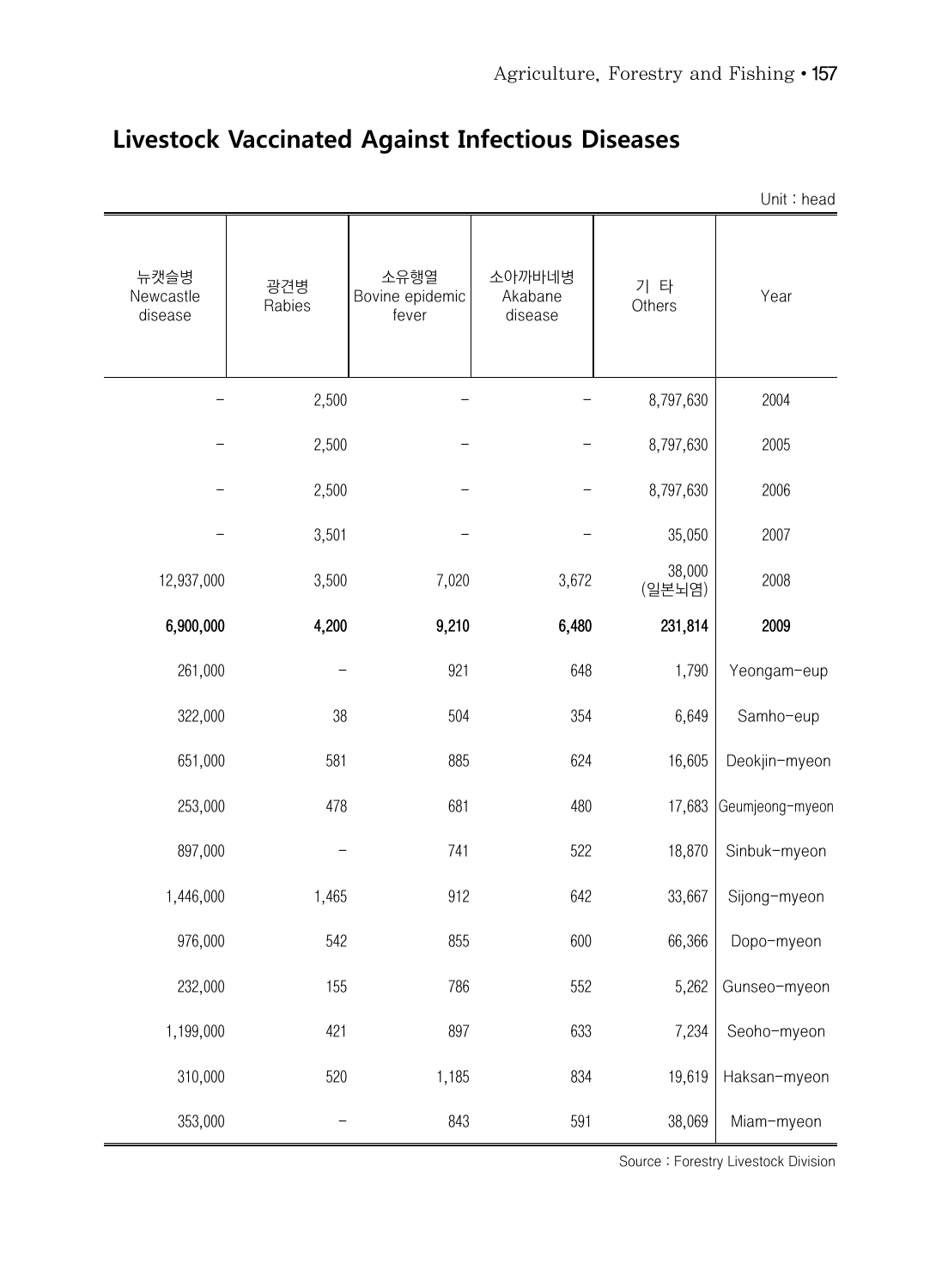## Livestock Vaccinated Against Infectious Diseases

Unit : head

| 뉴캣슬병 Newcastle disease | 광견병 Rabies | 소유행열 Bovine epidemic fever | 소아까바네병 Akabane disease | 기 타 Others | Year |
|---|---|---|---|---|---|
| – | 2,500 | – | – | 8,797,630 | 2004 |
| – | 2,500 | – | – | 8,797,630 | 2005 |
| – | 2,500 | – | – | 8,797,630 | 2006 |
| – | 3,501 | – | – | 35,050 | 2007 |
| 12,937,000 | 3,500 | 7,020 | 3,672 | 38,000 (일본뇌염) | 2008 |
| **6,900,000** | **4,200** | **9,210** | **6,480** | **231,814** | **2009** |
| 261,000 | – | 921 | 648 | 1,790 | Yeongam-eup |
| 322,000 | 38 | 504 | 354 | 6,649 | Samho-eup |
| 651,000 | 581 | 885 | 624 | 16,605 | Deokjin-myeon |
| 253,000 | 478 | 681 | 480 | 17,683 | Geumjeong-myeon |
| 897,000 | – | 741 | 522 | 18,870 | Sinbuk-myeon |
| 1,446,000 | 1,465 | 912 | 642 | 33,667 | Sijong-myeon |
| 976,000 | 542 | 855 | 600 | 66,366 | Dopo-myeon |
| 232,000 | 155 | 786 | 552 | 5,262 | Gunseo-myeon |
| 1,199,000 | 421 | 897 | 633 | 7,234 | Seoho-myeon |
| 310,000 | 520 | 1,185 | 834 | 19,619 | Haksan-myeon |
| 353,000 | – | 843 | 591 | 38,069 | Miam-myeon |

Source : Forestry Livestock Division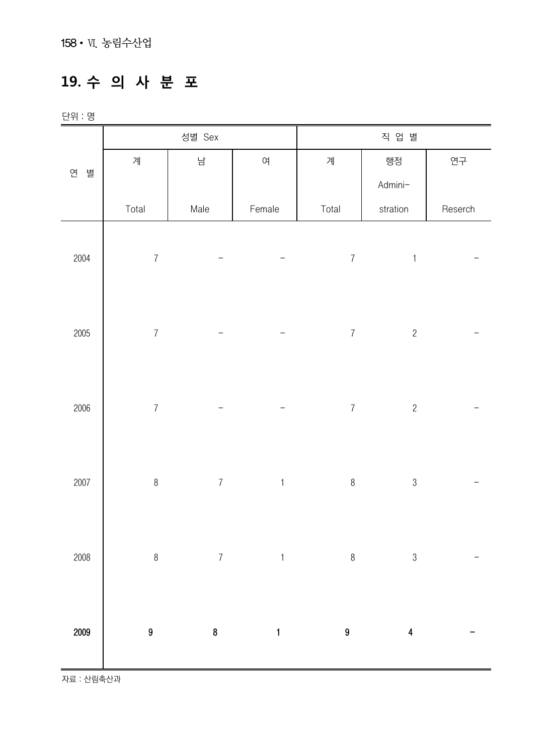# 19. 수 의 사 분 포

단위 : 명

| 연 별 | 성별 Sex | | | 직 업 별 | | |
|---|---|---|---|---|---|---|
| | 계<br>Total | 남<br>Male | 여<br>Female | 계<br>Total | 행정<br>Admini-stration | 연구<br>Reserch |
| 2004 | 7 | - | - | 7 | 1 | - |
| 2005 | 7 | - | - | 7 | 2 | - |
| 2006 | 7 | - | - | 7 | 2 | - |
| 2007 | 8 | 7 | 1 | 8 | 3 | - |
| 2008 | 8 | 7 | 1 | 8 | 3 | - |
| **2009** | **9** | **8** | **1** | **9** | **4** | **-** |

자료 : 산림축산과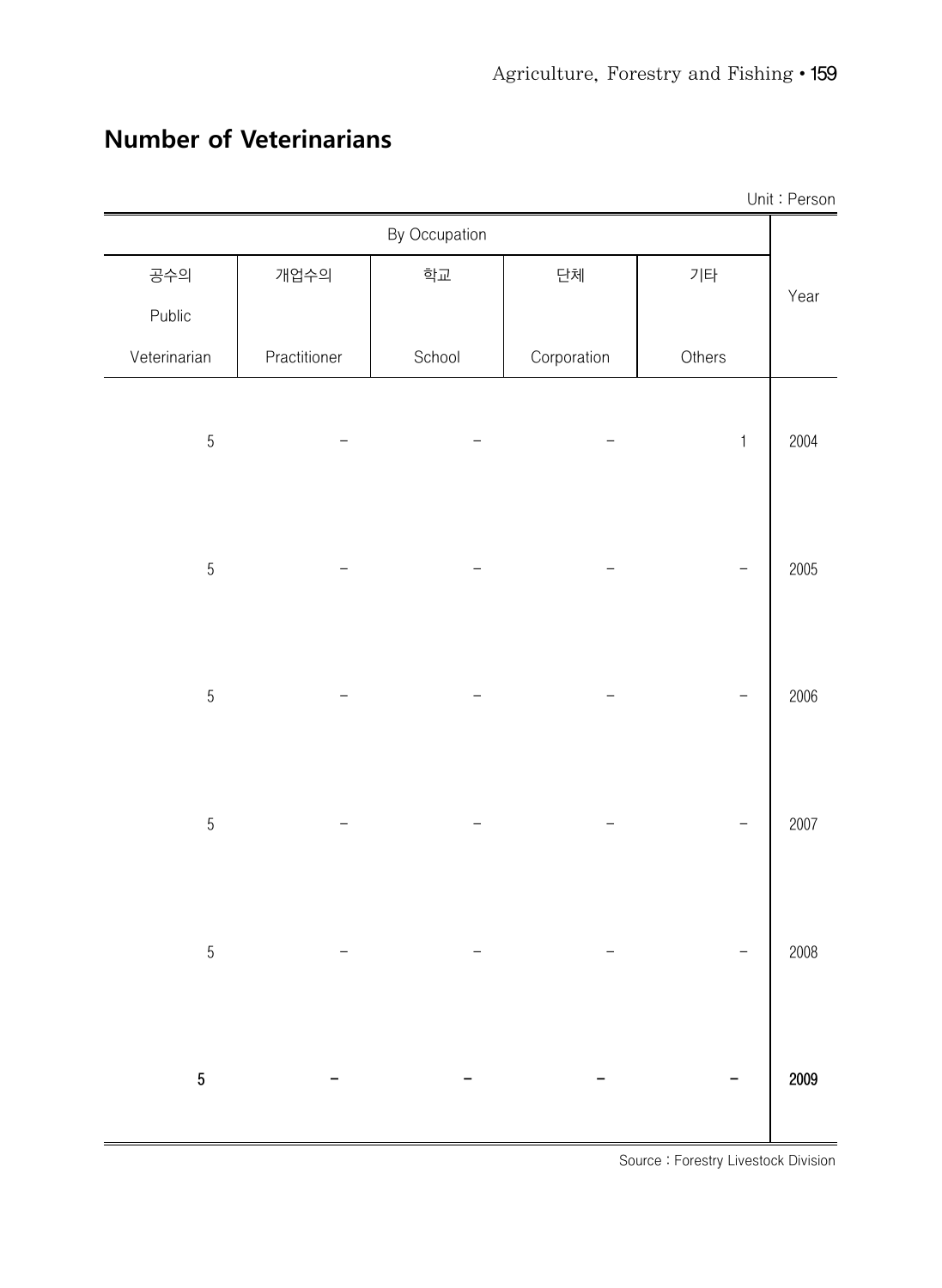## Number of Veterinarians

Unit : Person

| By Occupation | | | | | Year |
|---|---|---|---|---|---|
| 공수의 Public Veterinarian | 개업수의 Practitioner | 학교 School | 단체 Corporation | 기타 Others | |
| 5 | – | – | – | 1 | 2004 |
| 5 | – | – | – | – | 2005 |
| 5 | – | – | – | – | 2006 |
| 5 | – | – | – | – | 2007 |
| 5 | – | – | – | – | 2008 |
| **5** | **–** | **–** | **–** | **–** | **2009** |

Source : Forestry Livestock Division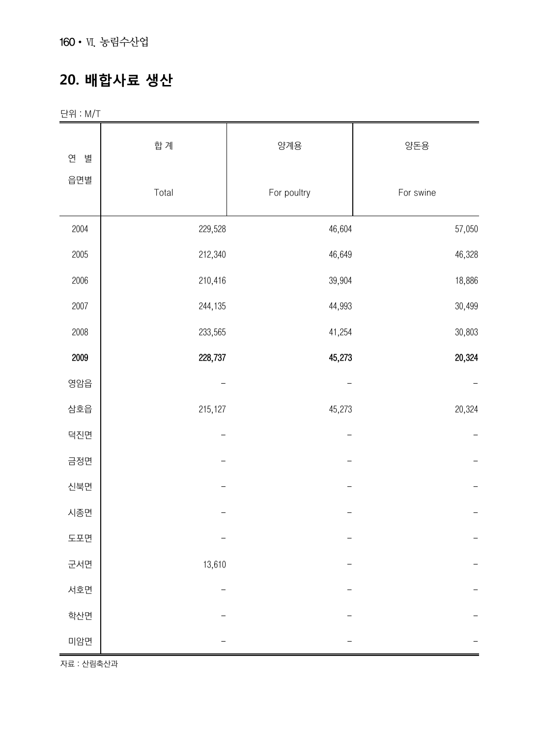# 20. 배합사료 생산

단위 : M/T

| 연 별<br>읍면별 | 합 계<br>Total | 양계용<br>For poultry | 양돈용<br>For swine |
|---|---|---|---|
| 2004 | 229,528 | 46,604 | 57,050 |
| 2005 | 212,340 | 46,649 | 46,328 |
| 2006 | 210,416 | 39,904 | 18,886 |
| 2007 | 244,135 | 44,993 | 30,499 |
| 2008 | 233,565 | 41,254 | 30,803 |
| **2009** | **228,737** | **45,273** | **20,324** |
| 영암읍 | - | - | - |
| 삼호읍 | 215,127 | 45,273 | 20,324 |
| 덕진면 | - | - | - |
| 금정면 | - | - | - |
| 신북면 | - | - | - |
| 시종면 | - | - | - |
| 도포면 | - | - | - |
| 군서면 | 13,610 | - | - |
| 서호면 | - | - | - |
| 학산면 | - | - | - |
| 미암면 | - | - | - |

자료 : 산림축산과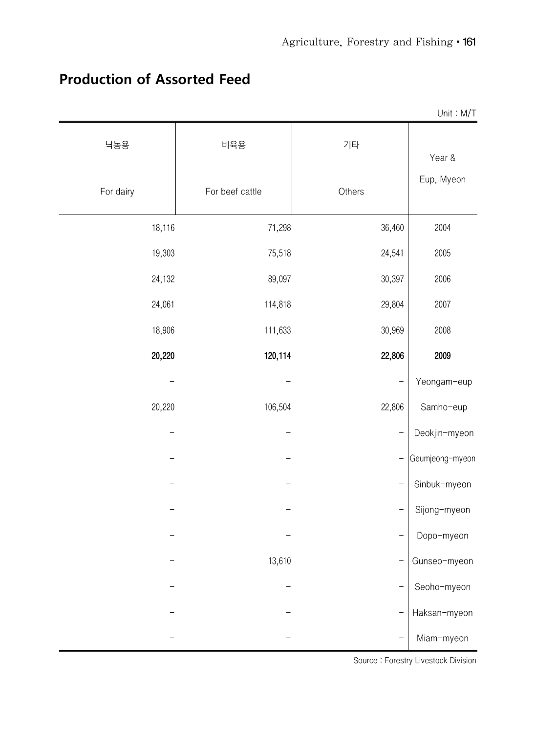# Production of Assorted Feed

Unit : M/T

| 낙농용<br>For dairy | 비육용<br>For beef cattle | 기타<br>Others | Year &<br>Eup, Myeon |
|---|---|---|---|
| 18,116 | 71,298 | 36,460 | 2004 |
| 19,303 | 75,518 | 24,541 | 2005 |
| 24,132 | 89,097 | 30,397 | 2006 |
| 24,061 | 114,818 | 29,804 | 2007 |
| 18,906 | 111,633 | 30,969 | 2008 |
| **20,220** | **120,114** | **22,806** | **2009** |
| - | - | - | Yeongam-eup |
| 20,220 | 106,504 | 22,806 | Samho-eup |
| - | - | - | Deokjin-myeon |
| - | - | - | Geumjeong-myeon |
| - | - | - | Sinbuk-myeon |
| - | - | - | Sijong-myeon |
| - | - | - | Dopo-myeon |
| - | 13,610 | - | Gunseo-myeon |
| - | - | - | Seoho-myeon |
| - | - | - | Haksan-myeon |
| - | - | - | Miam-myeon |

Source : Forestry Livestock Division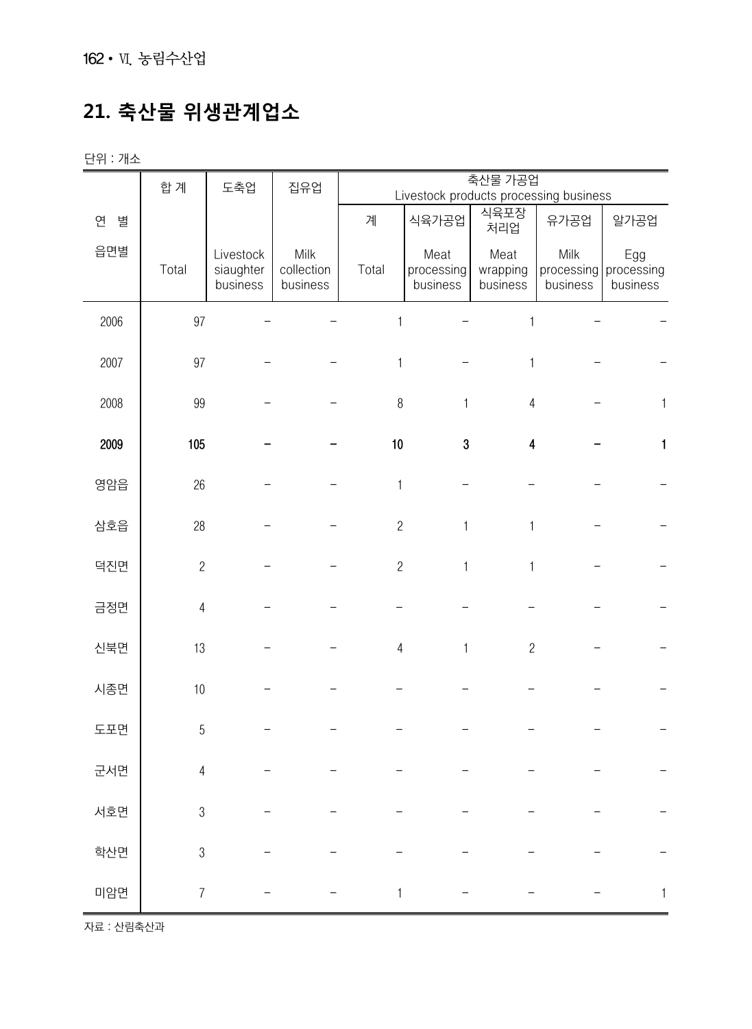# 21. 축산물 위생관계업소

단위 : 개소

| 연 별<br>읍면별 | 합 계<br>Total | 도축업<br>Livestock siaughter business | 집유업<br>Milk collection business | 축산물 가공업 Livestock products processing business | | | | |
|---|---|---|---|---|---|---|---|---|
| | | | | 계<br>Total | 식육가공업<br>Meat processing business | 식육포장처리업<br>Meat wrapping business | 유가공업<br>Milk processing business | 알가공업<br>Egg processing business |
| 2006 | 97 | – | – | 1 | – | 1 | – | – |
| 2007 | 97 | – | – | 1 | – | 1 | – | – |
| 2008 | 99 | – | – | 8 | 1 | 4 | – | 1 |
| **2009** | **105** | **–** | **–** | **10** | **3** | **4** | **–** | **1** |
| 영암읍 | 26 | – | – | 1 | – | – | – | – |
| 삼호읍 | 28 | – | – | 2 | 1 | 1 | – | – |
| 덕진면 | 2 | – | – | 2 | 1 | 1 | – | – |
| 금정면 | 4 | – | – | – | – | – | – | – |
| 신북면 | 13 | – | – | 4 | 1 | 2 | – | – |
| 시종면 | 10 | – | – | – | – | – | – | – |
| 도포면 | 5 | – | – | – | – | – | – | – |
| 군서면 | 4 | – | – | – | – | – | – | – |
| 서호면 | 3 | – | – | – | – | – | – | – |
| 학산면 | 3 | – | – | – | – | – | – | – |
| 미암면 | 7 | – | – | 1 | – | – | – | 1 |

자료 : 산림축산과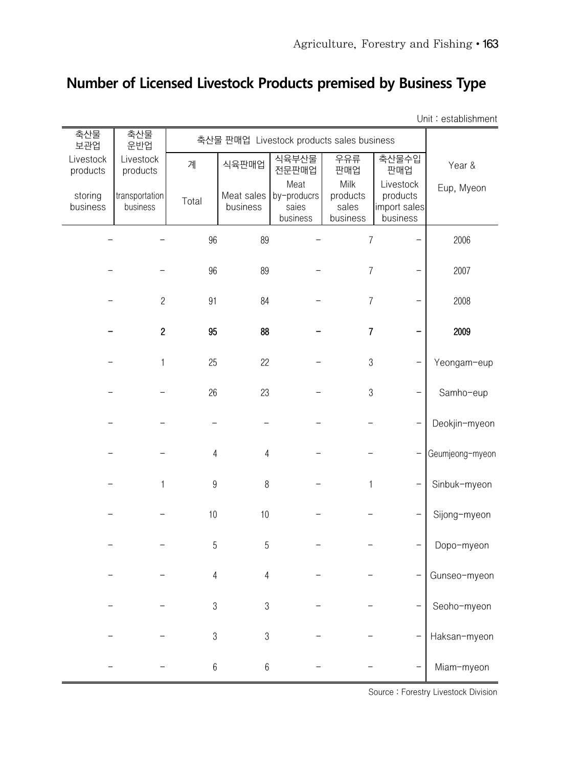# Number of Licensed Livestock Products premised by Business Type

Unit : establishment

| 축산물 보관업 Livestock products storing business | 축산물 운반업 Livestock products transportation business | 축산물 판매업 Livestock products sales business | | | | | Year & Eup, Myeon |
|---|---|---|---|---|---|---|---|
| | | 계 Total | 식육판매업 Meat sales business | 식육부산물 전문판매업 Meat by-producrs saies business | 우유류 판매업 Milk products sales business | 축산물수입 판매업 Livestock products import sales business | |
| - | - | 96 | 89 | - | 7 | - | 2006 |
| - | - | 96 | 89 | - | 7 | - | 2007 |
| - | 2 | 91 | 84 | - | 7 | - | 2008 |
| **-** | **2** | **95** | **88** | **-** | **7** | **-** | **2009** |
| - | 1 | 25 | 22 | - | 3 | - | Yeongam-eup |
| - | - | 26 | 23 | - | 3 | - | Samho-eup |
| - | - | - | - | - | - | - | Deokjin-myeon |
| - | - | 4 | 4 | - | - | - | Geumjeong-myeon |
| - | 1 | 9 | 8 | - | 1 | - | Sinbuk-myeon |
| - | - | 10 | 10 | - | - | - | Sijong-myeon |
| - | - | 5 | 5 | - | - | - | Dopo-myeon |
| - | - | 4 | 4 | - | - | - | Gunseo-myeon |
| - | - | 3 | 3 | - | - | - | Seoho-myeon |
| - | - | 3 | 3 | - | - | - | Haksan-myeon |
| - | - | 6 | 6 | - | - | - | Miam-myeon |

Source : Forestry Livestock Division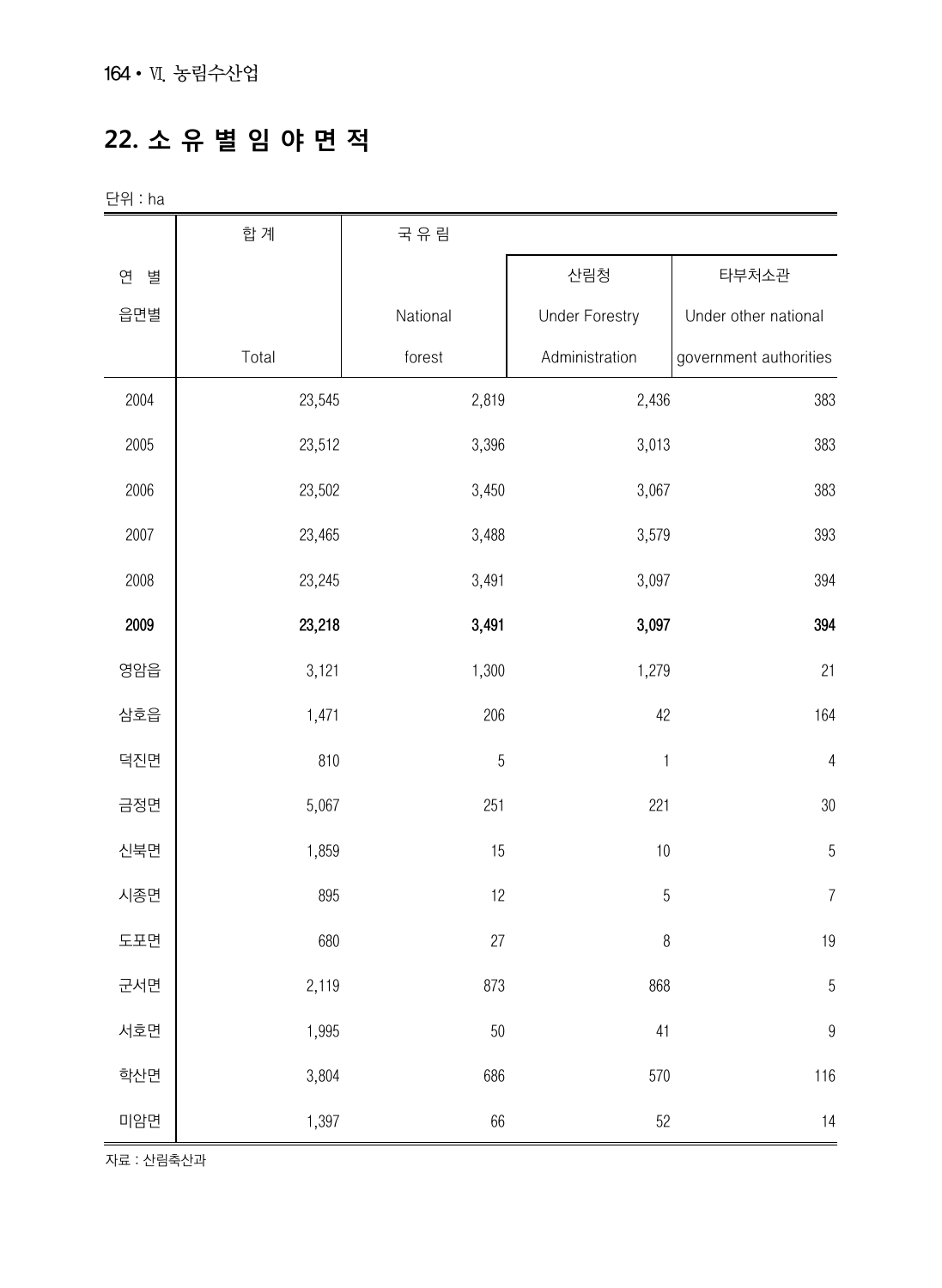## 22. 소 유 별 임 야 면 적

단위 : ha

| 연 별<br>읍면별 | 합 계<br>Total | 국 유 림<br>National forest | | |
|---|---|---|---|---|
| | | | 산림청<br>Under Forestry Administration | 타부처소관<br>Under other national government authorities |
| 2004 | 23,545 | 2,819 | 2,436 | 383 |
| 2005 | 23,512 | 3,396 | 3,013 | 383 |
| 2006 | 23,502 | 3,450 | 3,067 | 383 |
| 2007 | 23,465 | 3,488 | 3,579 | 393 |
| 2008 | 23,245 | 3,491 | 3,097 | 394 |
| **2009** | **23,218** | **3,491** | **3,097** | **394** |
| 영암읍 | 3,121 | 1,300 | 1,279 | 21 |
| 삼호읍 | 1,471 | 206 | 42 | 164 |
| 덕진면 | 810 | 5 | 1 | 4 |
| 금정면 | 5,067 | 251 | 221 | 30 |
| 신북면 | 1,859 | 15 | 10 | 5 |
| 시종면 | 895 | 12 | 5 | 7 |
| 도포면 | 680 | 27 | 8 | 19 |
| 군서면 | 2,119 | 873 | 868 | 5 |
| 서호면 | 1,995 | 50 | 41 | 9 |
| 학산면 | 3,804 | 686 | 570 | 116 |
| 미암면 | 1,397 | 66 | 52 | 14 |

자료 : 산림축산과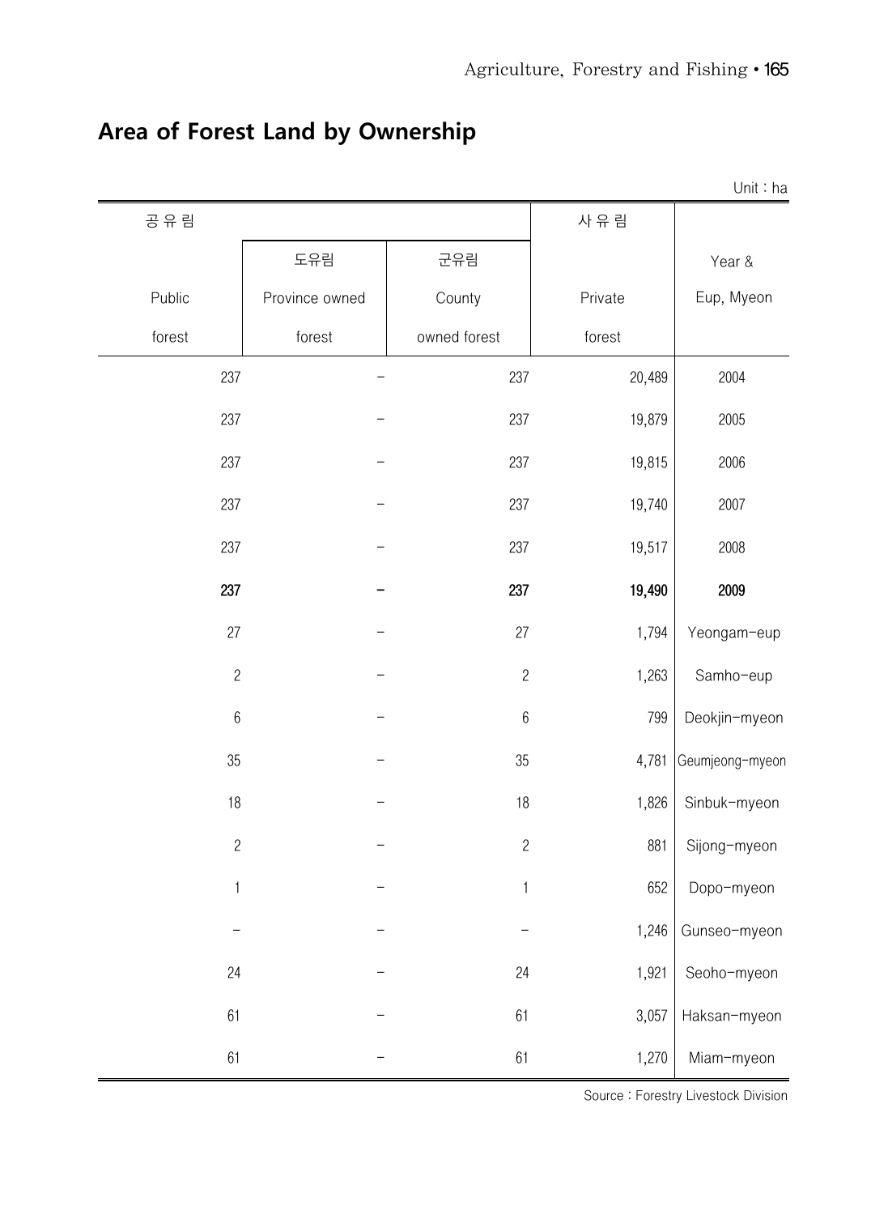## Area of Forest Land by Ownership

Unit : ha

| 공 유 림 | | | 사 유 림 | |
|---|---|---|---|---|
| | 도유림 | 군유림 | | Year & |
| Public | Province owned | County | Private | Eup, Myeon |
| forest | forest | owned forest | forest | |
| 237 | – | 237 | 20,489 | 2004 |
| 237 | – | 237 | 19,879 | 2005 |
| 237 | – | 237 | 19,815 | 2006 |
| 237 | – | 237 | 19,740 | 2007 |
| 237 | – | 237 | 19,517 | 2008 |
| **237** | **–** | **237** | **19,490** | **2009** |
| 27 | – | 27 | 1,794 | Yeongam-eup |
| 2 | – | 2 | 1,263 | Samho-eup |
| 6 | – | 6 | 799 | Deokjin-myeon |
| 35 | – | 35 | 4,781 | Geumjeong-myeon |
| 18 | – | 18 | 1,826 | Sinbuk-myeon |
| 2 | – | 2 | 881 | Sijong-myeon |
| 1 | – | 1 | 652 | Dopo-myeon |
| – | – | – | 1,246 | Gunseo-myeon |
| 24 | – | 24 | 1,921 | Seoho-myeon |
| 61 | – | 61 | 3,057 | Haksan-myeon |
| 61 | – | 61 | 1,270 | Miam-myeon |

Source : Forestry Livestock Division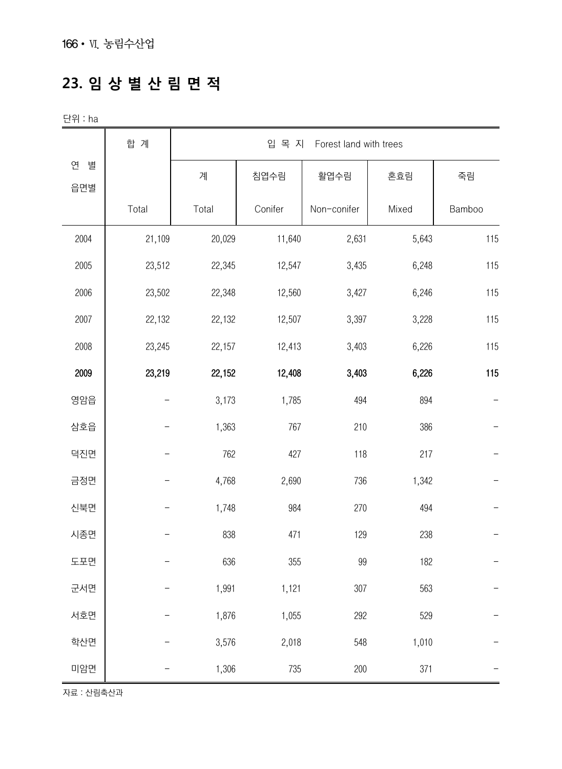## 23. 임 상 별 산 림 면 적

단위 : ha

| 연 별<br>읍면별 | 합 계 | 입 목 지 Forest land with trees | | | | |
|---|---|---|---|---|---|---|
| | | 계 | 침엽수림 | 활엽수림 | 혼효림 | 죽림 |
| | Total | Total | Conifer | Non-conifer | Mixed | Bamboo |
| 2004 | 21,109 | 20,029 | 11,640 | 2,631 | 5,643 | 115 |
| 2005 | 23,512 | 22,345 | 12,547 | 3,435 | 6,248 | 115 |
| 2006 | 23,502 | 22,348 | 12,560 | 3,427 | 6,246 | 115 |
| 2007 | 22,132 | 22,132 | 12,507 | 3,397 | 3,228 | 115 |
| 2008 | 23,245 | 22,157 | 12,413 | 3,403 | 6,226 | 115 |
| **2009** | **23,219** | **22,152** | **12,408** | **3,403** | **6,226** | **115** |
| 영암읍 | - | 3,173 | 1,785 | 494 | 894 | - |
| 삼호읍 | - | 1,363 | 767 | 210 | 386 | - |
| 덕진면 | - | 762 | 427 | 118 | 217 | - |
| 금정면 | - | 4,768 | 2,690 | 736 | 1,342 | - |
| 신북면 | - | 1,748 | 984 | 270 | 494 | - |
| 시종면 | - | 838 | 471 | 129 | 238 | - |
| 도포면 | - | 636 | 355 | 99 | 182 | - |
| 군서면 | - | 1,991 | 1,121 | 307 | 563 | - |
| 서호면 | - | 1,876 | 1,055 | 292 | 529 | - |
| 학산면 | - | 3,576 | 2,018 | 548 | 1,010 | - |
| 미암면 | - | 1,306 | 735 | 200 | 371 | - |

자료 : 산림축산과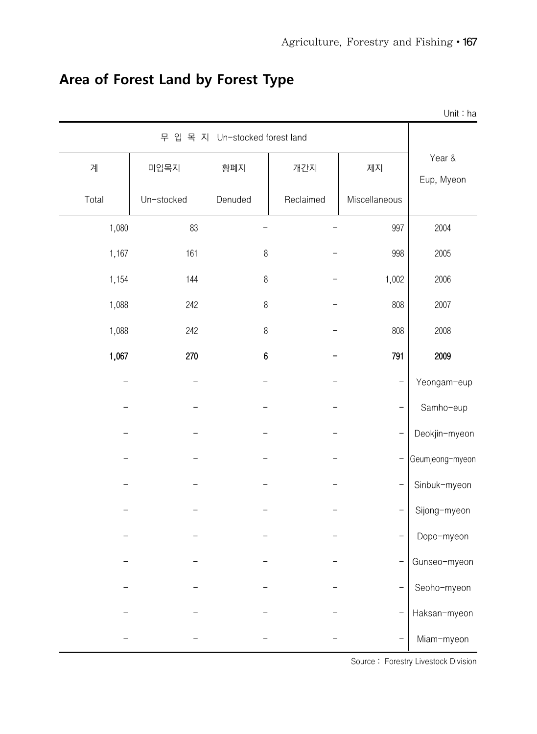## Area of Forest Land by Forest Type

Unit : ha

| 무 입 목 지 Un-stocked forest land | | | | | Year & Eup, Myeon |
|---|---|---|---|---|---|
| 계 Total | 미입목지 Un-stocked | 황폐지 Denuded | 개간지 Reclaimed | 제지 Miscellaneous | |
| 1,080 | 83 | - | - | 997 | 2004 |
| 1,167 | 161 | 8 | - | 998 | 2005 |
| 1,154 | 144 | 8 | - | 1,002 | 2006 |
| 1,088 | 242 | 8 | - | 808 | 2007 |
| 1,088 | 242 | 8 | - | 808 | 2008 |
| **1,067** | **270** | **6** | **-** | **791** | **2009** |
| - | - | - | - | - | Yeongam-eup |
| - | - | - | - | - | Samho-eup |
| - | - | - | - | - | Deokjin-myeon |
| - | - | - | - | - | Geumjeong-myeon |
| - | - | - | - | - | Sinbuk-myeon |
| - | - | - | - | - | Sijong-myeon |
| - | - | - | - | - | Dopo-myeon |
| - | - | - | - | - | Gunseo-myeon |
| - | - | - | - | - | Seoho-myeon |
| - | - | - | - | - | Haksan-myeon |
| - | - | - | - | - | Miam-myeon |

Source : Forestry Livestock Division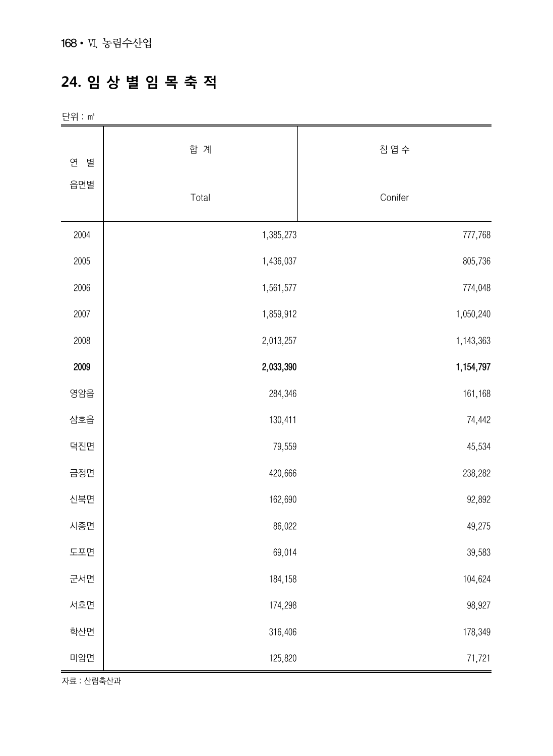# 24. 임 상 별 임 목 축 적

단위 : ㎥

| 연 별<br>읍면별 | 합 계<br>Total | 침 엽 수<br>Conifer |
|---|---|---|
| 2004 | 1,385,273 | 777,768 |
| 2005 | 1,436,037 | 805,736 |
| 2006 | 1,561,577 | 774,048 |
| 2007 | 1,859,912 | 1,050,240 |
| 2008 | 2,013,257 | 1,143,363 |
| **2009** | **2,033,390** | **1,154,797** |
| 영암읍 | 284,346 | 161,168 |
| 삼호읍 | 130,411 | 74,442 |
| 덕진면 | 79,559 | 45,534 |
| 금정면 | 420,666 | 238,282 |
| 신북면 | 162,690 | 92,892 |
| 시종면 | 86,022 | 49,275 |
| 도포면 | 69,014 | 39,583 |
| 군서면 | 184,158 | 104,624 |
| 서호면 | 174,298 | 98,927 |
| 학산면 | 316,406 | 178,349 |
| 미암면 | 125,820 | 71,721 |

자료 : 산림축산과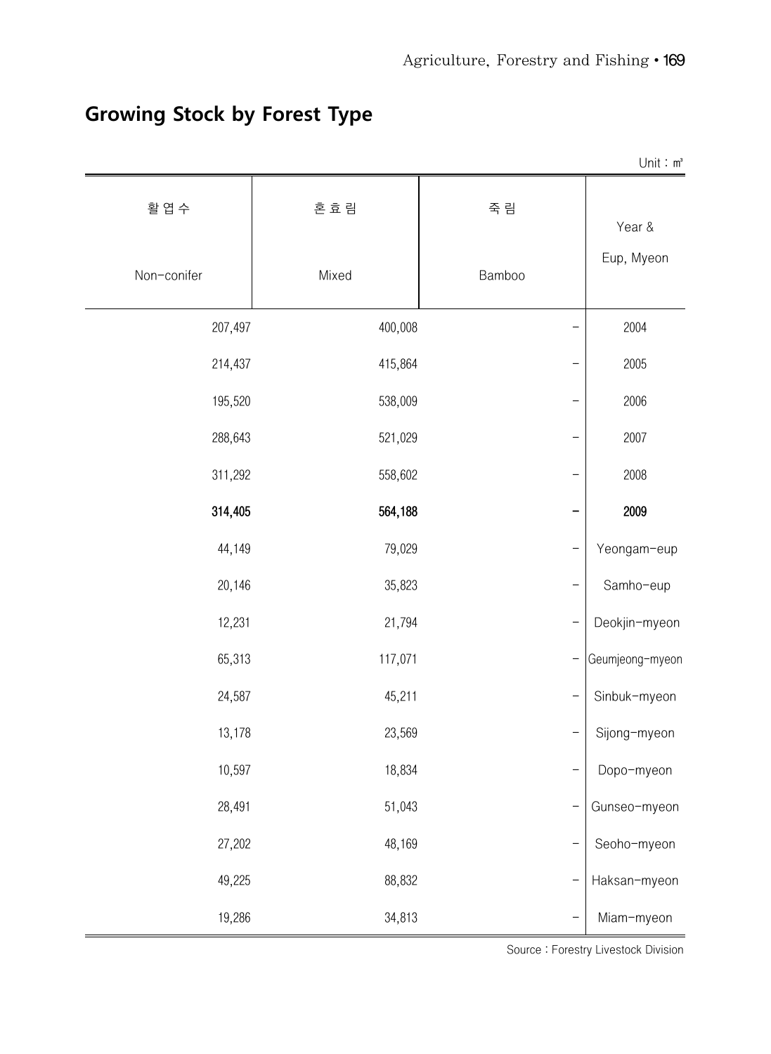## Growing Stock by Forest Type

Unit : ㎥

| 활엽수<br>Non-conifer | 혼효림<br>Mixed | 죽림<br>Bamboo | Year &<br>Eup, Myeon |
|---|---|---|---|
| 207,497 | 400,008 | - | 2004 |
| 214,437 | 415,864 | - | 2005 |
| 195,520 | 538,009 | - | 2006 |
| 288,643 | 521,029 | - | 2007 |
| 311,292 | 558,602 | - | 2008 |
| **314,405** | **564,188** | **-** | **2009** |
| 44,149 | 79,029 | - | Yeongam-eup |
| 20,146 | 35,823 | - | Samho-eup |
| 12,231 | 21,794 | - | Deokjin-myeon |
| 65,313 | 117,071 | - | Geumjeong-myeon |
| 24,587 | 45,211 | - | Sinbuk-myeon |
| 13,178 | 23,569 | - | Sijong-myeon |
| 10,597 | 18,834 | - | Dopo-myeon |
| 28,491 | 51,043 | - | Gunseo-myeon |
| 27,202 | 48,169 | - | Seoho-myeon |
| 49,225 | 88,832 | - | Haksan-myeon |
| 19,286 | 34,813 | - | Miam-myeon |

Source : Forestry Livestock Division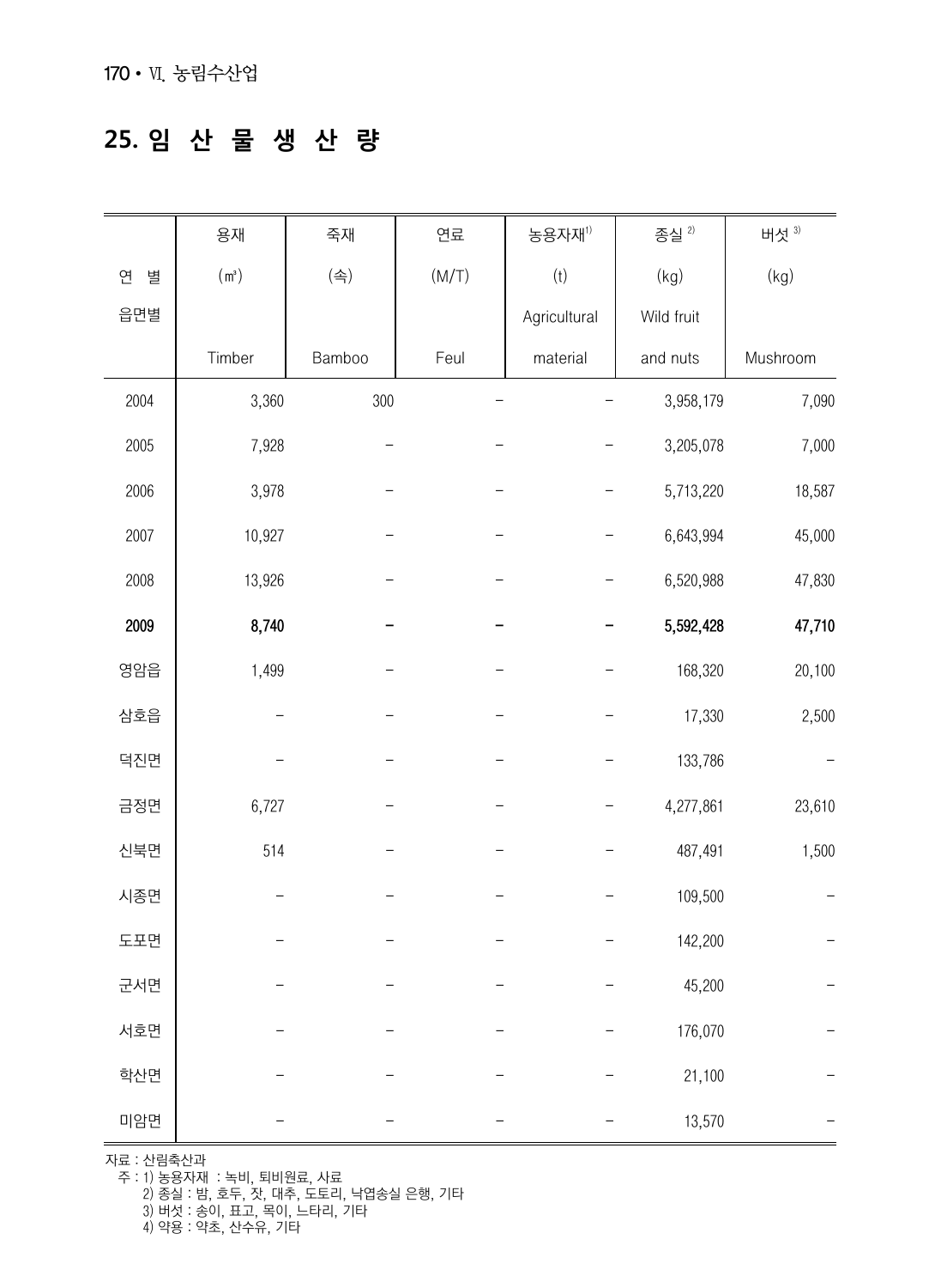## 25. 임 산 물 생 산 량

| 연 별<br>읍면별 | 용재<br>(㎥)<br>Timber | 죽재<br>(속)<br>Bamboo | 연료<br>(M/T)<br>Feul | 농용자재[1]<br>(t)<br>Agricultural material | 종실[2]<br>(kg)<br>Wild fruit and nuts | 버섯[3]<br>(kg)<br>Mushroom |
|---|---|---|---|---|---|---|
| 2004 | 3,360 | 300 | – | – | 3,958,179 | 7,090 |
| 2005 | 7,928 | – | – | – | 3,205,078 | 7,000 |
| 2006 | 3,978 | – | – | – | 5,713,220 | 18,587 |
| 2007 | 10,927 | – | – | – | 6,643,994 | 45,000 |
| 2008 | 13,926 | – | – | – | 6,520,988 | 47,830 |
| **2009** | **8,740** | **–** | **–** | **–** | **5,592,428** | **47,710** |
| 영암읍 | 1,499 | – | – | – | 168,320 | 20,100 |
| 삼호읍 | – | – | – | – | 17,330 | 2,500 |
| 덕진면 | – | – | – | – | 133,786 | – |
| 금정면 | 6,727 | – | – | – | 4,277,861 | 23,610 |
| 신북면 | 514 | – | – | – | 487,491 | 1,500 |
| 시종면 | – | – | – | – | 109,500 | – |
| 도포면 | – | – | – | – | 142,200 | – |
| 군서면 | – | – | – | – | 45,200 | – |
| 서호면 | – | – | – | – | 176,070 | – |
| 학산면 | – | – | – | – | 21,100 | – |
| 미암면 | – | – | – | – | 13,570 | – |

자료 : 산림축산과
주 : 1) 농용자재 : 녹비, 퇴비원료, 사료
2) 종실 : 밤, 호두, 잣, 대추, 도토리, 낙엽송실 은행, 기타
3) 버섯 : 송이, 표고, 목이, 느타리, 기타
4) 약용 : 약초, 산수유, 기타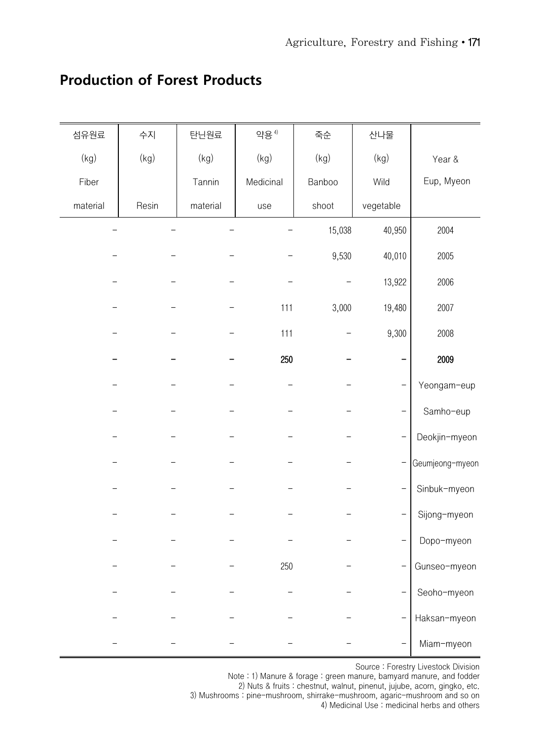## Production of Forest Products

| 섬유원료 (kg) Fiber material | 수지 (kg) Resin | 탄닌원료 (kg) Tannin material | 약용[4] (kg) Medicinal use | 죽순 (kg) Banboo shoot | 산나물 (kg) Wild vegetable | Year & Eup, Myeon |
|---|---|---|---|---|---|---|
| – | – | – | – | 15,038 | 40,950 | 2004 |
| – | – | – | – | 9,530 | 40,010 | 2005 |
| – | – | – | – | – | 13,922 | 2006 |
| – | – | – | 111 | 3,000 | 19,480 | 2007 |
| – | – | – | 111 | – | 9,300 | 2008 |
| **–** | **–** | **–** | **250** | **–** | **–** | **2009** |
| – | – | – | – | – | – | Yeongam-eup |
| – | – | – | – | – | – | Samho-eup |
| – | – | – | – | – | – | Deokjin-myeon |
| – | – | – | – | – | – | Geumjeong-myeon |
| – | – | – | – | – | – | Sinbuk-myeon |
| – | – | – | – | – | – | Sijong-myeon |
| – | – | – | – | – | – | Dopo-myeon |
| – | – | – | 250 | – | – | Gunseo-myeon |
| – | – | – | – | – | – | Seoho-myeon |
| – | – | – | – | – | – | Haksan-myeon |
| – | – | – | – | – | – | Miam-myeon |

Source : Forestry Livestock Division

Note : 1) Manure & forage : green manure, bamyard manure, and fodder

2) Nuts & fruits : chestnut, walnut, pinenut, jujube, acorn, gingko, etc.

3) Mushrooms : pine-mushroom, shirrake-mushroom, agaric-mushroom and so on

4) Medicinal Use : medicinal herbs and others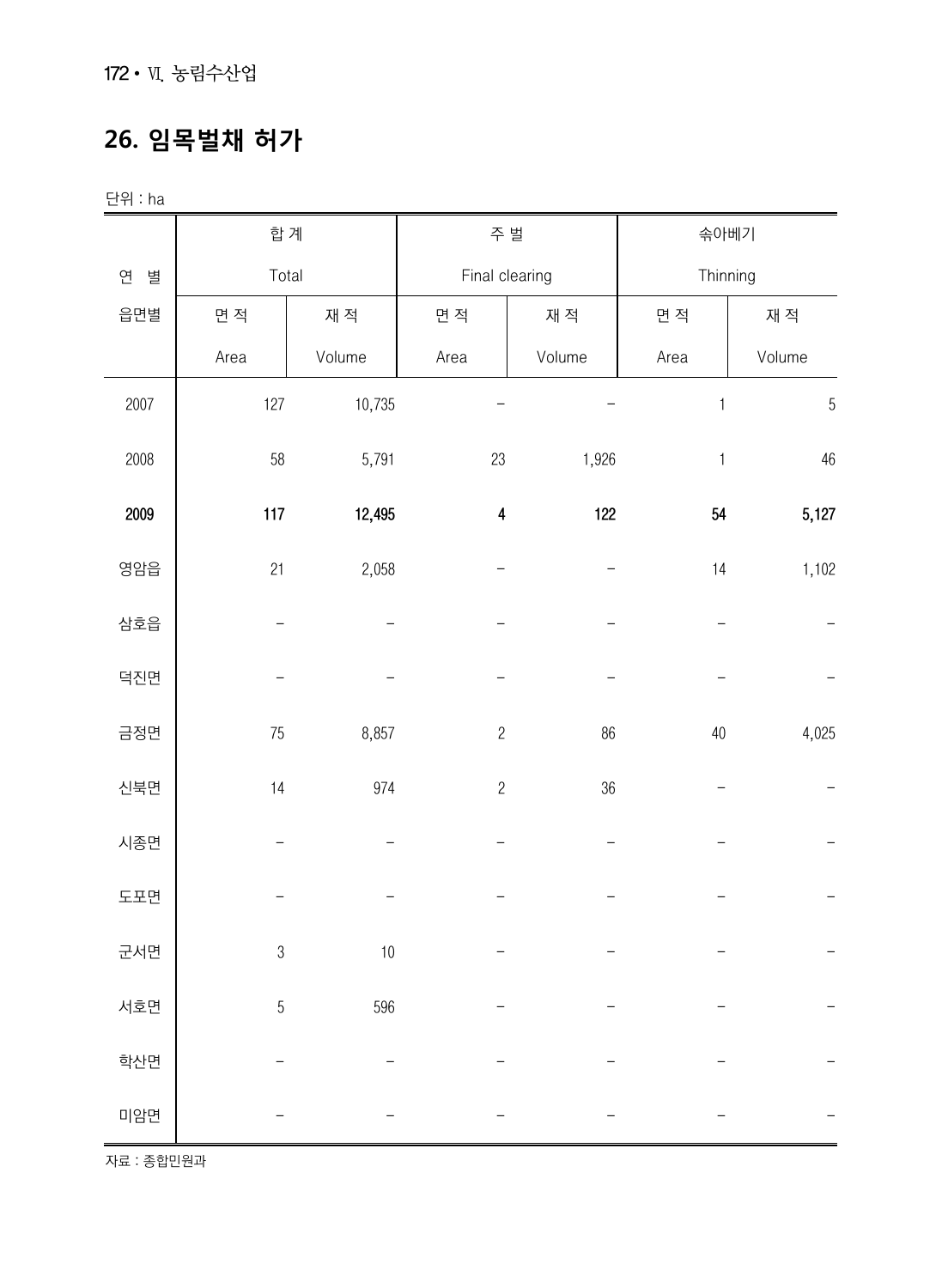# 26. 임목벌채 허가

단위 : ha

| 연 별<br>읍면별 | 합 계<br>Total | | 주 벌<br>Final clearing | | 솎아베기<br>Thinning | |
|---|---|---|---|---|---|---|
| | 면 적<br>Area | 재 적<br>Volume | 면 적<br>Area | 재 적<br>Volume | 면 적<br>Area | 재 적<br>Volume |
| 2007 | 127 | 10,735 | – | – | 1 | 5 |
| 2008 | 58 | 5,791 | 23 | 1,926 | 1 | 46 |
| **2009** | **117** | **12,495** | **4** | **122** | **54** | **5,127** |
| 영암읍 | 21 | 2,058 | – | – | 14 | 1,102 |
| 삼호읍 | – | – | – | – | – | – |
| 덕진면 | – | – | – | – | – | – |
| 금정면 | 75 | 8,857 | 2 | 86 | 40 | 4,025 |
| 신북면 | 14 | 974 | 2 | 36 | – | – |
| 시종면 | – | – | – | – | – | – |
| 도포면 | – | – | – | – | – | – |
| 군서면 | 3 | 10 | – | – | – | – |
| 서호면 | 5 | 596 | – | – | – | – |
| 학산면 | – | – | – | – | – | – |
| 미암면 | – | – | – | – | – | – |

자료 : 종합민원과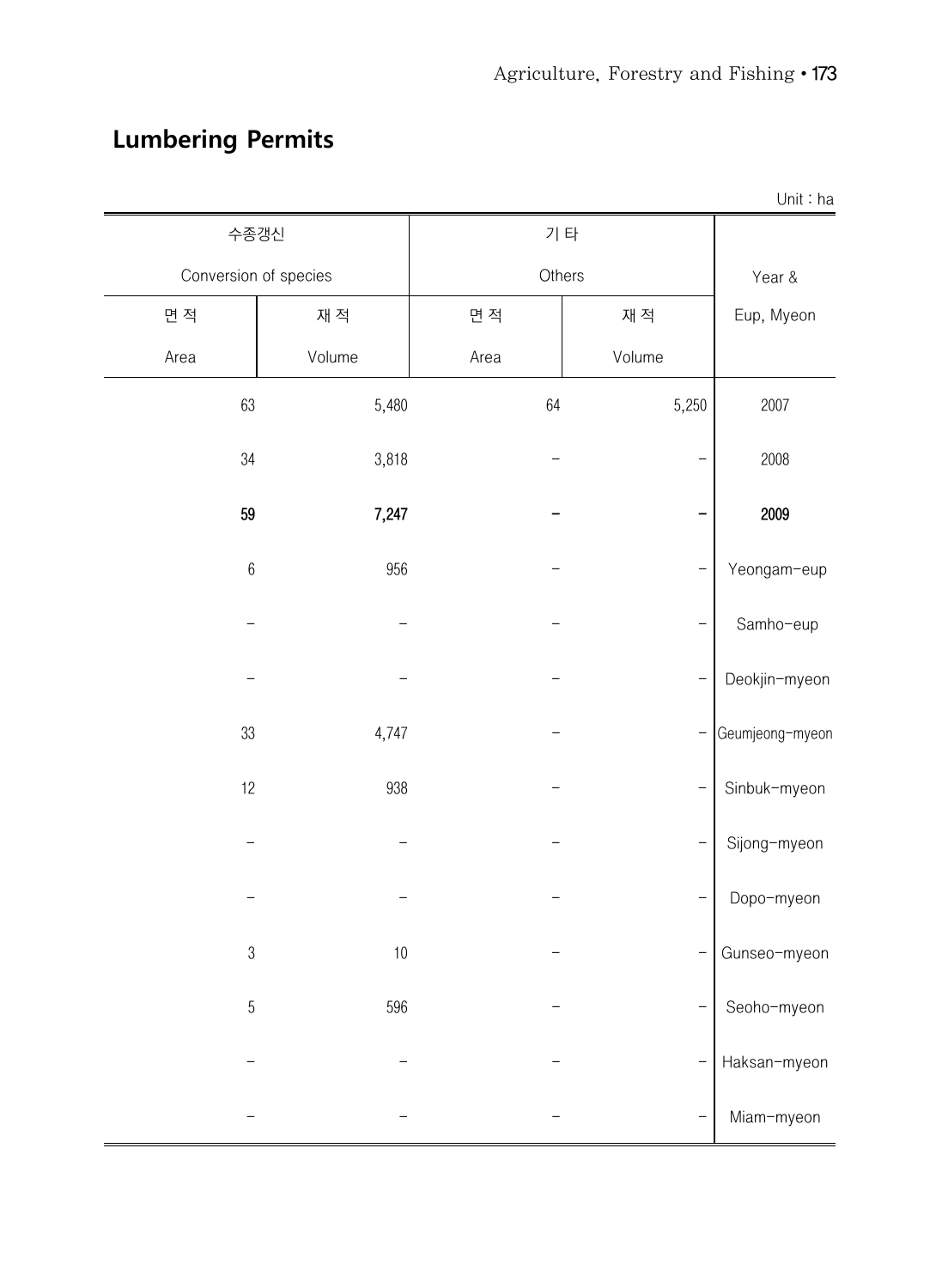## Lumbering Permits

Unit : ha

| 수종갱신 Conversion of species | | 기 타 Others | | Year & Eup, Myeon |
|---|---|---|---|---|
| 면 적 Area | 재 적 Volume | 면 적 Area | 재 적 Volume | |
| 63 | 5,480 | 64 | 5,250 | 2007 |
| 34 | 3,818 | - | - | 2008 |
| **59** | **7,247** | **-** | **-** | **2009** |
| 6 | 956 | - | - | Yeongam-eup |
| - | - | - | - | Samho-eup |
| - | - | - | - | Deokjin-myeon |
| 33 | 4,747 | - | - | Geumjeong-myeon |
| 12 | 938 | - | - | Sinbuk-myeon |
| - | - | - | - | Sijong-myeon |
| - | - | - | - | Dopo-myeon |
| 3 | 10 | - | - | Gunseo-myeon |
| 5 | 596 | - | - | Seoho-myeon |
| - | - | - | - | Haksan-myeon |
| - | - | - | - | Miam-myeon |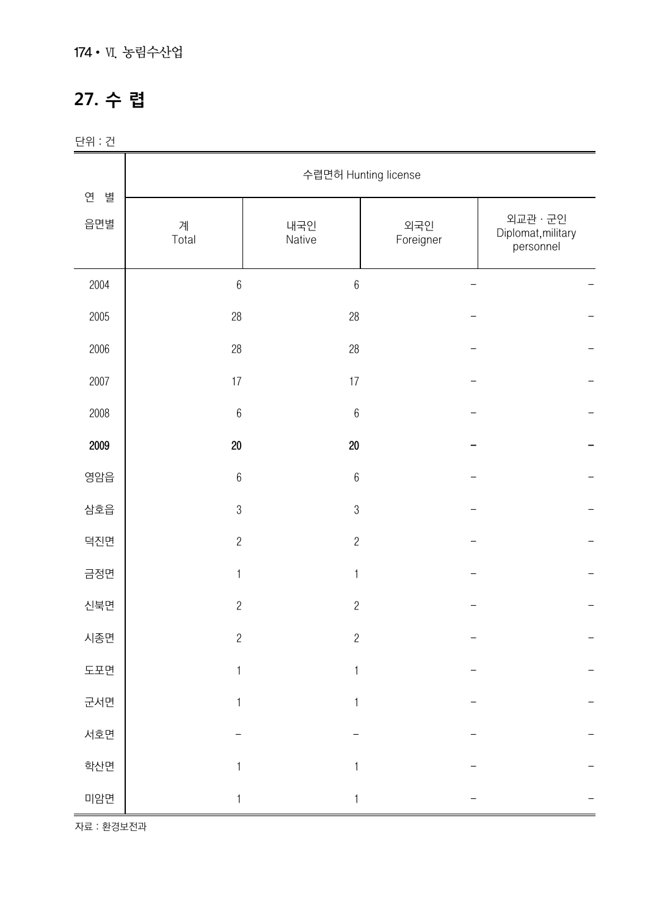## 27. 수 렵

단위 : 건

| 연 별<br>읍면별 | 수렵면허 Hunting license | | | |
|---|---|---|---|---|
| | 계<br>Total | 내국인<br>Native | 외국인<br>Foreigner | 외교관 · 군인<br>Diplomat,military personnel |
| 2004 | 6 | 6 | – | – |
| 2005 | 28 | 28 | – | – |
| 2006 | 28 | 28 | – | – |
| 2007 | 17 | 17 | – | – |
| 2008 | 6 | 6 | – | – |
| **2009** | **20** | **20** | **–** | **–** |
| 영암읍 | 6 | 6 | – | – |
| 삼호읍 | 3 | 3 | – | – |
| 덕진면 | 2 | 2 | – | – |
| 금정면 | 1 | 1 | – | – |
| 신북면 | 2 | 2 | – | – |
| 시종면 | 2 | 2 | – | – |
| 도포면 | 1 | 1 | – | – |
| 군서면 | 1 | 1 | – | – |
| 서호면 | – | – | – | – |
| 학산면 | 1 | 1 | – | – |
| 미암면 | 1 | 1 | – | – |

자료 : 환경보전과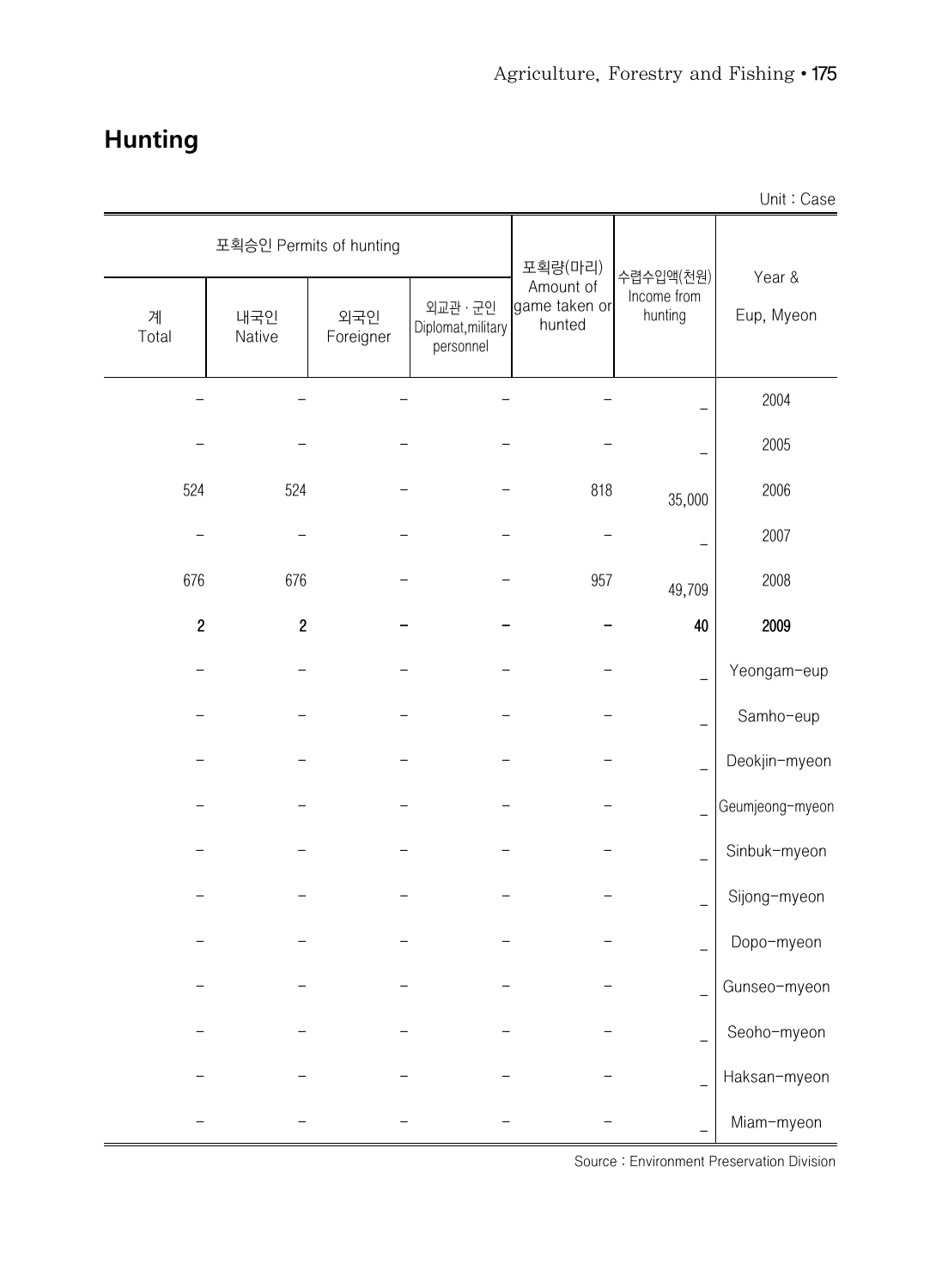# Hunting

Unit : Case

| 포획승인 Permits of hunting | | | | 포획량(마리) Amount of game taken or hunted | 수렵수입액(천원) Income from hunting | Year & Eup, Myeon |
|---|---|---|---|---|---|---|
| 계 Total | 내국인 Native | 외국인 Foreigner | 외교관 · 군인 Diplomat,military personnel | | | |
| – | – | – | – | – | – | 2004 |
| – | – | – | – | – | – | 2005 |
| 524 | 524 | – | – | 818 | 35,000 | 2006 |
| – | – | – | – | – | – | 2007 |
| 676 | 676 | – | – | 957 | 49,709 | 2008 |
| **2** | **2** | **–** | **–** | **–** | **40** | **2009** |
| – | – | – | – | – | – | Yeongam–eup |
| – | – | – | – | – | – | Samho–eup |
| – | – | – | – | – | – | Deokjin–myeon |
| – | – | – | – | – | – | Geumjeong–myeon |
| – | – | – | – | – | – | Sinbuk–myeon |
| – | – | – | – | – | – | Sijong–myeon |
| – | – | – | – | – | – | Dopo–myeon |
| – | – | – | – | – | – | Gunseo–myeon |
| – | – | – | – | – | – | Seoho–myeon |
| – | – | – | – | – | – | Haksan–myeon |
| – | – | – | – | – | – | Miam–myeon |

Source : Environment Preservation Division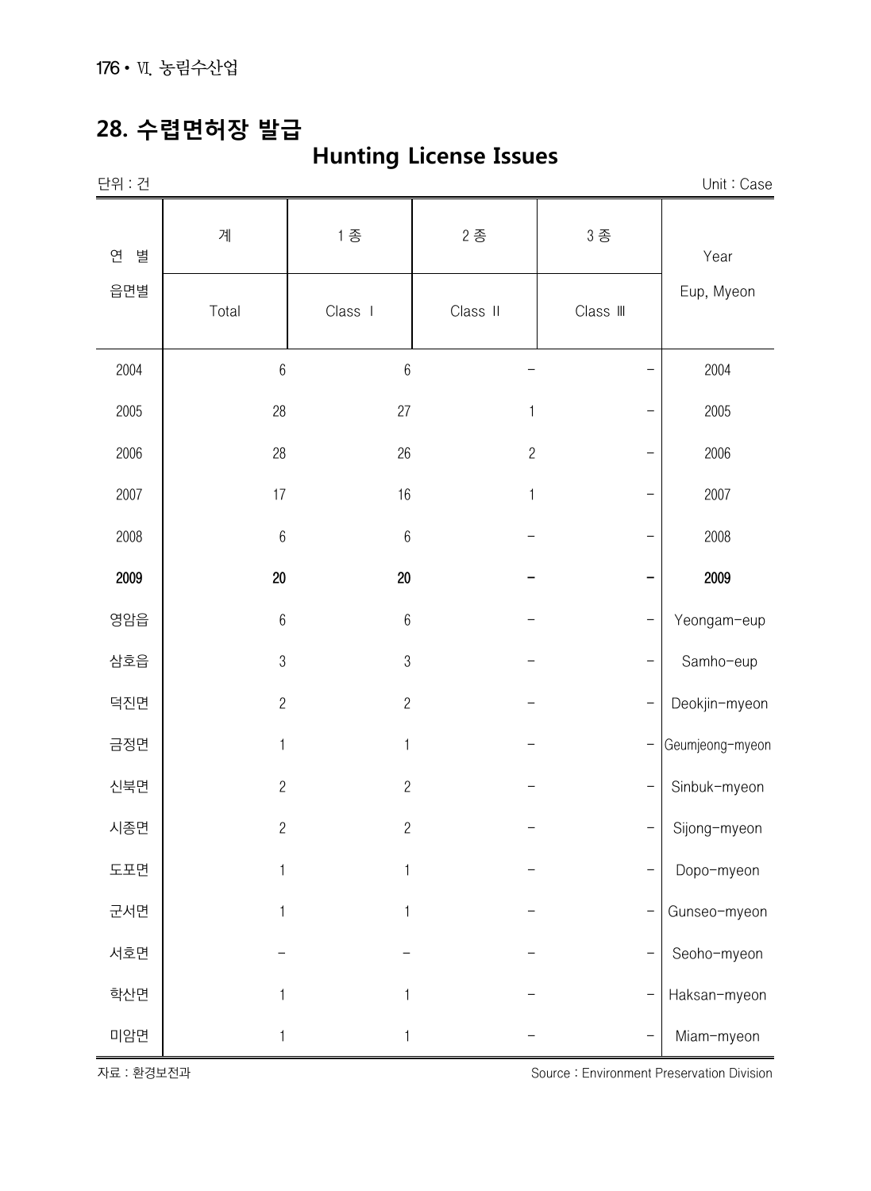# 28. 수렵면허장 발급

## Hunting License Issues

단위 : 건 | Unit : Case

| 연 별<br>읍면별 | 계<br>Total | 1 종<br>Class Ⅰ | 2 종<br>Class Ⅱ | 3 종<br>Class Ⅲ | Year<br>Eup, Myeon |
|---|---|---|---|---|---|
| 2004 | 6 | 6 | – | – | 2004 |
| 2005 | 28 | 27 | 1 | – | 2005 |
| 2006 | 28 | 26 | 2 | – | 2006 |
| 2007 | 17 | 16 | 1 | – | 2007 |
| 2008 | 6 | 6 | – | – | 2008 |
| **2009** | **20** | **20** | **–** | **–** | **2009** |
| 영암읍 | 6 | 6 | – | – | Yeongam-eup |
| 삼호읍 | 3 | 3 | – | – | Samho-eup |
| 덕진면 | 2 | 2 | – | – | Deokjin-myeon |
| 금정면 | 1 | 1 | – | – | Geumjeong-myeon |
| 신북면 | 2 | 2 | – | – | Sinbuk-myeon |
| 시종면 | 2 | 2 | – | – | Sijong-myeon |
| 도포면 | 1 | 1 | – | – | Dopo-myeon |
| 군서면 | 1 | 1 | – | – | Gunseo-myeon |
| 서호면 | – | – | – | – | Seoho-myeon |
| 학산면 | 1 | 1 | – | – | Haksan-myeon |
| 미암면 | 1 | 1 | – | – | Miam-myeon |

자료 : 환경보전과 | Source : Environment Preservation Division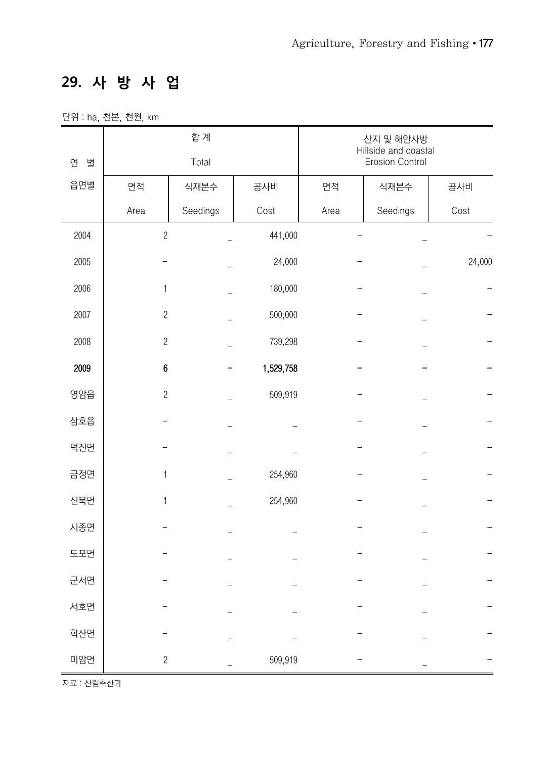## 29. 사 방 사 업

단위 : ha, 천본, 천원, km

| 연 별<br>읍면별 | 합 계<br>Total | | | 산지 및 해안사방<br>Hillside and coastal<br>Erosion Control | | |
|---|---|---|---|---|---|---|
| | 면적<br>Area | 식재본수<br>Seedings | 공사비<br>Cost | 면적<br>Area | 식재본수<br>Seedings | 공사비<br>Cost |
| 2004 | 2 | – | 441,000 | – | – | – |
| 2005 | – | – | 24,000 | – | – | 24,000 |
| 2006 | 1 | – | 180,000 | – | – | – |
| 2007 | 2 | – | 500,000 | – | – | – |
| 2008 | 2 | – | 739,298 | – | – | – |
| **2009** | **6** | **–** | **1,529,758** | **–** | **–** | **–** |
| 영암읍 | 2 | – | 509,919 | – | – | – |
| 삼호읍 | – | – | – | – | – | – |
| 덕진면 | – | – | – | – | – | – |
| 금정면 | 1 | – | 254,960 | – | – | – |
| 신북면 | 1 | – | 254,960 | – | – | – |
| 시종면 | – | – | – | – | – | – |
| 도포면 | – | – | – | – | – | – |
| 군서면 | – | – | – | – | – | – |
| 서호면 | – | – | – | – | – | – |
| 학산면 | – | – | – | – | – | – |
| 미암면 | 2 | – | 509,919 | – | – | – |

자료 : 산림축산과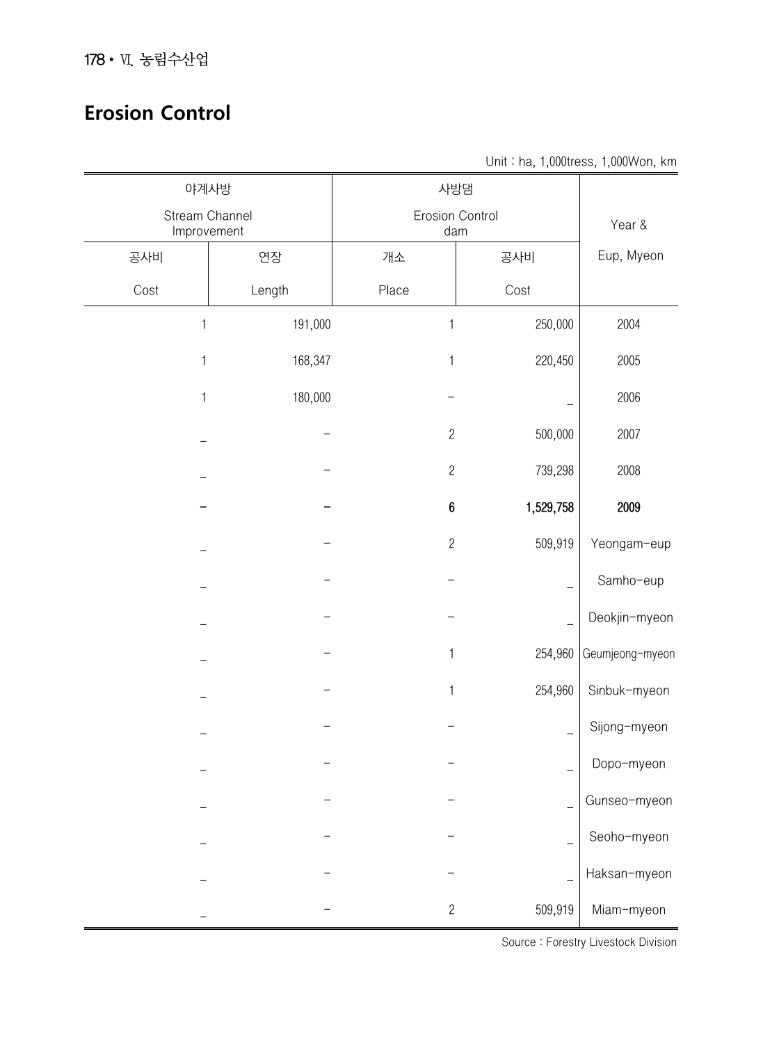## Erosion Control

Unit : ha, 1,000tress, 1,000Won, km

| 야계사방 Stream Channel Improvement | | 사방댐 Erosion Control dam | | Year & Eup, Myeon |
|---|---|---|---|---|
| 공사비 Cost | 연장 Length | 개소 Place | 공사비 Cost | |
| 1 | 191,000 | 1 | 250,000 | 2004 |
| 1 | 168,347 | 1 | 220,450 | 2005 |
| 1 | 180,000 | - | - | 2006 |
| - | - | 2 | 500,000 | 2007 |
| - | - | 2 | 739,298 | 2008 |
| **-** | **-** | **6** | **1,529,758** | **2009** |
| - | - | 2 | 509,919 | Yeongam-eup |
| - | - | - | - | Samho-eup |
| - | - | - | - | Deokjin-myeon |
| - | - | 1 | 254,960 | Geumjeong-myeon |
| - | - | 1 | 254,960 | Sinbuk-myeon |
| - | - | - | - | Sijong-myeon |
| - | - | - | - | Dopo-myeon |
| - | - | - | - | Gunseo-myeon |
| - | - | - | - | Seoho-myeon |
| - | - | - | - | Haksan-myeon |
| - | - | 2 | 509,919 | Miam-myeon |

Source : Forestry Livestock Division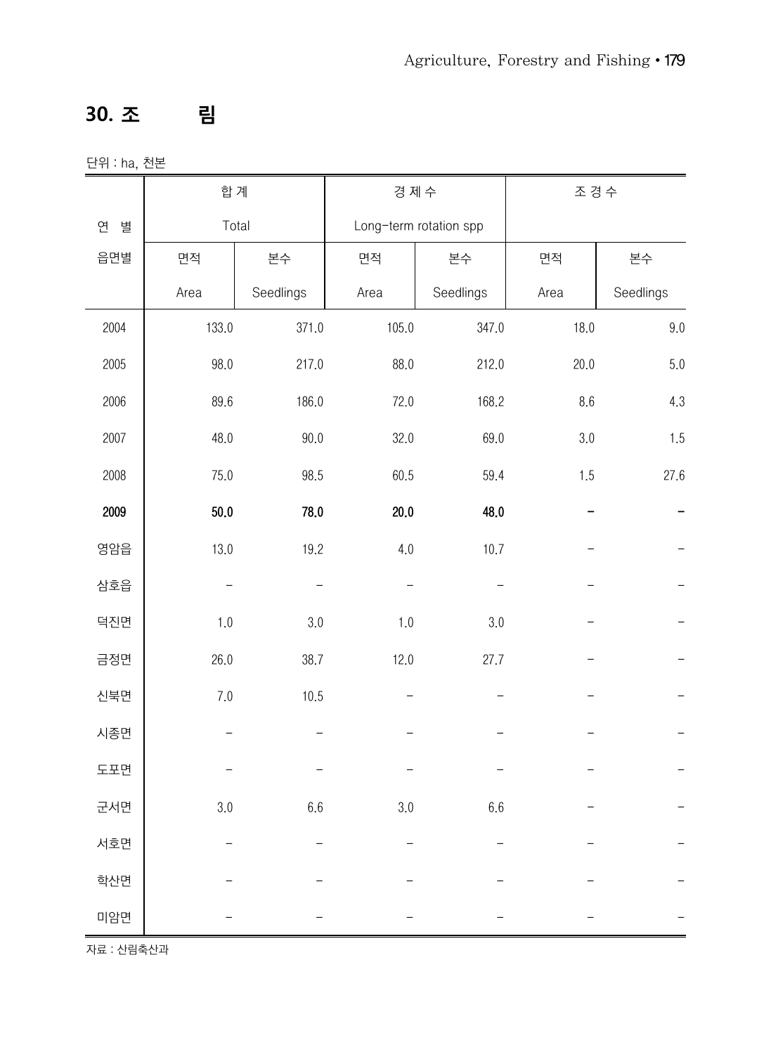## 30. 조 림

단위 : ha, 천본

| 연 별<br>읍면별 | 합 계<br>Total | | 경 제 수<br>Long-term rotation spp | | 조 경 수 | |
|---|---|---|---|---|---|---|
| | 면적<br>Area | 본수<br>Seedlings | 면적<br>Area | 본수<br>Seedlings | 면적<br>Area | 본수<br>Seedlings |
| 2004 | 133.0 | 371.0 | 105.0 | 347.0 | 18.0 | 9.0 |
| 2005 | 98.0 | 217.0 | 88.0 | 212.0 | 20.0 | 5.0 |
| 2006 | 89.6 | 186.0 | 72.0 | 168.2 | 8.6 | 4.3 |
| 2007 | 48.0 | 90.0 | 32.0 | 69.0 | 3.0 | 1.5 |
| 2008 | 75.0 | 98.5 | 60.5 | 59.4 | 1.5 | 27.6 |
| **2009** | **50.0** | **78.0** | **20.0** | **48.0** | **-** | **-** |
| 영암읍 | 13.0 | 19.2 | 4.0 | 10.7 | - | - |
| 삼호읍 | - | - | - | - | - | - |
| 덕진면 | 1.0 | 3.0 | 1.0 | 3.0 | - | - |
| 금정면 | 26.0 | 38.7 | 12.0 | 27.7 | - | - |
| 신북면 | 7.0 | 10.5 | - | - | - | - |
| 시종면 | - | - | - | - | - | - |
| 도포면 | - | - | - | - | - | - |
| 군서면 | 3.0 | 6.6 | 3.0 | 6.6 | - | - |
| 서호면 | - | - | - | - | - | - |
| 학산면 | - | - | - | - | - | - |
| 미암면 | - | - | - | - | - | - |

자료 : 산림축산과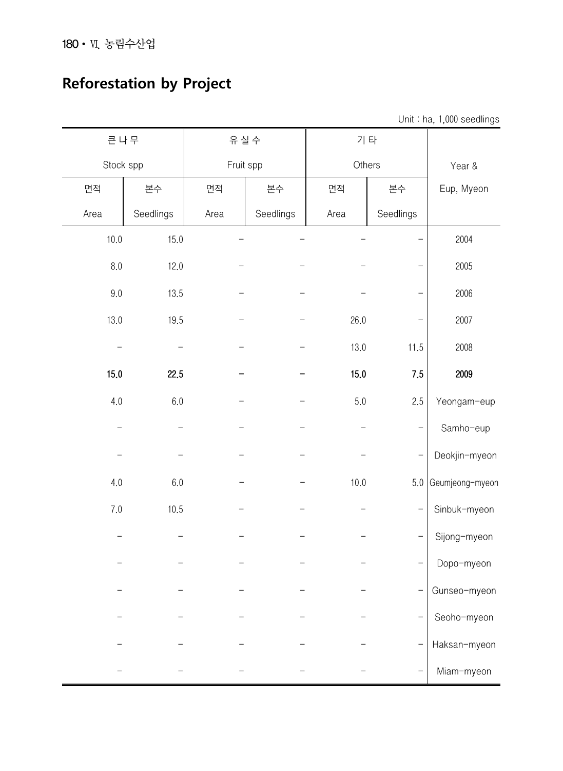# Reforestation by Project

Unit : ha, 1,000 seedlings

| 큰나무 | | 유실수 | | 기타 | | |
|---|---|---|---|---|---|---|
| Stock spp | | Fruit spp | | Others | | Year & |
| 면적 | 본수 | 면적 | 본수 | 면적 | 본수 | Eup, Myeon |
| Area | Seedlings | Area | Seedlings | Area | Seedlings | |
| 10.0 | 15.0 | – | – | – | – | 2004 |
| 8.0 | 12.0 | – | – | – | – | 2005 |
| 9.0 | 13.5 | – | – | – | – | 2006 |
| 13.0 | 19.5 | – | – | 26.0 | – | 2007 |
| – | – | – | – | 13.0 | 11.5 | 2008 |
| **15.0** | **22.5** | **–** | **–** | **15.0** | **7.5** | **2009** |
| 4.0 | 6.0 | – | – | 5.0 | 2.5 | Yeongam-eup |
| – | – | – | – | – | – | Samho-eup |
| – | – | – | – | – | – | Deokjin-myeon |
| 4.0 | 6.0 | – | – | 10.0 | 5.0 | Geumjeong-myeon |
| 7.0 | 10.5 | – | – | – | – | Sinbuk-myeon |
| – | – | – | – | – | – | Sijong-myeon |
| – | – | – | – | – | – | Dopo-myeon |
| – | – | – | – | – | – | Gunseo-myeon |
| – | – | – | – | – | – | Seoho-myeon |
| – | – | – | – | – | – | Haksan-myeon |
| – | – | – | – | – | – | Miam-myeon |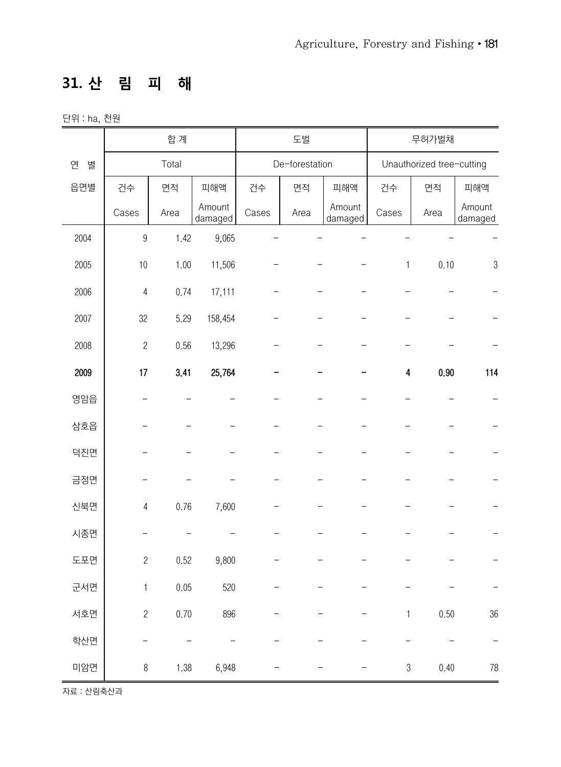## 31. 산 림 피 해

단위 : ha, 천원

| 연 별<br>읍면별 | 합 계<br>Total | | | 도벌<br>De-forestation | | | 무허가벌채<br>Unauthorized tree-cutting | | |
|---|---|---|---|---|---|---|---|---|---|
| | 건수<br>Cases | 면적<br>Area | 피해액<br>Amount damaged | 건수<br>Cases | 면적<br>Area | 피해액<br>Amount damaged | 건수<br>Cases | 면적<br>Area | 피해액<br>Amount damaged |
| 2004 | 9 | 1.42 | 9,065 | - | - | - | - | - | - |
| 2005 | 10 | 1.00 | 11,506 | - | - | - | 1 | 0.10 | 3 |
| 2006 | 4 | 0.74 | 17,111 | - | - | - | - | - | - |
| 2007 | 32 | 5.29 | 158,454 | - | - | - | - | - | - |
| 2008 | 2 | 0.56 | 13,296 | - | - | - | - | - | - |
| **2009** | **17** | **3.41** | **25,764** | **-** | **-** | **-** | **4** | **0.90** | **114** |
| 영암읍 | - | - | - | - | - | - | - | - | - |
| 삼호읍 | - | - | - | - | - | - | - | - | - |
| 덕진면 | - | - | - | - | - | - | - | - | - |
| 금정면 | - | - | - | - | - | - | - | - | - |
| 신북면 | 4 | 0.76 | 7,600 | - | - | - | - | - | - |
| 시종면 | - | - | - | - | - | - | - | - | - |
| 도포면 | 2 | 0.52 | 9,800 | - | - | - | - | - | - |
| 군서면 | 1 | 0.05 | 520 | - | - | - | - | - | - |
| 서호면 | 2 | 0.70 | 896 | - | - | - | 1 | 0.50 | 36 |
| 학산면 | - | - | - | - | - | - | - | - | - |
| 미암면 | 8 | 1.38 | 6,948 | - | - | - | 3 | 0.40 | 78 |

자료 : 산림축산과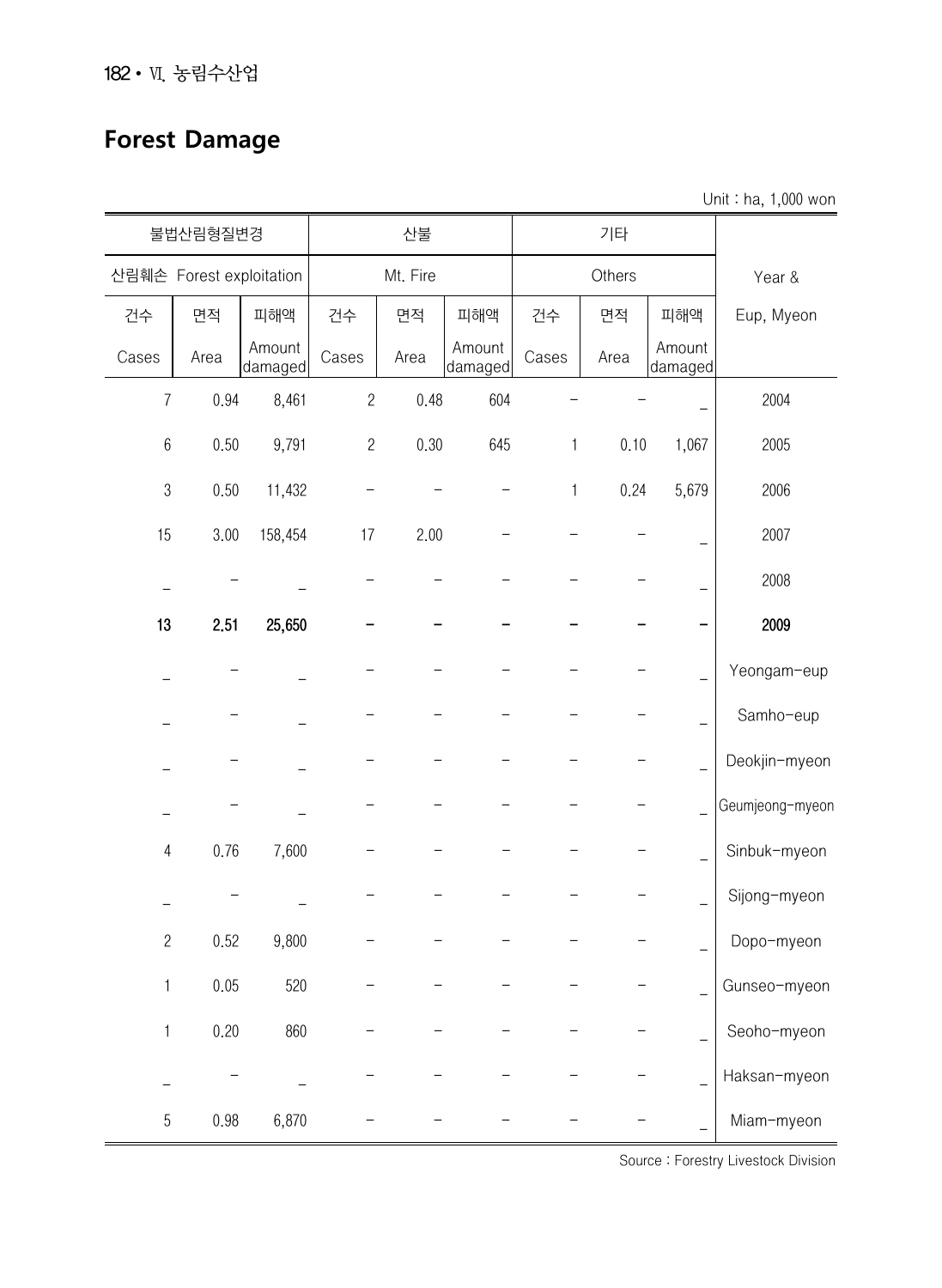# Forest Damage

Unit : ha, 1,000 won

| 불법산림형질변경 | | | 산불 | | | 기타 | | | |
|---|---|---|---|---|---|---|---|---|---|
| 산림훼손 Forest exploitation | | | Mt. Fire | | | Others | | | Year & |
| 건수 | 면적 | 피해액 | 건수 | 면적 | 피해액 | 건수 | 면적 | 피해액 | Eup, Myeon |
| Cases | Area | Amount damaged | Cases | Area | Amount damaged | Cases | Area | Amount damaged | |
| 7 | 0.94 | 8,461 | 2 | 0.48 | 604 | – | – | – | 2004 |
| 6 | 0.50 | 9,791 | 2 | 0.30 | 645 | 1 | 0.10 | 1,067 | 2005 |
| 3 | 0.50 | 11,432 | – | – | – | 1 | 0.24 | 5,679 | 2006 |
| 15 | 3.00 | 158,454 | 17 | 2.00 | – | – | – | – | 2007 |
| – | – | – | – | – | – | – | – | – | 2008 |
| **13** | **2.51** | **25,650** | **–** | **–** | **–** | **–** | **–** | **–** | **2009** |
| – | – | – | – | – | – | – | – | – | Yeongam-eup |
| – | – | – | – | – | – | – | – | – | Samho-eup |
| – | – | – | – | – | – | – | – | – | Deokjin-myeon |
| – | – | – | – | – | – | – | – | – | Geumjeong-myeon |
| 4 | 0.76 | 7,600 | – | – | – | – | – | – | Sinbuk-myeon |
| – | – | – | – | – | – | – | – | – | Sijong-myeon |
| 2 | 0.52 | 9,800 | – | – | – | – | – | – | Dopo-myeon |
| 1 | 0.05 | 520 | – | – | – | – | – | – | Gunseo-myeon |
| 1 | 0.20 | 860 | – | – | – | – | – | – | Seoho-myeon |
| – | – | – | – | – | – | – | – | – | Haksan-myeon |
| 5 | 0.98 | 6,870 | – | – | – | – | – | – | Miam-myeon |

Source : Forestry Livestock Division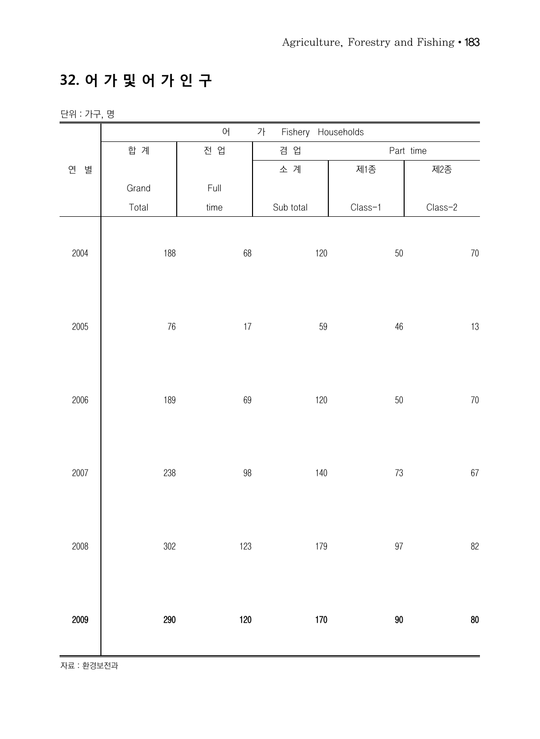## 32. 어 가 및 어 가 인 구

단위 : 가구, 명

| 연 별 | 어 가 Fishery Households | | | | |
|---|---|---|---|---|---|
| | 합 계 Grand Total | 전 업 Full time | 겸 업 Part time | | |
| | | | 소 계 Sub total | 제1종 Class-1 | 제2종 Class-2 |
| 2004 | 188 | 68 | 120 | 50 | 70 |
| 2005 | 76 | 17 | 59 | 46 | 13 |
| 2006 | 189 | 69 | 120 | 50 | 70 |
| 2007 | 238 | 98 | 140 | 73 | 67 |
| 2008 | 302 | 123 | 179 | 97 | 82 |
| **2009** | **290** | **120** | **170** | **90** | **80** |

자료 : 환경보전과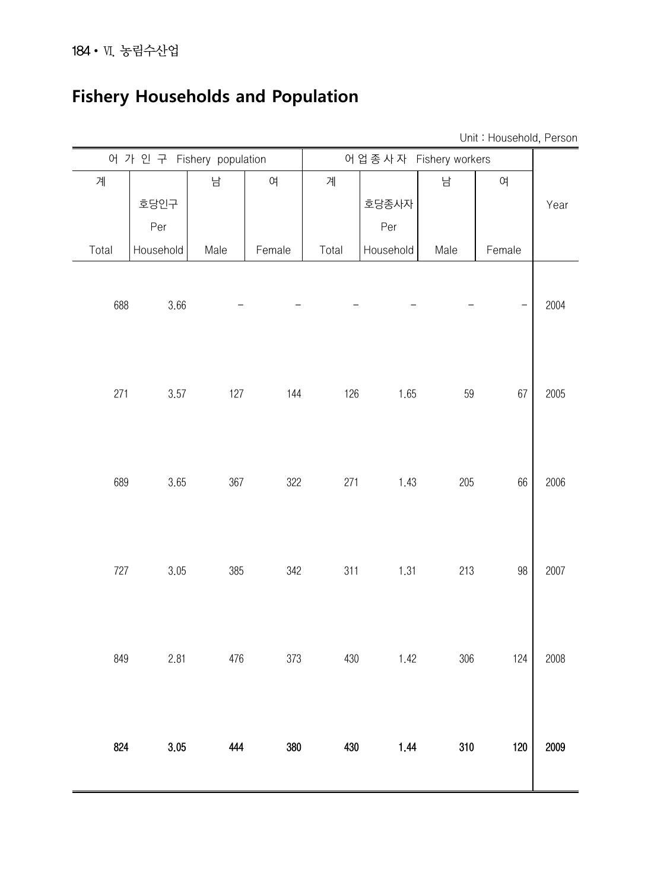# Fishery Households and Population

Unit : Household, Person

| 어 가 인 구 Fishery population | | | | 어업종사자 Fishery workers | | | | Year |
|---|---|---|---|---|---|---|---|---|
| 계 Total | 호당인구 Per Household | 남 Male | 여 Female | 계 Total | 호당종사자 Per Household | 남 Male | 여 Female | |
| 688 | 3.66 | - | - | - | - | - | - | 2004 |
| 271 | 3.57 | 127 | 144 | 126 | 1.65 | 59 | 67 | 2005 |
| 689 | 3.65 | 367 | 322 | 271 | 1.43 | 205 | 66 | 2006 |
| 727 | 3.05 | 385 | 342 | 311 | 1.31 | 213 | 98 | 2007 |
| 849 | 2.81 | 476 | 373 | 430 | 1.42 | 306 | 124 | 2008 |
| **824** | **3.05** | **444** | **380** | **430** | **1.44** | **310** | **120** | **2009** |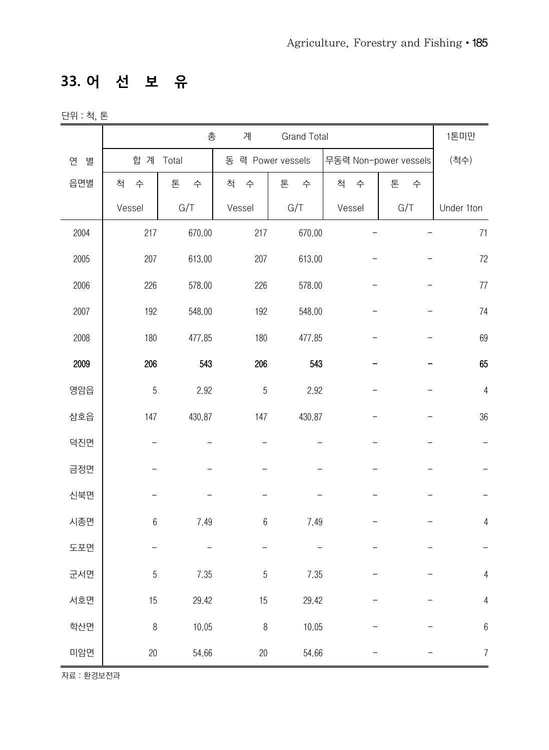## 33. 어 선 보 유

단위 : 척, 톤

| 연 별 읍면별 | 총 계 Grand Total | | | | | | 1톤미만 (척수) |
|---|---|---|---|---|---|---|---|
| | 합 계 Total | | 동 력 Power vessels | | 무동력 Non-power vessels | | |
| | 척 수 Vessel | 톤 수 G/T | 척 수 Vessel | 톤 수 G/T | 척 수 Vessel | 톤 수 G/T | Under 1ton |
| 2004 | 217 | 670.00 | 217 | 670.00 | - | - | 71 |
| 2005 | 207 | 613.00 | 207 | 613.00 | - | - | 72 |
| 2006 | 226 | 578.00 | 226 | 578.00 | - | - | 77 |
| 2007 | 192 | 548.00 | 192 | 548.00 | - | - | 74 |
| 2008 | 180 | 477.85 | 180 | 477.85 | - | - | 69 |
| **2009** | **206** | **543** | **206** | **543** | **-** | **-** | **65** |
| 영암읍 | 5 | 2.92 | 5 | 2.92 | - | - | 4 |
| 삼호읍 | 147 | 430.87 | 147 | 430.87 | - | - | 36 |
| 덕진면 | - | - | - | - | - | - | - |
| 금정면 | - | - | - | - | - | - | - |
| 신북면 | - | - | - | - | - | - | - |
| 시종면 | 6 | 7.49 | 6 | 7.49 | - | - | 4 |
| 도포면 | - | - | - | - | - | - | - |
| 군서면 | 5 | 7.35 | 5 | 7.35 | - | - | 4 |
| 서호면 | 15 | 29.42 | 15 | 29.42 | - | - | 4 |
| 학산면 | 8 | 10.05 | 8 | 10.05 | - | - | 6 |
| 미암면 | 20 | 54.66 | 20 | 54.66 | - | - | 7 |

자료 : 환경보전과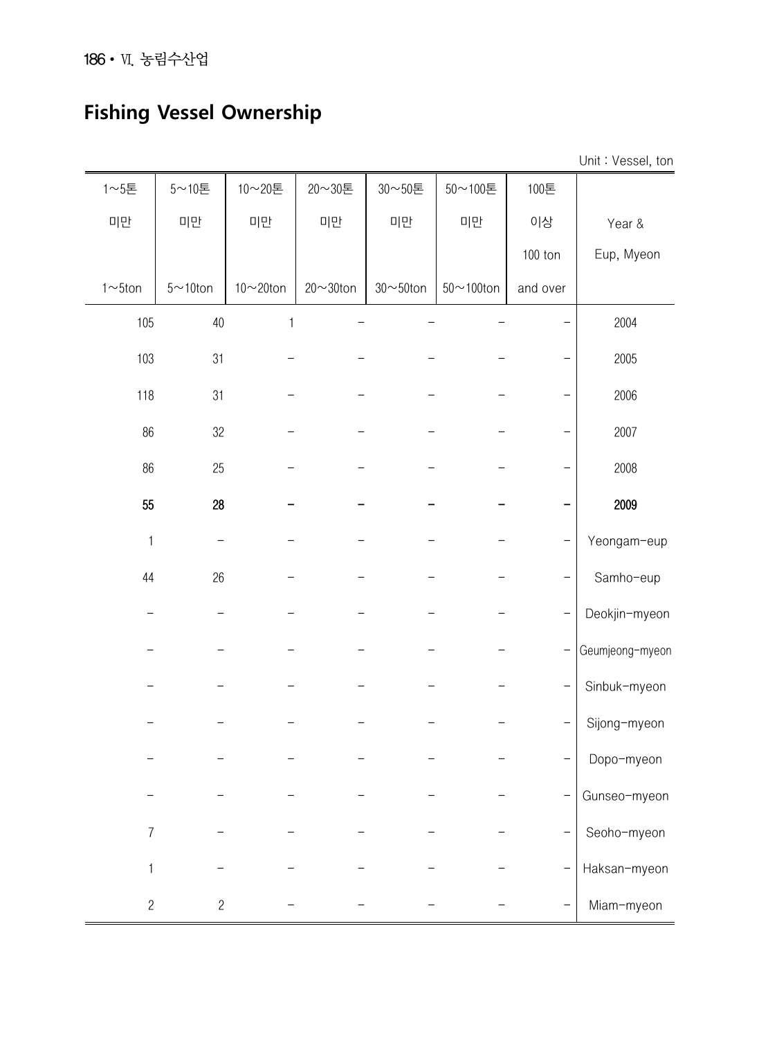## Fishing Vessel Ownership

Unit : Vessel, ton

| 1~5톤 미만 1~5ton | 5~10톤 미만 5~10ton | 10~20톤 미만 10~20ton | 20~30톤 미만 20~30ton | 30~50톤 미만 30~50ton | 50~100톤 미만 50~100ton | 100톤 이상 100 ton and over | Year & Eup, Myeon |
|---|---|---|---|---|---|---|---|
| 105 | 40 | 1 | – | – | – | – | 2004 |
| 103 | 31 | – | – | – | – | – | 2005 |
| 118 | 31 | – | – | – | – | – | 2006 |
| 86 | 32 | – | – | – | – | – | 2007 |
| 86 | 25 | – | – | – | – | – | 2008 |
| **55** | **28** | **–** | **–** | **–** | **–** | **–** | **2009** |
| 1 | – | – | – | – | – | – | Yeongam-eup |
| 44 | 26 | – | – | – | – | – | Samho-eup |
| – | – | – | – | – | – | – | Deokjin-myeon |
| – | – | – | – | – | – | – | Geumjeong-myeon |
| – | – | – | – | – | – | – | Sinbuk-myeon |
| – | – | – | – | – | – | – | Sijong-myeon |
| – | – | – | – | – | – | – | Dopo-myeon |
| – | – | – | – | – | – | – | Gunseo-myeon |
| 7 | – | – | – | – | – | – | Seoho-myeon |
| 1 | – | – | – | – | – | – | Haksan-myeon |
| 2 | 2 | – | – | – | – | – | Miam-myeon |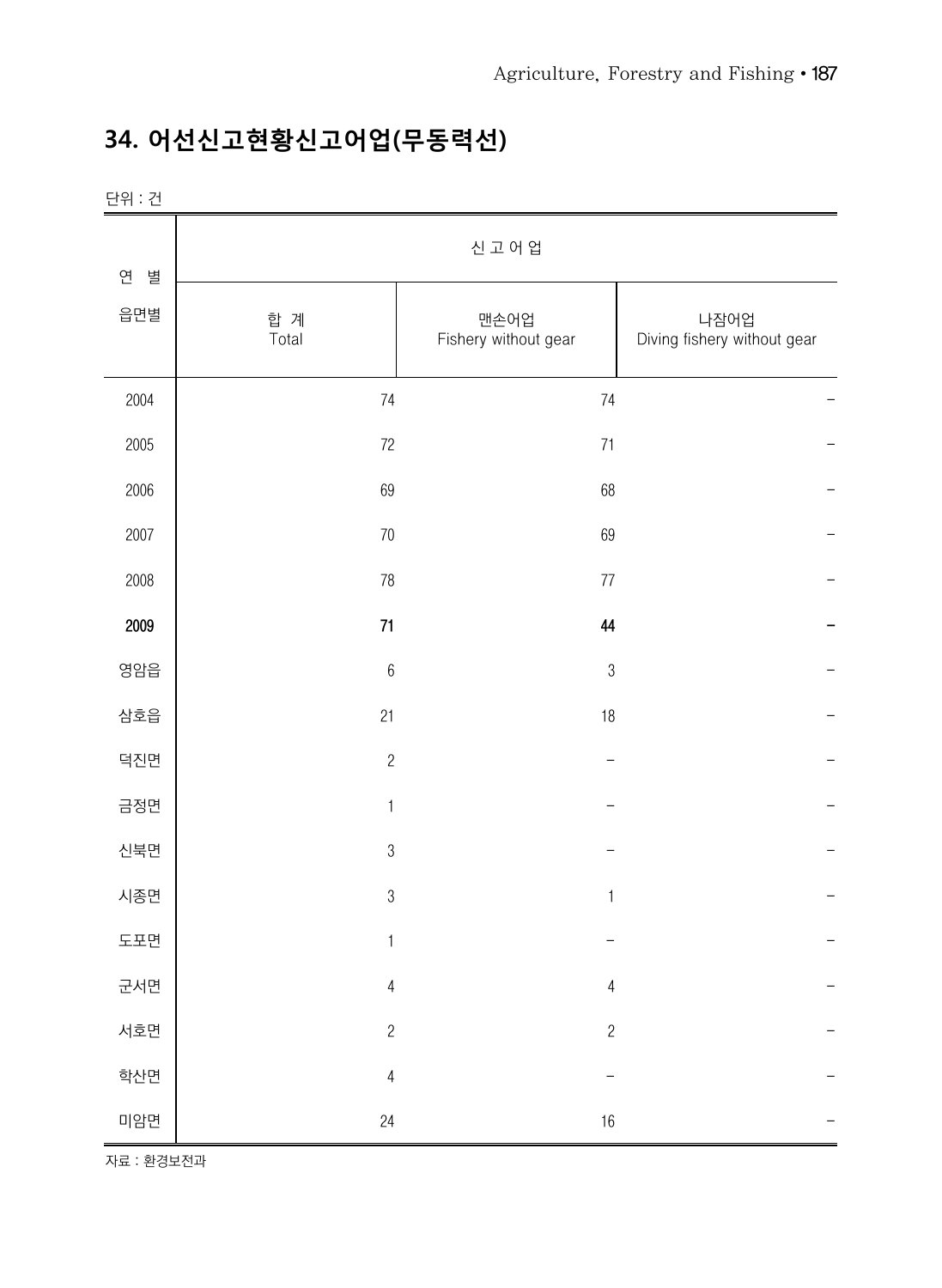## 34. 어선신고현황신고어업(무동력선)

단위 : 건

| 연 별<br>읍면별 | 신 고 어 업 | | |
|---|---|---|---|
| | 합 계<br>Total | 맨손어업<br>Fishery without gear | 나잠어업<br>Diving fishery without gear |
| 2004 | 74 | 74 | – |
| 2005 | 72 | 71 | – |
| 2006 | 69 | 68 | – |
| 2007 | 70 | 69 | – |
| 2008 | 78 | 77 | – |
| **2009** | **71** | **44** | **–** |
| 영암읍 | 6 | 3 | – |
| 삼호읍 | 21 | 18 | – |
| 덕진면 | 2 | – | – |
| 금정면 | 1 | – | – |
| 신북면 | 3 | – | – |
| 시종면 | 3 | 1 | – |
| 도포면 | 1 | – | – |
| 군서면 | 4 | 4 | – |
| 서호면 | 2 | 2 | – |
| 학산면 | 4 | – | – |
| 미암면 | 24 | 16 | – |

자료 : 환경보전과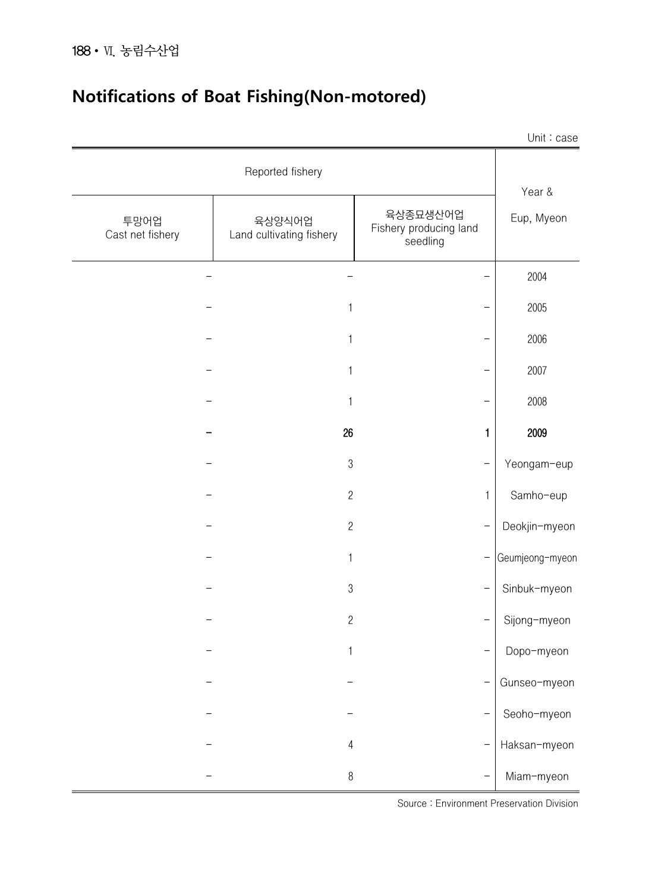## Notifications of Boat Fishing(Non-motored)

Unit : case

| Reported fishery | | | Year & Eup, Myeon |
|---|---|---|---|
| 투망어업 Cast net fishery | 육상양식어업 Land cultivating fishery | 육상종묘생산어업 Fishery producing land seedling | |
| - | - | - | 2004 |
| - | 1 | - | 2005 |
| - | 1 | - | 2006 |
| - | 1 | - | 2007 |
| - | 1 | - | 2008 |
| **-** | **26** | **1** | **2009** |
| - | 3 | - | Yeongam-eup |
| - | 2 | 1 | Samho-eup |
| - | 2 | - | Deokjin-myeon |
| - | 1 | - | Geumjeong-myeon |
| - | 3 | - | Sinbuk-myeon |
| - | 2 | - | Sijong-myeon |
| - | 1 | - | Dopo-myeon |
| - | - | - | Gunseo-myeon |
| - | - | - | Seoho-myeon |
| - | 4 | - | Haksan-myeon |
| - | 8 | - | Miam-myeon |

Source : Environment Preservation Division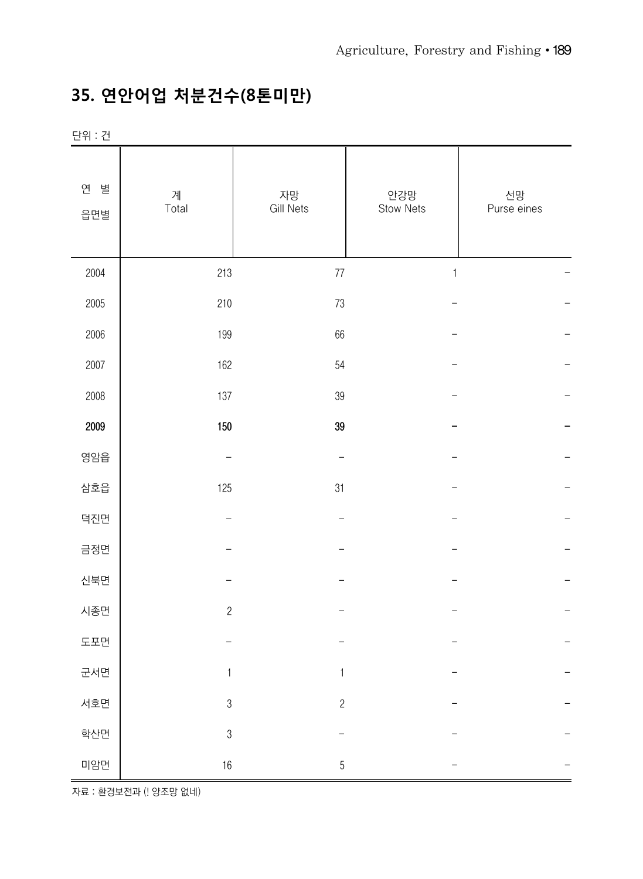# 35. 연안어업 처분건수(8톤미만)

단위 : 건

| 연 별<br>읍면별 | 계<br>Total | 자망<br>Gill Nets | 안강망<br>Stow Nets | 선망<br>Purse eines |
|---|---|---|---|---|
| 2004 | 213 | 77 | 1 | – |
| 2005 | 210 | 73 | – | – |
| 2006 | 199 | 66 | – | – |
| 2007 | 162 | 54 | – | – |
| 2008 | 137 | 39 | – | – |
| **2009** | **150** | **39** | **–** | **–** |
| 영암읍 | – | – | – | – |
| 삼호읍 | 125 | 31 | – | – |
| 덕진면 | – | – | – | – |
| 금정면 | – | – | – | – |
| 신북면 | – | – | – | – |
| 시종면 | 2 | – | – | – |
| 도포면 | – | – | – | – |
| 군서면 | 1 | 1 | – | – |
| 서호면 | 3 | 2 | – | – |
| 학산면 | 3 | – | – | – |
| 미암면 | 16 | 5 | – | – |

자료 : 환경보전과 (! 양조망 없네)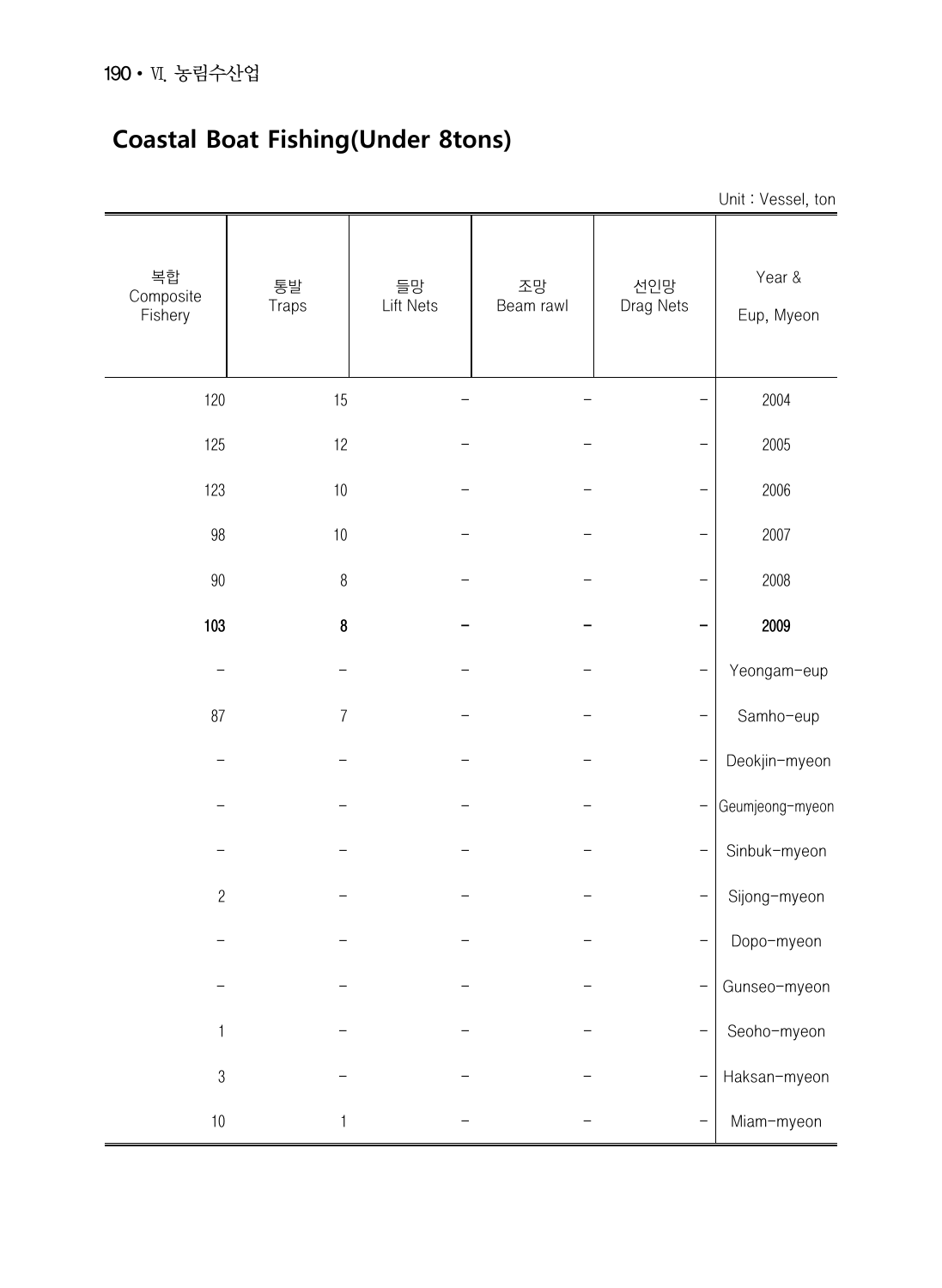## Coastal Boat Fishing(Under 8tons)

Unit : Vessel, ton

| 복합 Composite Fishery | 통발 Traps | 들망 Lift Nets | 조망 Beam rawl | 선인망 Drag Nets | Year & Eup, Myeon |
|---|---|---|---|---|---|
| 120 | 15 | – | – | – | 2004 |
| 125 | 12 | – | – | – | 2005 |
| 123 | 10 | – | – | – | 2006 |
| 98 | 10 | – | – | – | 2007 |
| 90 | 8 | – | – | – | 2008 |
| **103** | **8** | **–** | **–** | **–** | **2009** |
| – | – | – | – | – | Yeongam-eup |
| 87 | 7 | – | – | – | Samho-eup |
| – | – | – | – | – | Deokjin-myeon |
| – | – | – | – | – | Geumjeong-myeon |
| – | – | – | – | – | Sinbuk-myeon |
| 2 | – | – | – | – | Sijong-myeon |
| – | – | – | – | – | Dopo-myeon |
| – | – | – | – | – | Gunseo-myeon |
| 1 | – | – | – | – | Seoho-myeon |
| 3 | – | – | – | – | Haksan-myeon |
| 10 | 1 | – | – | – | Miam-myeon |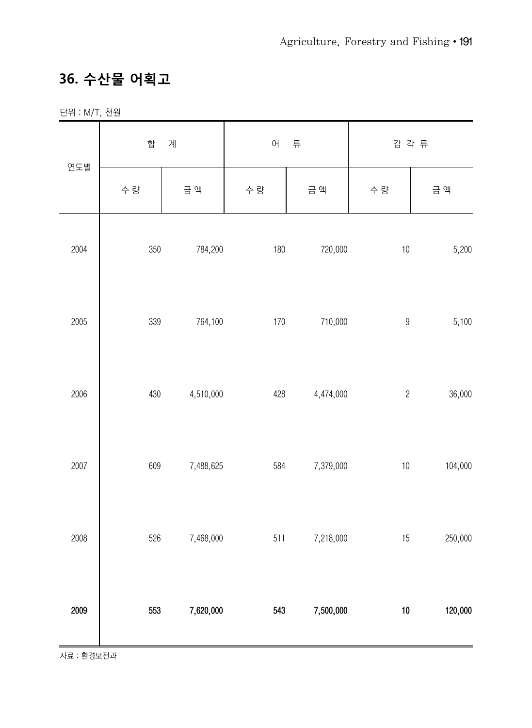## 36. 수산물 어획고

단위 : M/T, 천원

| 연도별 | 합 계 | | 어 류 | | 갑 각 류 | |
|---|---|---|---|---|---|---|
| | 수 량 | 금 액 | 수 량 | 금 액 | 수 량 | 금 액 |
| 2004 | 350 | 784,200 | 180 | 720,000 | 10 | 5,200 |
| 2005 | 339 | 764,100 | 170 | 710,000 | 9 | 5,100 |
| 2006 | 430 | 4,510,000 | 428 | 4,474,000 | 2 | 36,000 |
| 2007 | 609 | 7,488,625 | 584 | 7,379,000 | 10 | 104,000 |
| 2008 | 526 | 7,468,000 | 511 | 7,218,000 | 15 | 250,000 |
| **2009** | **553** | **7,620,000** | **543** | **7,500,000** | **10** | **120,000** |

자료 : 환경보전과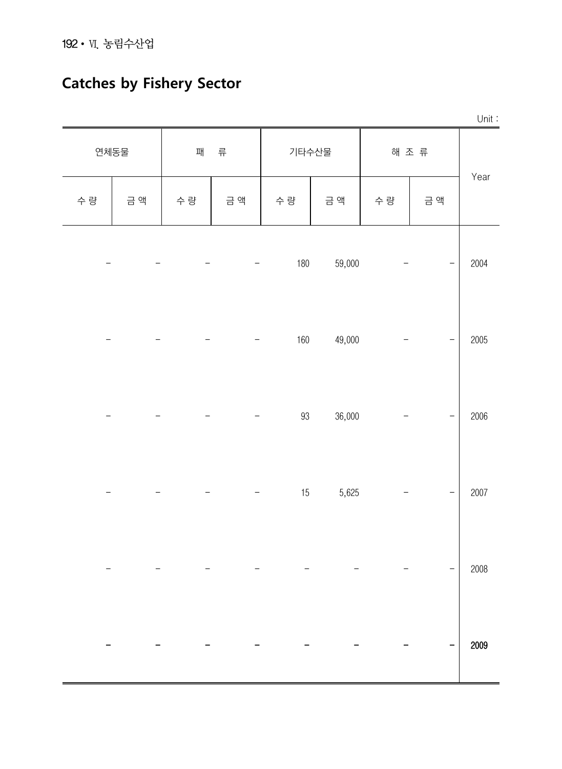# Catches by Fishery Sector

Unit :

| 연체동물 | | 패 류 | | 기타수산물 | | 해 조 류 | | Year |
|---|---|---|---|---|---|---|---|---|
| 수 량 | 금 액 | 수 량 | 금 액 | 수 량 | 금 액 | 수 량 | 금 액 | |
| – | – | – | – | 180 | 59,000 | – | – | 2004 |
| – | – | – | – | 160 | 49,000 | – | – | 2005 |
| – | – | – | – | 93 | 36,000 | – | – | 2006 |
| – | – | – | – | 15 | 5,625 | – | – | 2007 |
| – | – | – | – | – | – | – | – | 2008 |
| **–** | **–** | **–** | **–** | **–** | **–** | **–** | **–** | **2009** |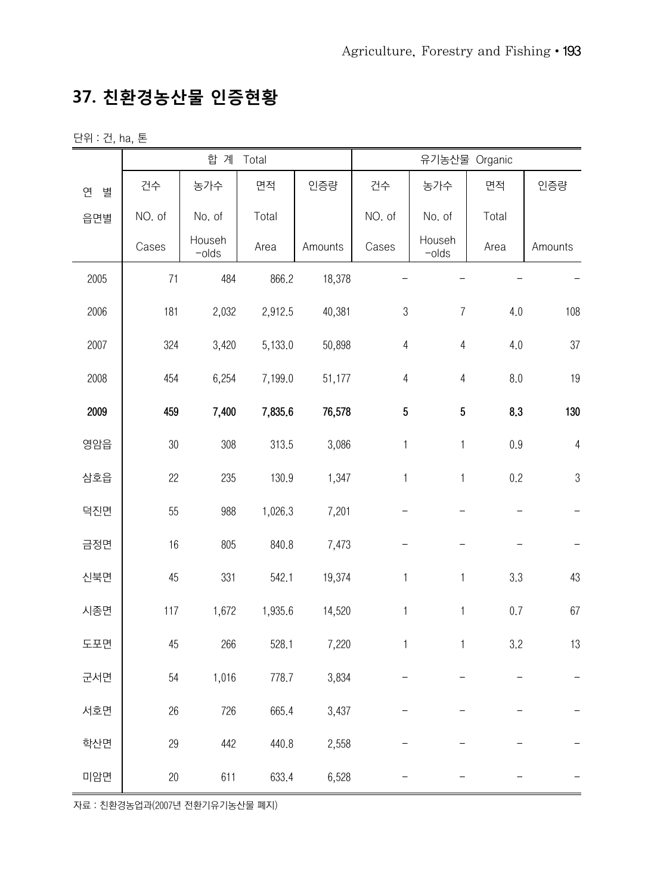## 37. 친환경농산물 인증현황

단위 : 건, ha, 톤

| 연 별<br>읍면별 | 합 계 Total | | | | 유기농산물 Organic | | | |
|---|---|---|---|---|---|---|---|---|
| | 건수<br>NO. of<br>Cases | 농가수<br>No. of<br>Households | 면적<br>Total<br>Area | 인증량<br>Amounts | 건수<br>NO. of<br>Cases | 농가수<br>No. of<br>Households | 면적<br>Total<br>Area | 인증량<br>Amounts |
| 2005 | 71 | 484 | 866.2 | 18,378 | - | - | - | - |
| 2006 | 181 | 2,032 | 2,912.5 | 40,381 | 3 | 7 | 4.0 | 108 |
| 2007 | 324 | 3,420 | 5,133.0 | 50,898 | 4 | 4 | 4.0 | 37 |
| 2008 | 454 | 6,254 | 7,199.0 | 51,177 | 4 | 4 | 8.0 | 19 |
| **2009** | **459** | **7,400** | **7,835.6** | **76,578** | **5** | **5** | **8.3** | **130** |
| 영암읍 | 30 | 308 | 313.5 | 3,086 | 1 | 1 | 0.9 | 4 |
| 삼호읍 | 22 | 235 | 130.9 | 1,347 | 1 | 1 | 0.2 | 3 |
| 덕진면 | 55 | 988 | 1,026.3 | 7,201 | - | - | - | - |
| 금정면 | 16 | 805 | 840.8 | 7,473 | - | - | - | - |
| 신북면 | 45 | 331 | 542.1 | 19,374 | 1 | 1 | 3.3 | 43 |
| 시종면 | 117 | 1,672 | 1,935.6 | 14,520 | 1 | 1 | 0.7 | 67 |
| 도포면 | 45 | 266 | 528.1 | 7,220 | 1 | 1 | 3.2 | 13 |
| 군서면 | 54 | 1,016 | 778.7 | 3,834 | - | - | - | - |
| 서호면 | 26 | 726 | 665.4 | 3,437 | - | - | - | - |
| 학산면 | 29 | 442 | 440.8 | 2,558 | - | - | - | - |
| 미암면 | 20 | 611 | 633.4 | 6,528 | - | - | - | - |

자료 : 친환경농업과(2007년 전환기유기농산물 폐지)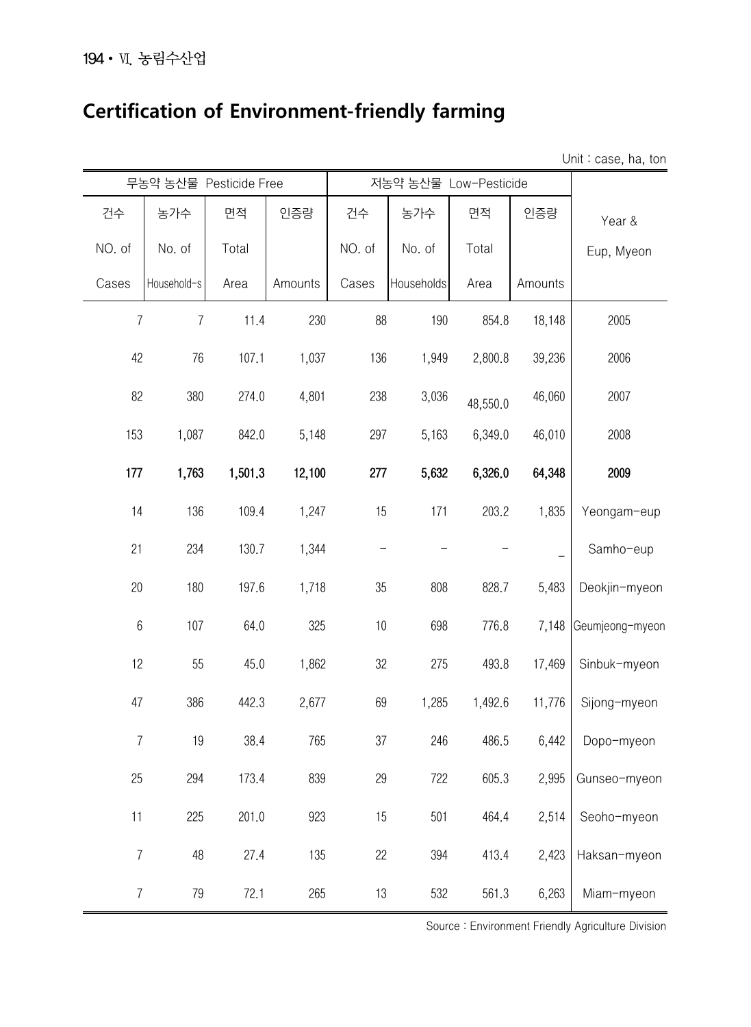# Certification of Environment-friendly farming

Unit : case, ha, ton

| 무농약 농산물 Pesticide Free | | | | 저농약 농산물 Low-Pesticide | | | | Year & Eup, Myeon |
|---|---|---|---|---|---|---|---|---|
| 건수 NO. of Cases | 농가수 No. of Household-s | 면적 Total Area | 인증량 Amounts | 건수 NO. of Cases | 농가수 No. of Households | 면적 Total Area | 인증량 Amounts | |
| 7 | 7 | 11.4 | 230 | 88 | 190 | 854.8 | 18,148 | 2005 |
| 42 | 76 | 107.1 | 1,037 | 136 | 1,949 | 2,800.8 | 39,236 | 2006 |
| 82 | 380 | 274.0 | 4,801 | 238 | 3,036 | 48,550.0 | 46,060 | 2007 |
| 153 | 1,087 | 842.0 | 5,148 | 297 | 5,163 | 6,349.0 | 46,010 | 2008 |
| **177** | **1,763** | **1,501.3** | **12,100** | **277** | **5,632** | **6,326.0** | **64,348** | **2009** |
| 14 | 136 | 109.4 | 1,247 | 15 | 171 | 203.2 | 1,835 | Yeongam-eup |
| 21 | 234 | 130.7 | 1,344 | - | - | - | - | Samho-eup |
| 20 | 180 | 197.6 | 1,718 | 35 | 808 | 828.7 | 5,483 | Deokjin-myeon |
| 6 | 107 | 64.0 | 325 | 10 | 698 | 776.8 | 7,148 | Geumjeong-myeon |
| 12 | 55 | 45.0 | 1,862 | 32 | 275 | 493.8 | 17,469 | Sinbuk-myeon |
| 47 | 386 | 442.3 | 2,677 | 69 | 1,285 | 1,492.6 | 11,776 | Sijong-myeon |
| 7 | 19 | 38.4 | 765 | 37 | 246 | 486.5 | 6,442 | Dopo-myeon |
| 25 | 294 | 173.4 | 839 | 29 | 722 | 605.3 | 2,995 | Gunseo-myeon |
| 11 | 225 | 201.0 | 923 | 15 | 501 | 464.4 | 2,514 | Seoho-myeon |
| 7 | 48 | 27.4 | 135 | 22 | 394 | 413.4 | 2,423 | Haksan-myeon |
| 7 | 79 | 72.1 | 265 | 13 | 532 | 561.3 | 6,263 | Miam-myeon |

Source : Environment Friendly Agriculture Division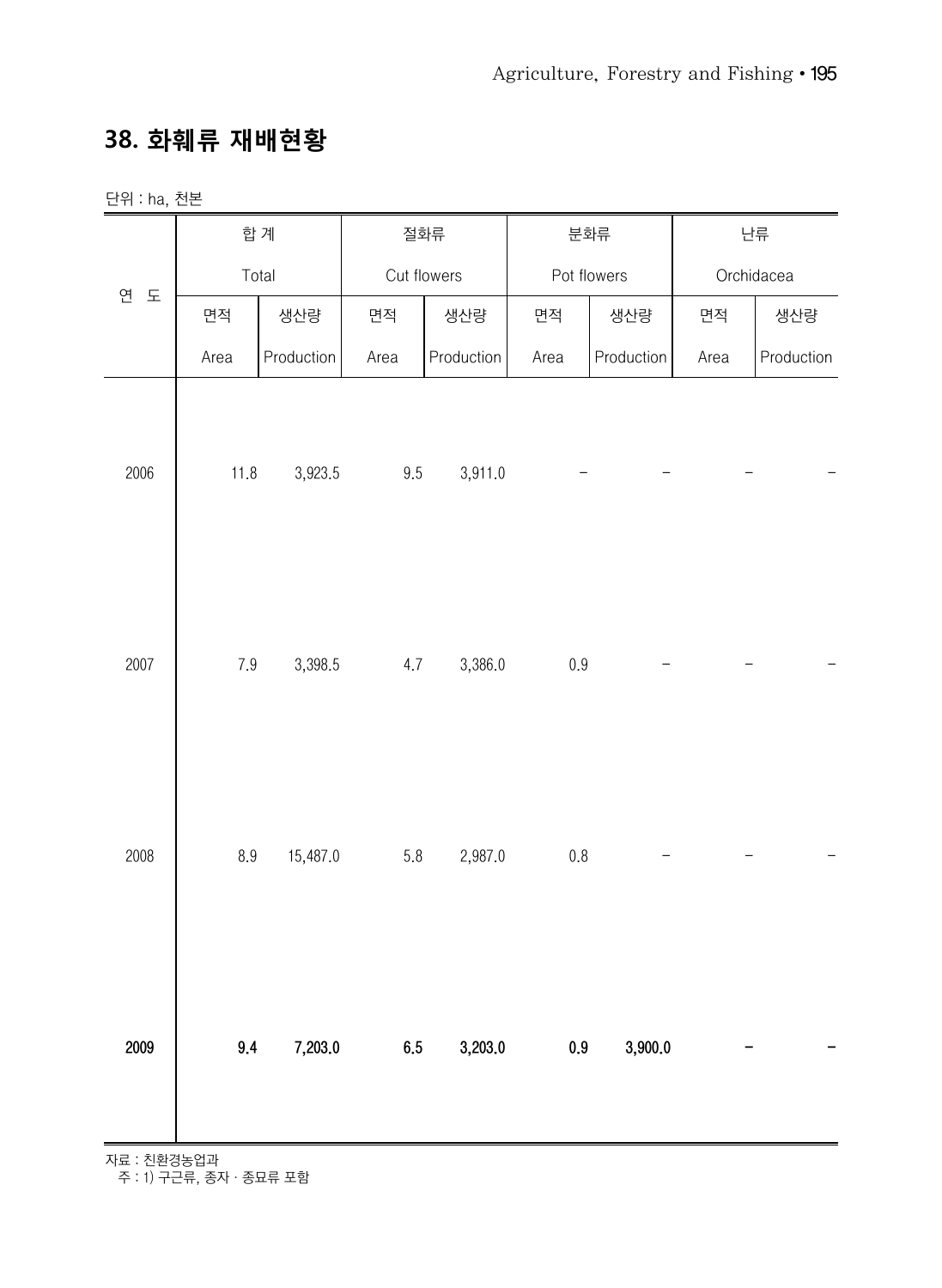## 38. 화훼류 재배현황

단위 : ha, 천본

| 연 도 | 합 계 Total | | 절화류 Cut flowers | | 분화류 Pot flowers | | 난류 Orchidacea | |
|---|---|---|---|---|---|---|---|---|
| | 면적 Area | 생산량 Production | 면적 Area | 생산량 Production | 면적 Area | 생산량 Production | 면적 Area | 생산량 Production |
| 2006 | 11.8 | 3,923.5 | 9.5 | 3,911.0 | - | - | - | - |
| 2007 | 7.9 | 3,398.5 | 4.7 | 3,386.0 | 0.9 | - | - | - |
| 2008 | 8.9 | 15,487.0 | 5.8 | 2,987.0 | 0.8 | - | - | - |
| **2009** | **9.4** | **7,203.0** | **6.5** | **3,203.0** | **0.9** | **3,900.0** | **-** | **-** |

자료 : 친환경농업과
주 : 1) 구근류, 종자 · 종묘류 포함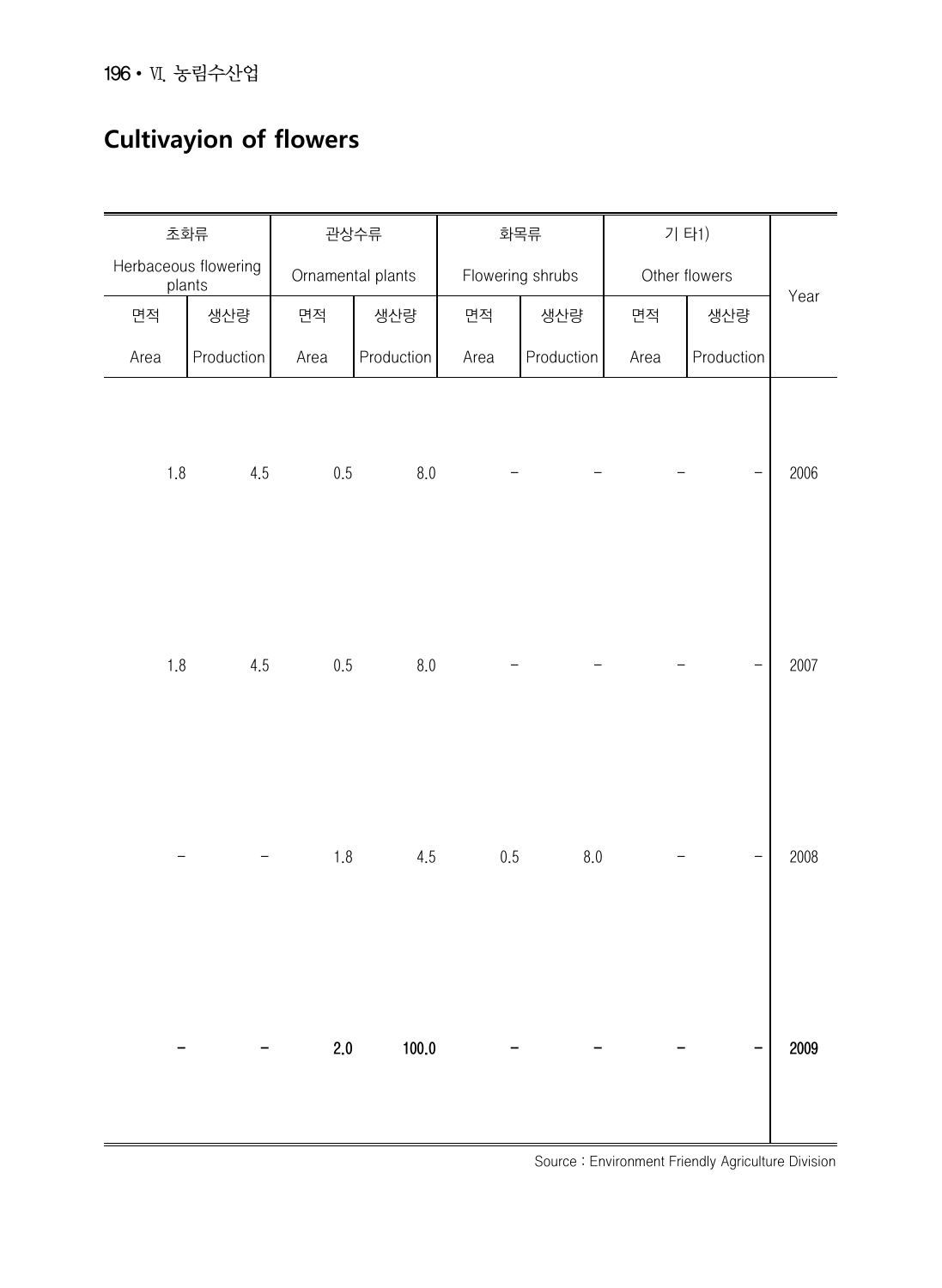## Cultivayion of flowers

| 초화류 Herbaceous flowering plants | | 관상수류 Ornamental plants | | 화목류 Flowering shrubs | | 기 타1) Other flowers | | Year |
|---|---|---|---|---|---|---|---|---|
| 면적 Area | 생산량 Production | 면적 Area | 생산량 Production | 면적 Area | 생산량 Production | 면적 Area | 생산량 Production | |
| 1.8 | 4.5 | 0.5 | 8.0 | - | - | - | - | 2006 |
| 1.8 | 4.5 | 0.5 | 8.0 | - | - | - | - | 2007 |
| - | - | 1.8 | 4.5 | 0.5 | 8.0 | - | - | 2008 |
| **-** | **-** | **2.0** | **100.0** | **-** | **-** | **-** | **-** | **2009** |

Source : Environment Friendly Agriculture Division